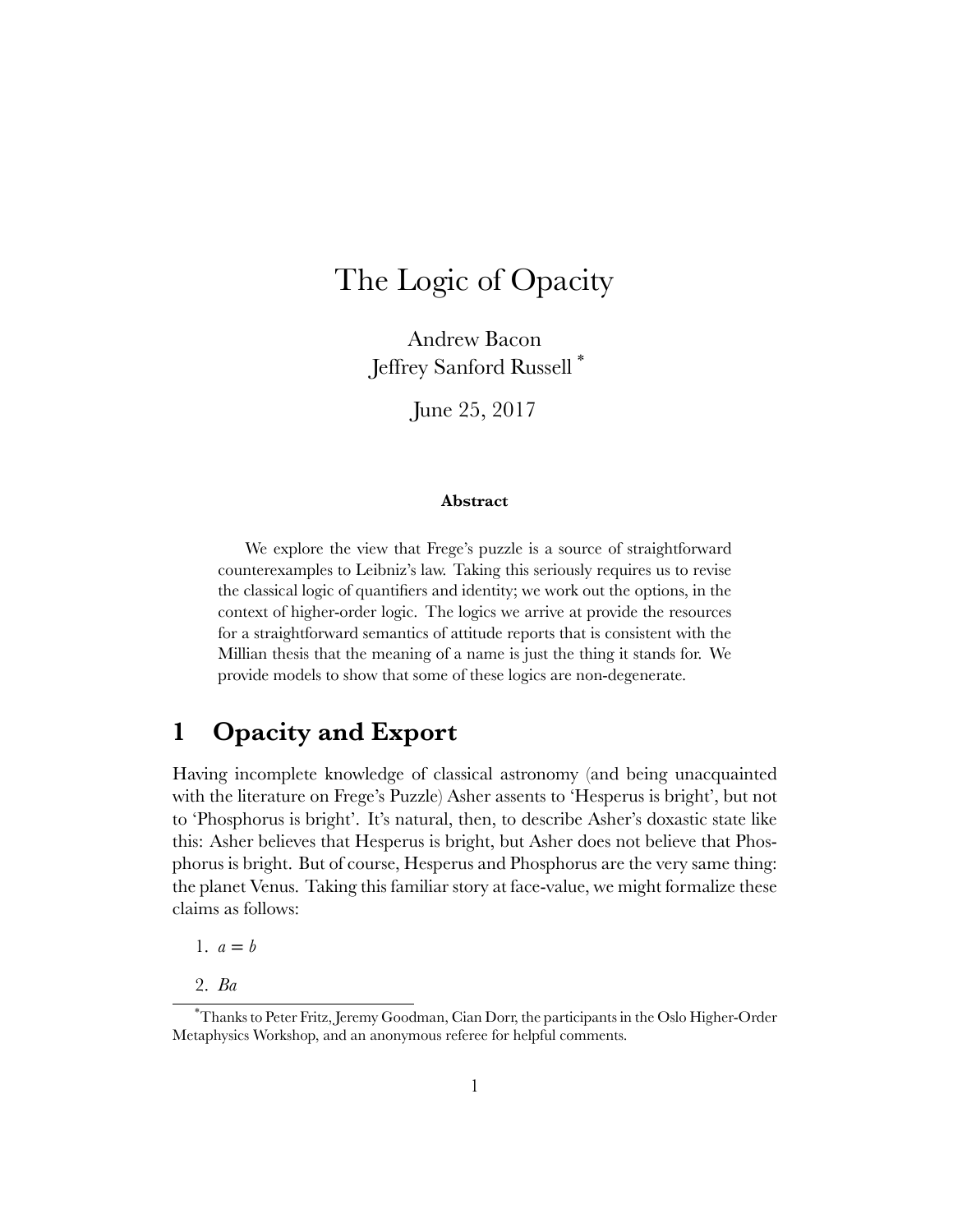# The Logic of Opacity

Andrew Bacon
Jeffrey Sanford Russell [*]

June 25, 2017

**Abstract**

We explore the view that Frege's puzzle is a source of straightforward counterexamples to Leibniz's law. Taking this seriously requires us to revise the classical logic of quantifiers and identity; we work out the options, in the context of higher-order logic. The logics we arrive at provide the resources for a straightforward semantics of attitude reports that is consistent with the Millian thesis that the meaning of a name is just the thing it stands for. We provide models to show that some of these logics are non-degenerate.

## 1 Opacity and Export

Having incomplete knowledge of classical astronomy (and being unacquainted with the literature on Frege's Puzzle) Asher assents to 'Hesperus is bright', but not to 'Phosphorus is bright'. It's natural, then, to describe Asher's doxastic state like this: Asher believes that Hesperus is bright, but Asher does not believe that Phosphorus is bright. But of course, Hesperus and Phosphorus are the very same thing: the planet Venus. Taking this familiar story at face-value, we might formalize these claims as follows:

1. $a = b$

2. $Ba$

[*] Thanks to Peter Fritz, Jeremy Goodman, Cian Dorr, the participants in the Oslo Higher-Order Metaphysics Workshop, and an anonymous referee for helpful comments.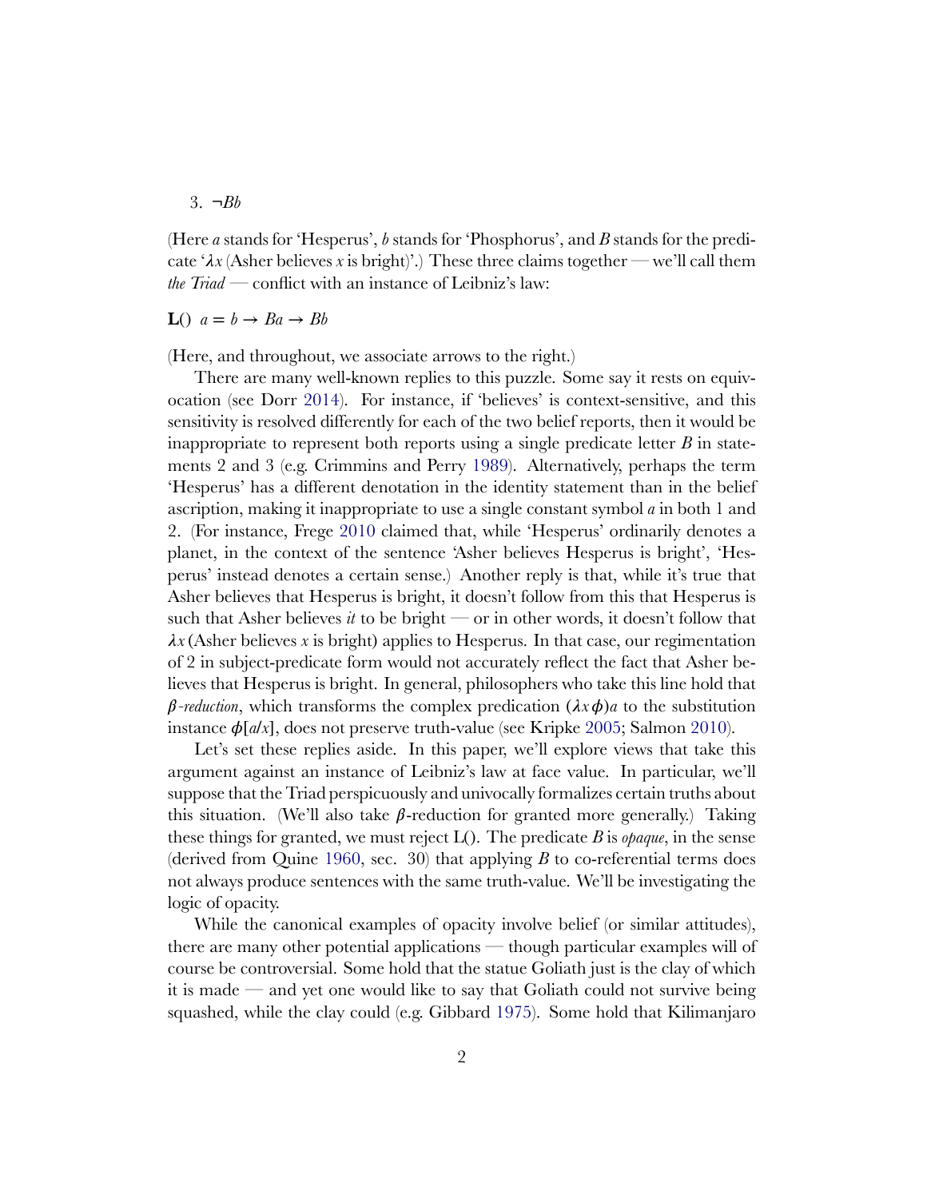3. $\neg Bb$

(Here $a$ stands for 'Hesperus', $b$ stands for 'Phosphorus', and $B$ stands for the predicate '$\lambda x$ (Asher believes $x$ is bright)'.) These three claims together — we'll call them *the Triad* — conflict with an instance of Leibniz's law:

**L**()  $a = b \to Ba \to Bb$

(Here, and throughout, we associate arrows to the right.)

There are many well-known replies to this puzzle. Some say it rests on equivocation (see Dorr 2014). For instance, if 'believes' is context-sensitive, and this sensitivity is resolved differently for each of the two belief reports, then it would be inappropriate to represent both reports using a single predicate letter $B$ in statements 2 and 3 (e.g. Crimmins and Perry 1989). Alternatively, perhaps the term 'Hesperus' has a different denotation in the identity statement than in the belief ascription, making it inappropriate to use a single constant symbol $a$ in both 1 and 2. (For instance, Frege 2010 claimed that, while 'Hesperus' ordinarily denotes a planet, in the context of the sentence 'Asher believes Hesperus is bright', 'Hesperus' instead denotes a certain sense.) Another reply is that, while it's true that Asher believes that Hesperus is bright, it doesn't follow from this that Hesperus is such that Asher believes *it* to be bright — or in other words, it doesn't follow that $\lambda x$ (Asher believes $x$ is bright) applies to Hesperus. In that case, our regimentation of 2 in subject-predicate form would not accurately reflect the fact that Asher believes that Hesperus is bright. In general, philosophers who take this line hold that *β-reduction*, which transforms the complex predication $(\lambda x\, \phi)a$ to the substitution instance $\phi[a/x]$, does not preserve truth-value (see Kripke 2005; Salmon 2010).

Let's set these replies aside. In this paper, we'll explore views that take this argument against an instance of Leibniz's law at face value. In particular, we'll suppose that the Triad perspicuously and univocally formalizes certain truths about this situation. (We'll also take β-reduction for granted more generally.) Taking these things for granted, we must reject L(). The predicate $B$ is *opaque*, in the sense (derived from Quine 1960, sec. 30) that applying $B$ to co-referential terms does not always produce sentences with the same truth-value. We'll be investigating the logic of opacity.

While the canonical examples of opacity involve belief (or similar attitudes), there are many other potential applications — though particular examples will of course be controversial. Some hold that the statue Goliath just is the clay of which it is made — and yet one would like to say that Goliath could not survive being squashed, while the clay could (e.g. Gibbard 1975). Some hold that Kilimanjaro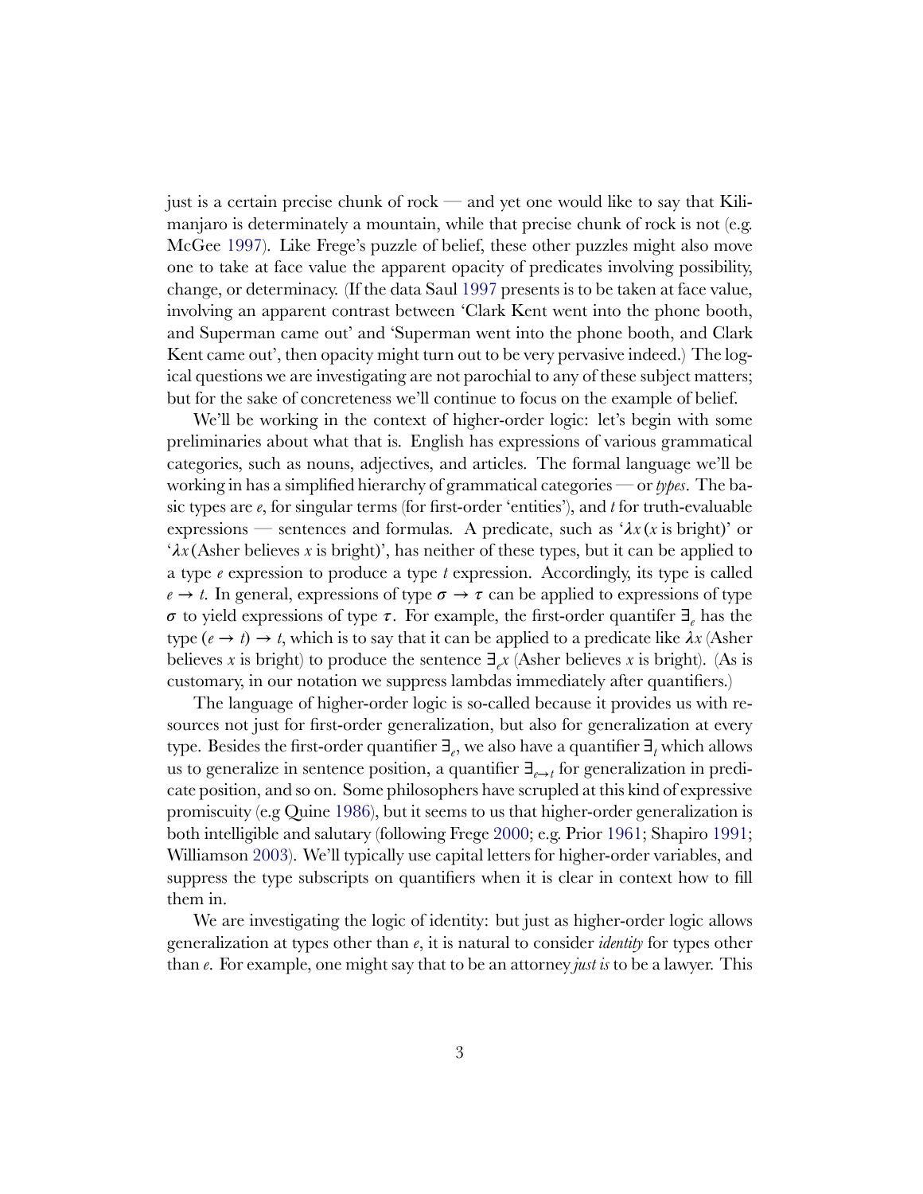just is a certain precise chunk of rock — and yet one would like to say that Kilimanjaro is determinately a mountain, while that precise chunk of rock is not (e.g. McGee 1997). Like Frege's puzzle of belief, these other puzzles might also move one to take at face value the apparent opacity of predicates involving possibility, change, or determinacy. (If the data Saul 1997 presents is to be taken at face value, involving an apparent contrast between 'Clark Kent went into the phone booth, and Superman came out' and 'Superman went into the phone booth, and Clark Kent came out', then opacity might turn out to be very pervasive indeed.) The logical questions we are investigating are not parochial to any of these subject matters; but for the sake of concreteness we'll continue to focus on the example of belief.

We'll be working in the context of higher-order logic: let's begin with some preliminaries about what that is. English has expressions of various grammatical categories, such as nouns, adjectives, and articles. The formal language we'll be working in has a simplified hierarchy of grammatical categories — or *types*. The basic types are $e$, for singular terms (for first-order 'entities'), and $t$ for truth-evaluable expressions — sentences and formulas. A predicate, such as '$\lambda x$ ($x$ is bright)' or '$\lambda x$ (Asher believes $x$ is bright)', has neither of these types, but it can be applied to a type $e$ expression to produce a type $t$ expression. Accordingly, its type is called $e \to t$. In general, expressions of type $\sigma \to \tau$ can be applied to expressions of type $\sigma$ to yield expressions of type $\tau$. For example, the first-order quantifer $\exists_e$ has the type $(e \to t) \to t$, which is to say that it can be applied to a predicate like $\lambda x$ (Asher believes $x$ is bright) to produce the sentence $\exists_e x$ (Asher believes $x$ is bright). (As is customary, in our notation we suppress lambdas immediately after quantifiers.)

The language of higher-order logic is so-called because it provides us with resources not just for first-order generalization, but also for generalization at every type. Besides the first-order quantifier $\exists_e$, we also have a quantifier $\exists_t$ which allows us to generalize in sentence position, a quantifier $\exists_{e \to t}$ for generalization in predicate position, and so on. Some philosophers have scrupled at this kind of expressive promiscuity (e.g Quine 1986), but it seems to us that higher-order generalization is both intelligible and salutary (following Frege 2000; e.g. Prior 1961; Shapiro 1991; Williamson 2003). We'll typically use capital letters for higher-order variables, and suppress the type subscripts on quantifiers when it is clear in context how to fill them in.

We are investigating the logic of identity: but just as higher-order logic allows generalization at types other than $e$, it is natural to consider *identity* for types other than $e$. For example, one might say that to be an attorney *just is* to be a lawyer. This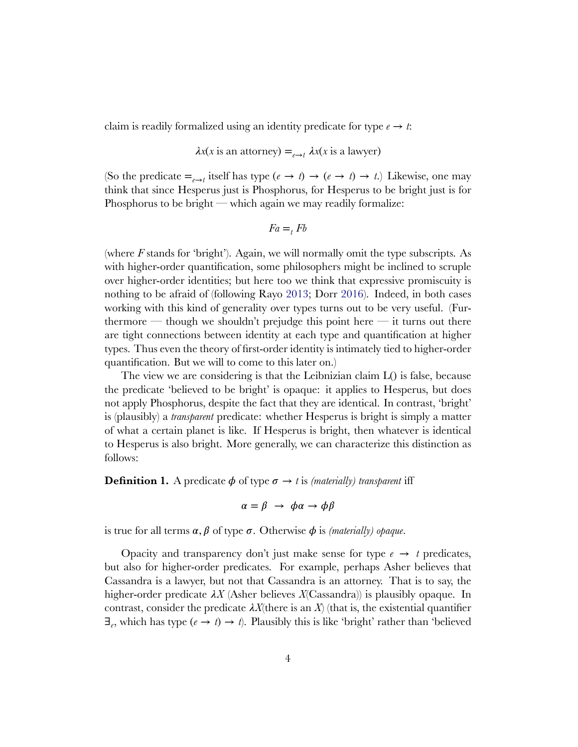claim is readily formalized using an identity predicate for type $e \to t$:

$$\lambda x(x \text{ is an attorney}) =_{e\to t} \lambda x(x \text{ is a lawyer})$$

(So the predicate $=_{e\to t}$ itself has type $(e \to t) \to (e \to t) \to t$.) Likewise, one may think that since Hesperus just is Phosphorus, for Hesperus to be bright just is for Phosphorus to be bright — which again we may readily formalize:

$$Fa =_t Fb$$

(where $F$ stands for 'bright'). Again, we will normally omit the type subscripts. As with higher-order quantification, some philosophers might be inclined to scruple over higher-order identities; but here too we think that expressive promiscuity is nothing to be afraid of (following Rayo 2013; Dorr 2016). Indeed, in both cases working with this kind of generality over types turns out to be very useful. (Furthermore — though we shouldn't prejudge this point here — it turns out there are tight connections between identity at each type and quantification at higher types. Thus even the theory of first-order identity is intimately tied to higher-order quantification. But we will to come to this later on.)

The view we are considering is that the Leibnizian claim L() is false, because the predicate 'believed to be bright' is opaque: it applies to Hesperus, but does not apply Phosphorus, despite the fact that they are identical. In contrast, 'bright' is (plausibly) a *transparent* predicate: whether Hesperus is bright is simply a matter of what a certain planet is like. If Hesperus is bright, then whatever is identical to Hesperus is also bright. More generally, we can characterize this distinction as follows:

**Definition 1.** A predicate $\phi$ of type $\sigma \to t$ is *(materially) transparent* iff

$$\alpha = \beta \;\to\; \phi\alpha \to \phi\beta$$

is true for all terms $\alpha, \beta$ of type $\sigma$. Otherwise $\phi$ is *(materially) opaque*.

Opacity and transparency don't just make sense for type $e \to t$ predicates, but also for higher-order predicates. For example, perhaps Asher believes that Cassandra is a lawyer, but not that Cassandra is an attorney. That is to say, the higher-order predicate $\lambda X$ (Asher believes $X$(Cassandra)) is plausibly opaque. In contrast, consider the predicate $\lambda X$(there is an $X$) (that is, the existential quantifier $\exists_e$, which has type $(e \to t) \to t$). Plausibly this is like 'bright' rather than 'believed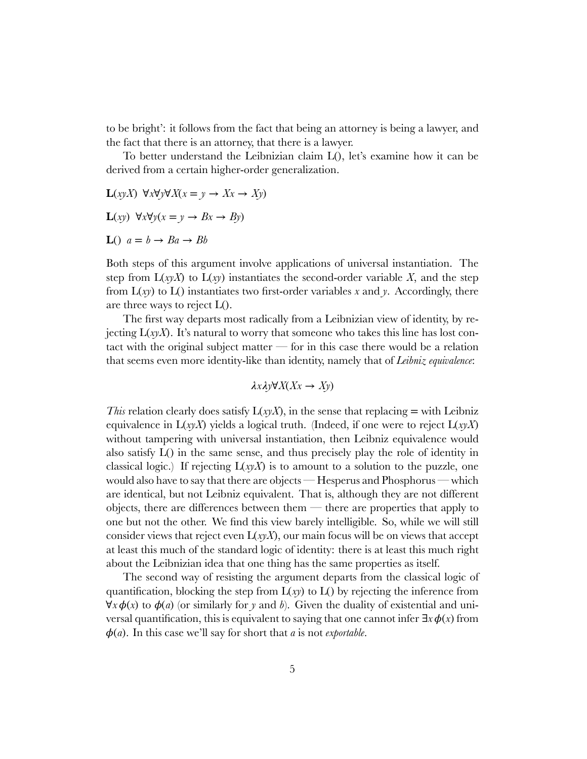to be bright': it follows from the fact that being an attorney is being a lawyer, and the fact that there is an attorney, that there is a lawyer.

To better understand the Leibnizian claim L(), let's examine how it can be derived from a certain higher-order generalization.

**L**($xyX$) $\forall x \forall y \forall X(x = y \to Xx \to Xy)$

**L**($xy$) $\forall x \forall y(x = y \to Bx \to By)$

**L**() $a = b \to Ba \to Bb$

Both steps of this argument involve applications of universal instantiation. The step from L($xyX$) to L($xy$) instantiates the second-order variable $X$, and the step from L($xy$) to L() instantiates two first-order variables $x$ and $y$. Accordingly, there are three ways to reject L().

The first way departs most radically from a Leibnizian view of identity, by rejecting L($xyX$). It's natural to worry that someone who takes this line has lost contact with the original subject matter — for in this case there would be a relation that seems even more identity-like than identity, namely that of *Leibniz equivalence*:

$$\lambda x \lambda y \forall X(Xx \to Xy)$$

*This* relation clearly does satisfy L($xyX$), in the sense that replacing = with Leibniz equivalence in L($xyX$) yields a logical truth. (Indeed, if one were to reject L($xyX$) without tampering with universal instantiation, then Leibniz equivalence would also satisfy L() in the same sense, and thus precisely play the role of identity in classical logic.) If rejecting L($xyX$) is to amount to a solution to the puzzle, one would also have to say that there are objects — Hesperus and Phosphorus — which are identical, but not Leibniz equivalent. That is, although they are not different objects, there are differences between them — there are properties that apply to one but not the other. We find this view barely intelligible. So, while we will still consider views that reject even L($xyX$), our main focus will be on views that accept at least this much of the standard logic of identity: there is at least this much right about the Leibnizian idea that one thing has the same properties as itself.

The second way of resisting the argument departs from the classical logic of quantification, blocking the step from L($xy$) to L() by rejecting the inference from $\forall x\, \phi(x)$ to $\phi(a)$ (or similarly for $y$ and $b$). Given the duality of existential and universal quantification, this is equivalent to saying that one cannot infer $\exists x\, \phi(x)$ from $\phi(a)$. In this case we'll say for short that $a$ is not *exportable*.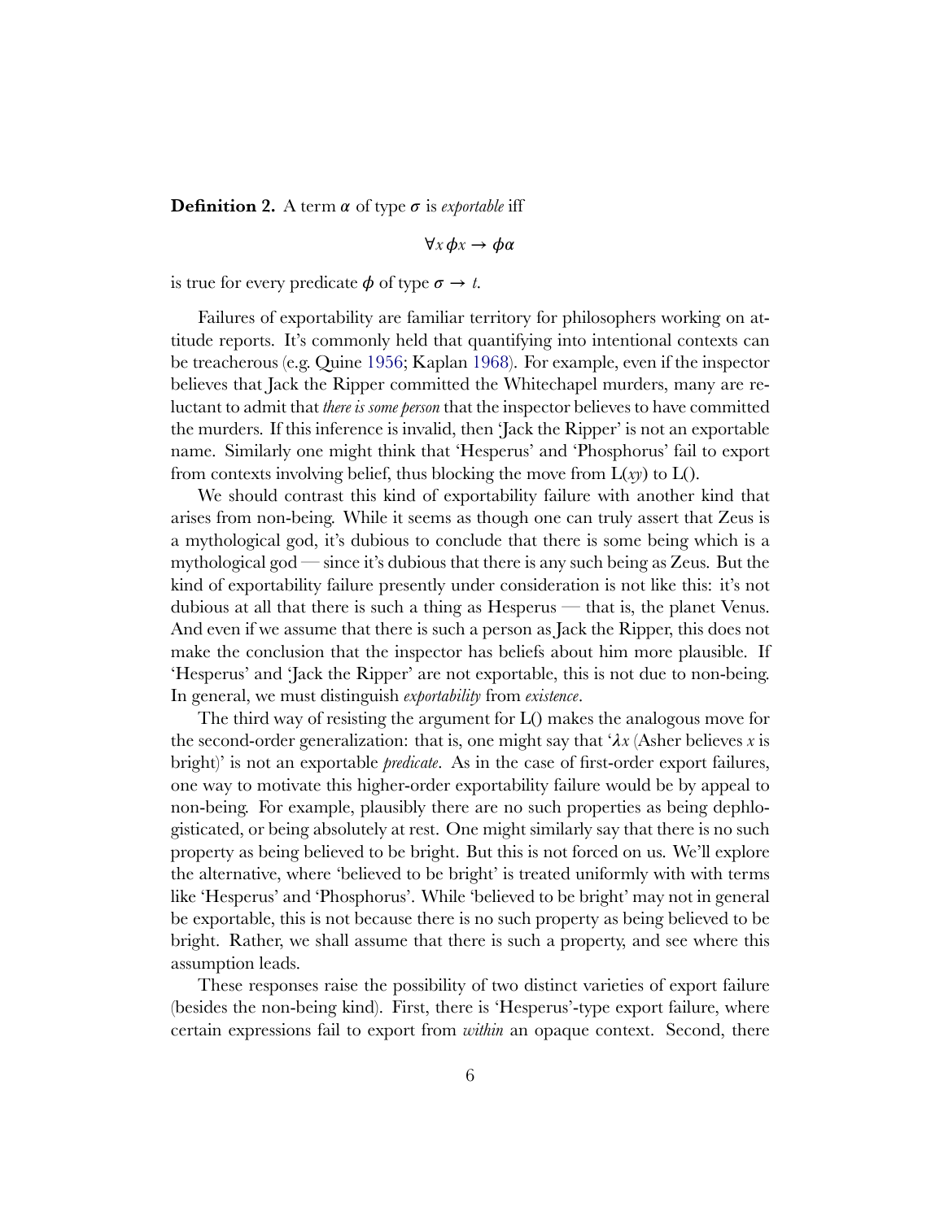**Definition 2.** A term $\alpha$ of type $\sigma$ is *exportable* iff

$$\forall x\, \phi x \to \phi\alpha$$

is true for every predicate $\phi$ of type $\sigma \to t$.

Failures of exportability are familiar territory for philosophers working on attitude reports. It's commonly held that quantifying into intentional contexts can be treacherous (e.g. Quine 1956; Kaplan 1968). For example, even if the inspector believes that Jack the Ripper committed the Whitechapel murders, many are reluctant to admit that *there is some person* that the inspector believes to have committed the murders. If this inference is invalid, then 'Jack the Ripper' is not an exportable name. Similarly one might think that 'Hesperus' and 'Phosphorus' fail to export from contexts involving belief, thus blocking the move from L($xy$) to L().

We should contrast this kind of exportability failure with another kind that arises from non-being. While it seems as though one can truly assert that Zeus is a mythological god, it's dubious to conclude that there is some being which is a mythological god — since it's dubious that there is any such being as Zeus. But the kind of exportability failure presently under consideration is not like this: it's not dubious at all that there is such a thing as Hesperus — that is, the planet Venus. And even if we assume that there is such a person as Jack the Ripper, this does not make the conclusion that the inspector has beliefs about him more plausible. If 'Hesperus' and 'Jack the Ripper' are not exportable, this is not due to non-being. In general, we must distinguish *exportability* from *existence*.

The third way of resisting the argument for L() makes the analogous move for the second-order generalization: that is, one might say that '$\lambda x$ (Asher believes $x$ is bright)' is not an exportable *predicate*. As in the case of first-order export failures, one way to motivate this higher-order exportability failure would be by appeal to non-being. For example, plausibly there are no such properties as being dephlogisticated, or being absolutely at rest. One might similarly say that there is no such property as being believed to be bright. But this is not forced on us. We'll explore the alternative, where 'believed to be bright' is treated uniformly with with terms like 'Hesperus' and 'Phosphorus'. While 'believed to be bright' may not in general be exportable, this is not because there is no such property as being believed to be bright. Rather, we shall assume that there is such a property, and see where this assumption leads.

These responses raise the possibility of two distinct varieties of export failure (besides the non-being kind). First, there is 'Hesperus'-type export failure, where certain expressions fail to export from *within* an opaque context. Second, there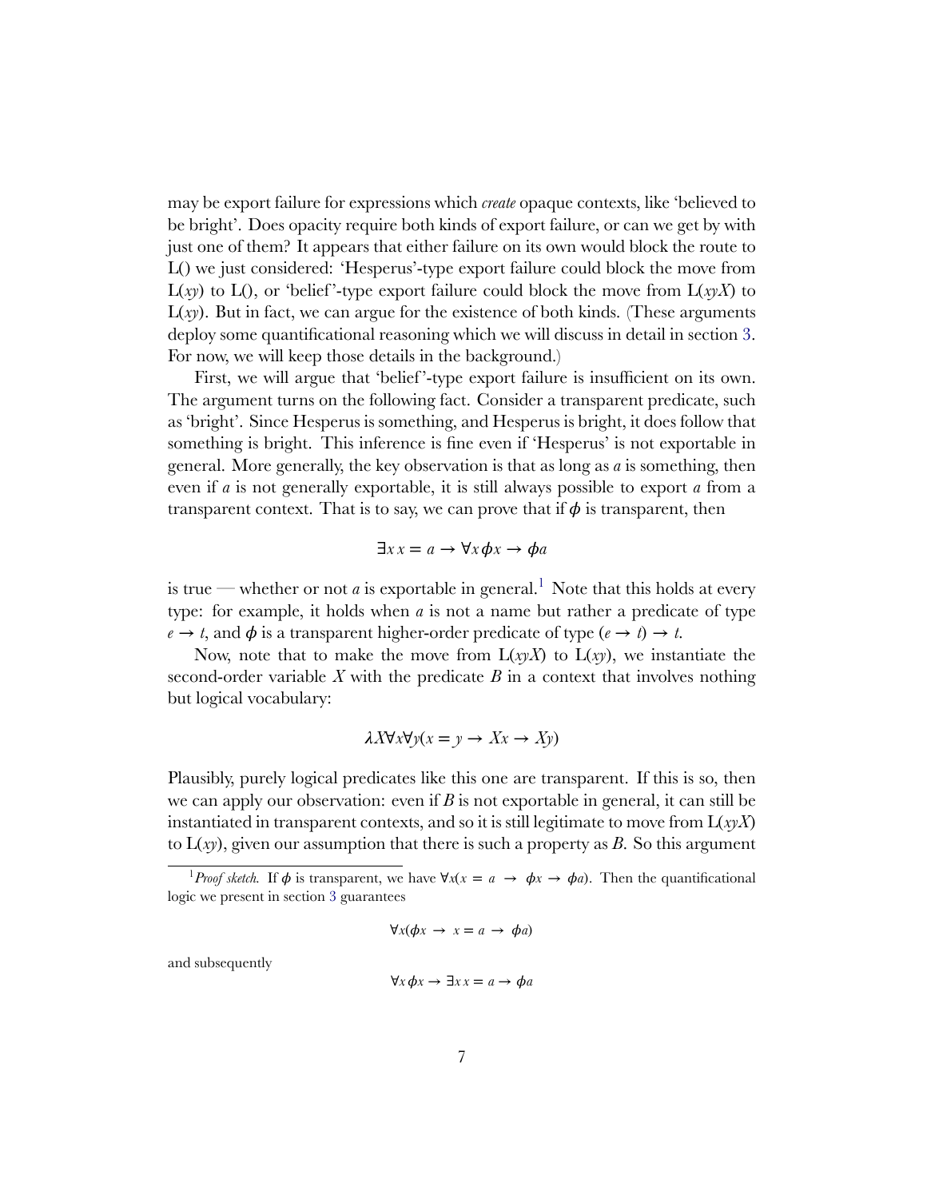may be export failure for expressions which *create* opaque contexts, like 'believed to be bright'. Does opacity require both kinds of export failure, or can we get by with just one of them? It appears that either failure on its own would block the route to L() we just considered: 'Hesperus'-type export failure could block the move from L($xy$) to L(), or 'belief'-type export failure could block the move from L($xyX$) to L($xy$). But in fact, we can argue for the existence of both kinds. (These arguments deploy some quantificational reasoning which we will discuss in detail in section 3. For now, we will keep those details in the background.)

First, we will argue that 'belief'-type export failure is insufficient on its own. The argument turns on the following fact. Consider a transparent predicate, such as 'bright'. Since Hesperus is something, and Hesperus is bright, it does follow that something is bright. This inference is fine even if 'Hesperus' is not exportable in general. More generally, the key observation is that as long as $a$ is something, then even if $a$ is not generally exportable, it is still always possible to export $a$ from a transparent context. That is to say, we can prove that if $\phi$ is transparent, then

$$\exists x\, x = a \to \forall x\, \phi x \to \phi a$$

is true — whether or not $a$ is exportable in general.[1] Note that this holds at every type: for example, it holds when $a$ is not a name but rather a predicate of type $e \to t$, and $\phi$ is a transparent higher-order predicate of type $(e \to t) \to t$.

Now, note that to make the move from L($xyX$) to L($xy$), we instantiate the second-order variable $X$ with the predicate $B$ in a context that involves nothing but logical vocabulary:

$$\lambda X \forall x \forall y (x = y \to Xx \to Xy)$$

Plausibly, purely logical predicates like this one are transparent. If this is so, then we can apply our observation: even if $B$ is not exportable in general, it can still be instantiated in transparent contexts, and so it is still legitimate to move from L($xyX$) to L($xy$), given our assumption that there is such a property as $B$. So this argument

[1] *Proof sketch.* If $\phi$ is transparent, we have $\forall x(x = a \to \phi x \to \phi a)$. Then the quantificational logic we present in section 3 guarantees

$$\forall x(\phi x \to x = a \to \phi a)$$

and subsequently

$$\forall x\, \phi x \to \exists x\, x = a \to \phi a$$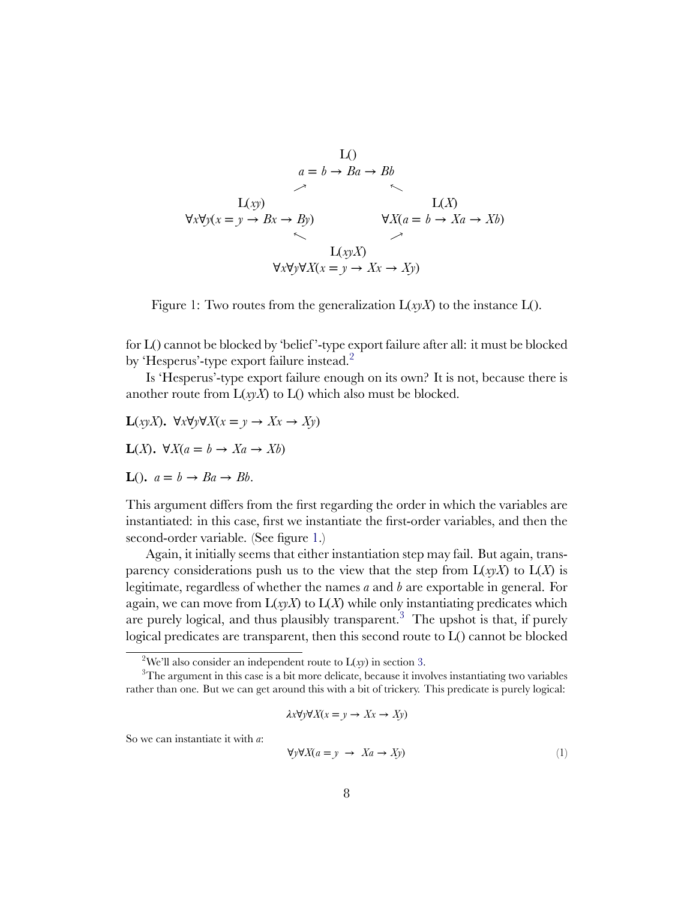$$\begin{array}{ccc} & \text{L()} & \\ & a = b \to Ba \to Bb & \\ \nearrow & & \nwarrow \\ \text{L}(xy) & & \text{L}(X) \\ \forall x \forall y (x = y \to Bx \to By) & & \forall X (a = b \to Xa \to Xb) \\ \nwarrow & & \nearrow \\ & \text{L}(xyX) & \\ & \forall x \forall y \forall X (x = y \to Xx \to Xy) & \end{array}$$

Figure 1: Two routes from the generalization L($xyX$) to the instance L().

for L() cannot be blocked by 'belief'-type export failure after all: it must be blocked by 'Hesperus'-type export failure instead.[2]

Is 'Hesperus'-type export failure enough on its own? It is not, because there is another route from L($xyX$) to L() which also must be blocked.

**L($xyX$).** $\forall x \forall y \forall X(x = y \to Xx \to Xy)$

**L($X$).** $\forall X(a = b \to Xa \to Xb)$

**L().** $a = b \to Ba \to Bb$.

This argument differs from the first regarding the order in which the variables are instantiated: in this case, first we instantiate the first-order variables, and then the second-order variable. (See figure 1.)

Again, it initially seems that either instantiation step may fail. But again, transparency considerations push us to the view that the step from L($xyX$) to L($X$) is legitimate, regardless of whether the names $a$ and $b$ are exportable in general. For again, we can move from L($xyX$) to L($X$) while only instantiating predicates which are purely logical, and thus plausibly transparent.[3] The upshot is that, if purely logical predicates are transparent, then this second route to L() cannot be blocked

---

[2] We'll also consider an independent route to L($xy$) in section 3.

[3] The argument in this case is a bit more delicate, because it involves instantiating two variables rather than one. But we can get around this with a bit of trickery. This predicate is purely logical:

$$\lambda x \forall y \forall X(x = y \to Xx \to Xy)$$

So we can instantiate it with $a$:

$$\forall y \forall X(a = y \ \to \ Xa \to Xy) \tag{1}$$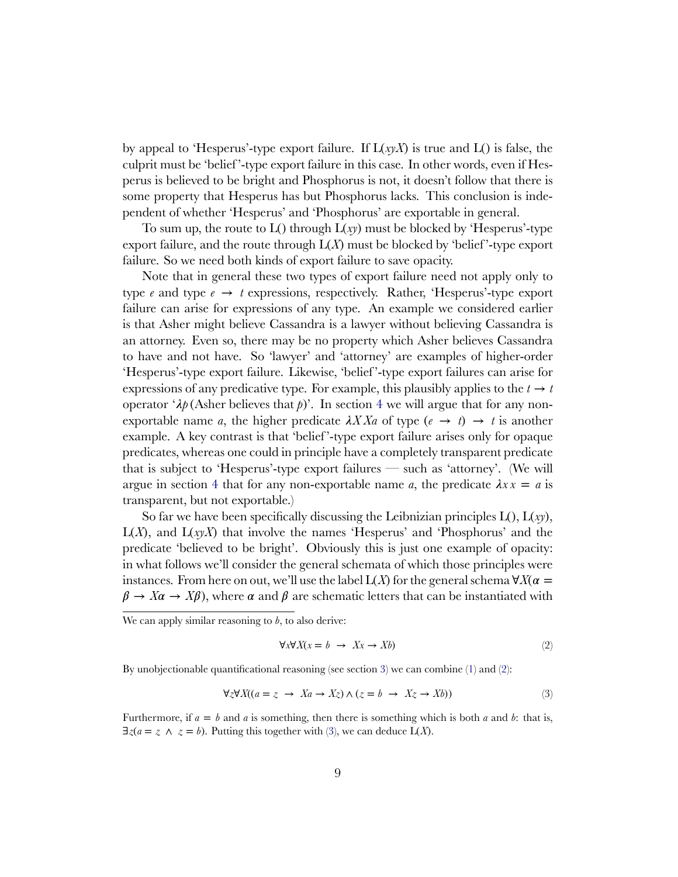by appeal to 'Hesperus'-type export failure. If L($xyX$) is true and L() is false, the culprit must be 'belief'-type export failure in this case. In other words, even if Hesperus is believed to be bright and Phosphorus is not, it doesn't follow that there is some property that Hesperus has but Phosphorus lacks. This conclusion is independent of whether 'Hesperus' and 'Phosphorus' are exportable in general.

To sum up, the route to L() through L($xy$) must be blocked by 'Hesperus'-type export failure, and the route through L($X$) must be blocked by 'belief'-type export failure. So we need both kinds of export failure to save opacity.

Note that in general these two types of export failure need not apply only to type $e$ and type $e \to t$ expressions, respectively. Rather, 'Hesperus'-type export failure can arise for expressions of any type. An example we considered earlier is that Asher might believe Cassandra is a lawyer without believing Cassandra is an attorney. Even so, there may be no property which Asher believes Cassandra to have and not have. So 'lawyer' and 'attorney' are examples of higher-order 'Hesperus'-type export failure. Likewise, 'belief'-type export failures can arise for expressions of any predicative type. For example, this plausibly applies to the $t \to t$ operator '$\lambda p$ (Asher believes that $p$)'. In section 4 we will argue that for any non-exportable name $a$, the higher predicate $\lambda X\, Xa$ of type $(e \to t) \to t$ is another example. A key contrast is that 'belief'-type export failure arises only for opaque predicates, whereas one could in principle have a completely transparent predicate that is subject to 'Hesperus'-type export failures — such as 'attorney'. (We will argue in section 4 that for any non-exportable name $a$, the predicate $\lambda x\, x = a$ is transparent, but not exportable.)

So far we have been specifically discussing the Leibnizian principles L(), L($xy$), L($X$), and L($xyX$) that involve the names 'Hesperus' and 'Phosphorus' and the predicate 'believed to be bright'. Obviously this is just one example of opacity: in what follows we'll consider the general schemata of which those principles were instances. From here on out, we'll use the label L($X$) for the general schema $\forall X(\alpha = \beta \to X\alpha \to X\beta)$, where $\alpha$ and $\beta$ are schematic letters that can be instantiated with

---

We can apply similar reasoning to $b$, to also derive:

$$\forall x \forall X(x = b \;\to\; Xx \to Xb) \tag{2}$$

By unobjectionable quantificational reasoning (see section 3) we can combine (1) and (2):

$$\forall z \forall X((a = z \;\to\; Xa \to Xz) \wedge (z = b \;\to\; Xz \to Xb)) \tag{3}$$

Furthermore, if $a = b$ and $a$ is something, then there is something which is both $a$ and $b$: that is, $\exists z(a = z \;\wedge\; z = b)$. Putting this together with (3), we can deduce L($X$).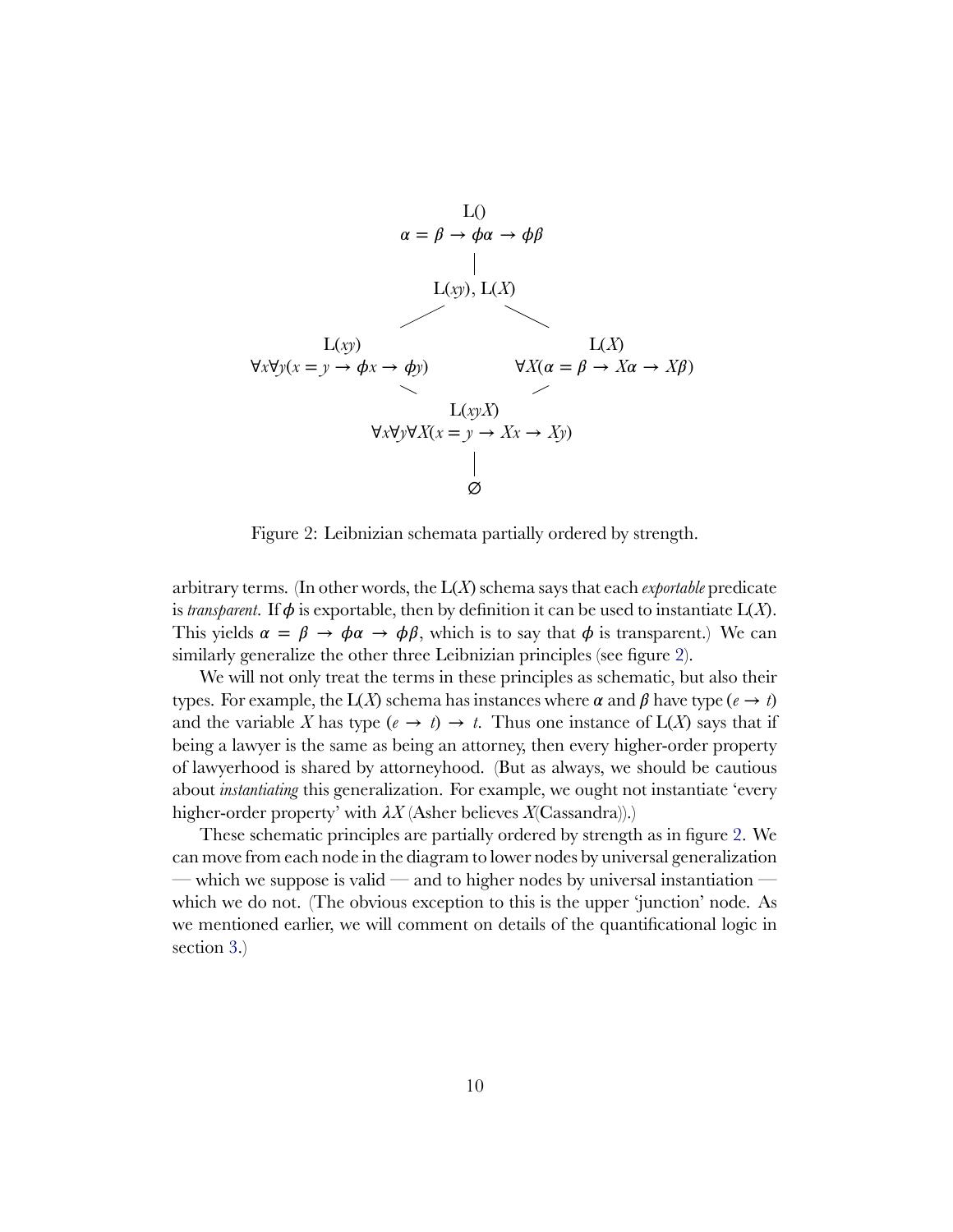L()

$\alpha = \beta \to \phi\alpha \to \phi\beta$

L($xy$), L($X$)

L($xy$)

$\forall x \forall y(x = y \to \phi x \to \phi y)$

L($X$)

$\forall X(\alpha = \beta \to X\alpha \to X\beta)$

L($xyX$)

$\forall x \forall y \forall X(x = y \to Xx \to Xy)$

$\varnothing$

Figure 2: Leibnizian schemata partially ordered by strength.

arbitrary terms. (In other words, the L($X$) schema says that each *exportable* predicate is *transparent*. If $\phi$ is exportable, then by definition it can be used to instantiate L($X$). This yields $\alpha = \beta \to \phi\alpha \to \phi\beta$, which is to say that $\phi$ is transparent.) We can similarly generalize the other three Leibnizian principles (see figure 2).

We will not only treat the terms in these principles as schematic, but also their types. For example, the L($X$) schema has instances where $\alpha$ and $\beta$ have type $(e \to t)$ and the variable $X$ has type $(e \to t) \to t$. Thus one instance of L($X$) says that if being a lawyer is the same as being an attorney, then every higher-order property of lawyerhood is shared by attorneyhood. (But as always, we should be cautious about *instantiating* this generalization. For example, we ought not instantiate 'every higher-order property' with $\lambda X$ (Asher believes $X$(Cassandra)).)

These schematic principles are partially ordered by strength as in figure 2. We can move from each node in the diagram to lower nodes by universal generalization — which we suppose is valid — and to higher nodes by universal instantiation — which we do not. (The obvious exception to this is the upper 'junction' node. As we mentioned earlier, we will comment on details of the quantificational logic in section 3.)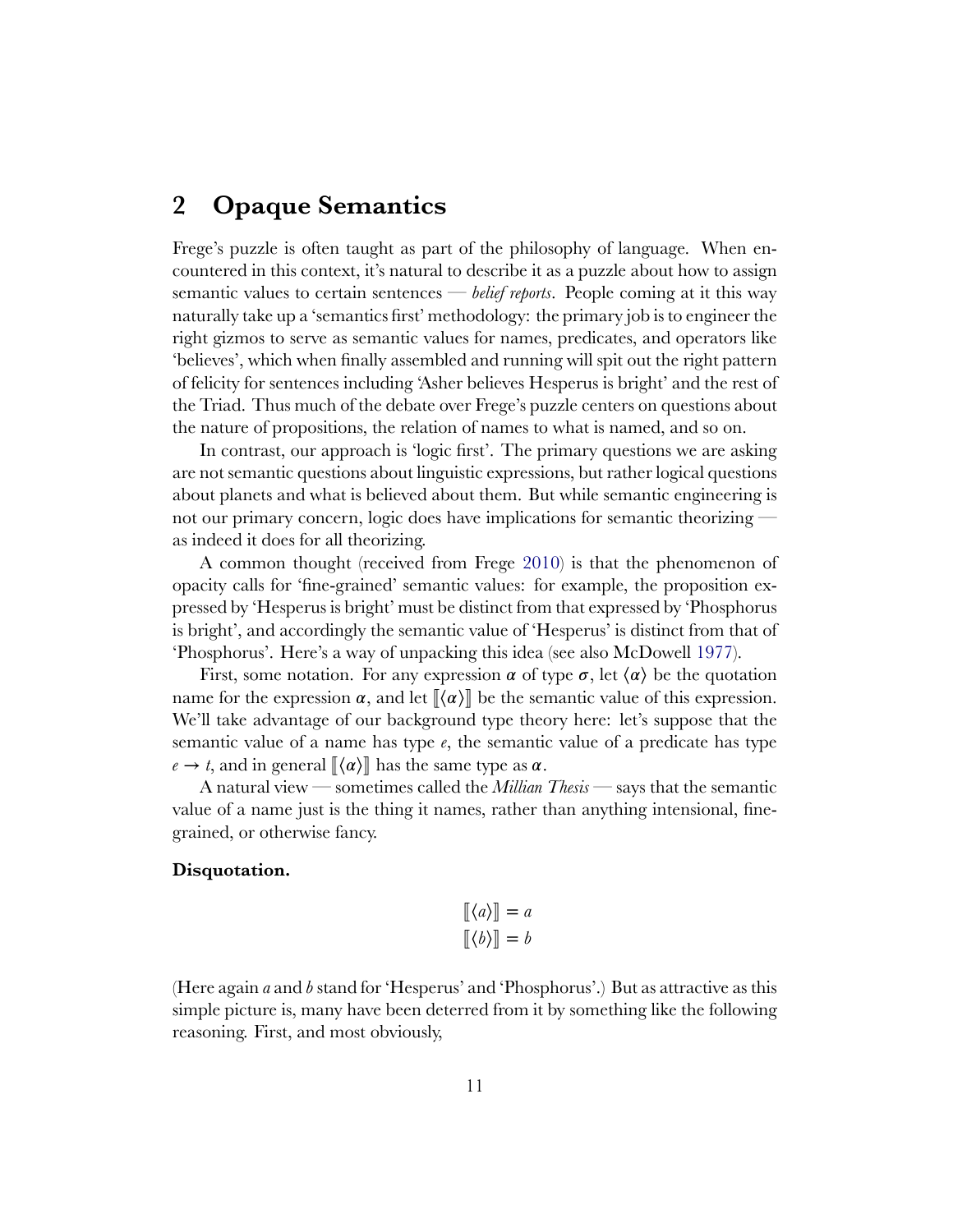## 2 Opaque Semantics

Frege's puzzle is often taught as part of the philosophy of language. When encountered in this context, it's natural to describe it as a puzzle about how to assign semantic values to certain sentences — *belief reports*. People coming at it this way naturally take up a 'semantics first' methodology: the primary job is to engineer the right gizmos to serve as semantic values for names, predicates, and operators like 'believes', which when finally assembled and running will spit out the right pattern of felicity for sentences including 'Asher believes Hesperus is bright' and the rest of the Triad. Thus much of the debate over Frege's puzzle centers on questions about the nature of propositions, the relation of names to what is named, and so on.

In contrast, our approach is 'logic first'. The primary questions we are asking are not semantic questions about linguistic expressions, but rather logical questions about planets and what is believed about them. But while semantic engineering is not our primary concern, logic does have implications for semantic theorizing — as indeed it does for all theorizing.

A common thought (received from Frege 2010) is that the phenomenon of opacity calls for 'fine-grained' semantic values: for example, the proposition expressed by 'Hesperus is bright' must be distinct from that expressed by 'Phosphorus is bright', and accordingly the semantic value of 'Hesperus' is distinct from that of 'Phosphorus'. Here's a way of unpacking this idea (see also McDowell 1977).

First, some notation. For any expression $\alpha$ of type $\sigma$, let $\langle\alpha\rangle$ be the quotation name for the expression $\alpha$, and let $[\![\langle\alpha\rangle]\!]$ be the semantic value of this expression. We'll take advantage of our background type theory here: let's suppose that the semantic value of a name has type $e$, the semantic value of a predicate has type $e \to t$, and in general $[\![\langle\alpha\rangle]\!]$ has the same type as $\alpha$.

A natural view — sometimes called the *Millian Thesis* — says that the semantic value of a name just is the thing it names, rather than anything intensional, fine-grained, or otherwise fancy.

**Disquotation.**

$$[\![\langle a\rangle]\!] = a$$
$$[\![\langle b\rangle]\!] = b$$

(Here again $a$ and $b$ stand for 'Hesperus' and 'Phosphorus'.) But as attractive as this simple picture is, many have been deterred from it by something like the following reasoning. First, and most obviously,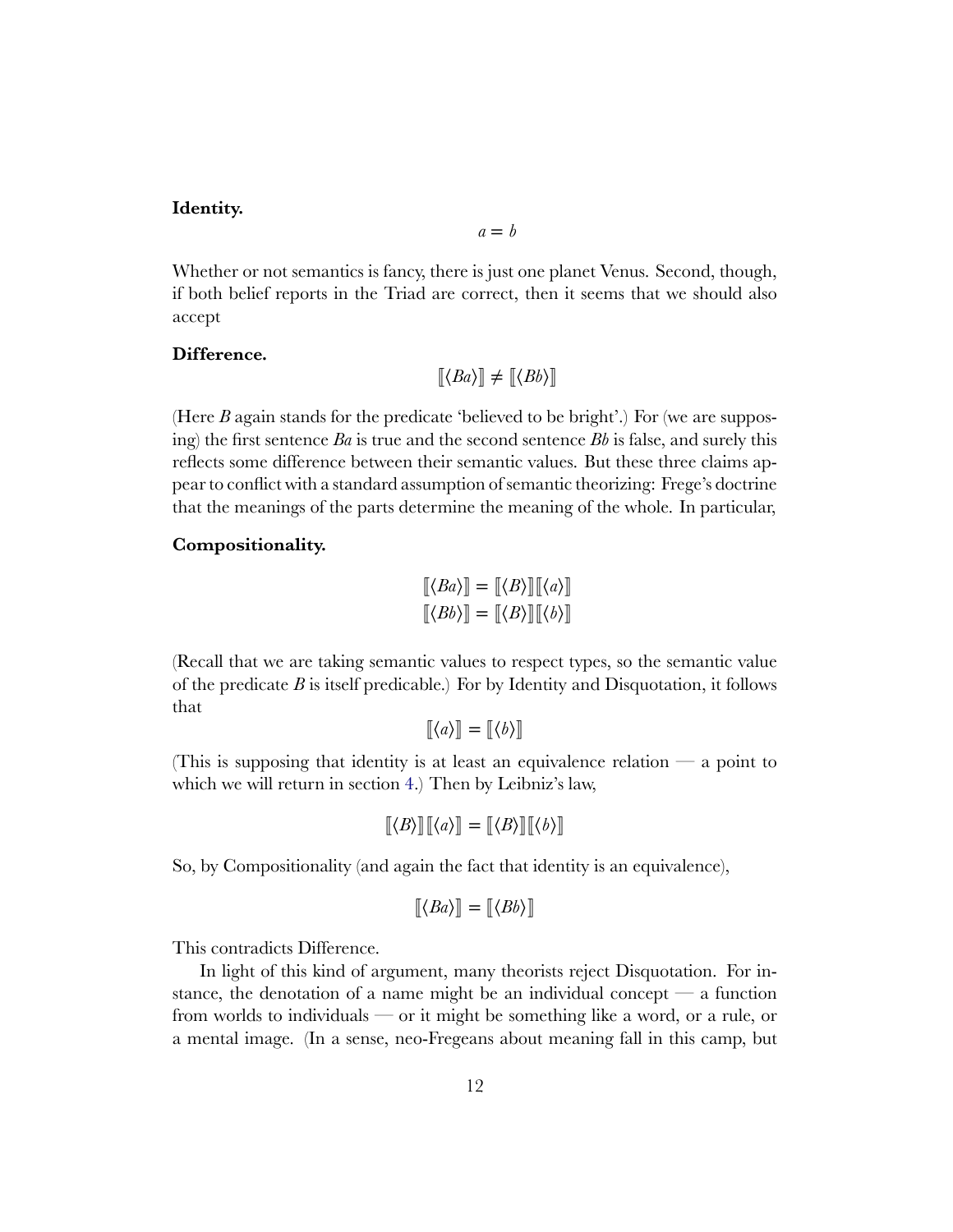**Identity.**

$$a = b$$

Whether or not semantics is fancy, there is just one planet Venus. Second, though, if both belief reports in the Triad are correct, then it seems that we should also accept

**Difference.**

$$[\![\langle Ba \rangle]\!] \neq [\![\langle Bb \rangle]\!]$$

(Here $B$ again stands for the predicate 'believed to be bright'.) For (we are supposing) the first sentence $Ba$ is true and the second sentence $Bb$ is false, and surely this reflects some difference between their semantic values. But these three claims appear to conflict with a standard assumption of semantic theorizing: Frege's doctrine that the meanings of the parts determine the meaning of the whole. In particular,

**Compositionality.**

$$[\![\langle Ba \rangle]\!] = [\![\langle B \rangle]\!][\![\langle a \rangle]\!]$$
$$[\![\langle Bb \rangle]\!] = [\![\langle B \rangle]\!][\![\langle b \rangle]\!]$$

(Recall that we are taking semantic values to respect types, so the semantic value of the predicate $B$ is itself predicable.) For by Identity and Disquotation, it follows that

$$[\![\langle a \rangle]\!] = [\![\langle b \rangle]\!]$$

(This is supposing that identity is at least an equivalence relation — a point to which we will return in section 4.) Then by Leibniz's law,

$$[\![\langle B \rangle]\!][\![\langle a \rangle]\!] = [\![\langle B \rangle]\!][\![\langle b \rangle]\!]$$

So, by Compositionality (and again the fact that identity is an equivalence),

$$[\![\langle Ba \rangle]\!] = [\![\langle Bb \rangle]\!]$$

This contradicts Difference.

In light of this kind of argument, many theorists reject Disquotation. For instance, the denotation of a name might be an individual concept — a function from worlds to individuals — or it might be something like a word, or a rule, or a mental image. (In a sense, neo-Fregeans about meaning fall in this camp, but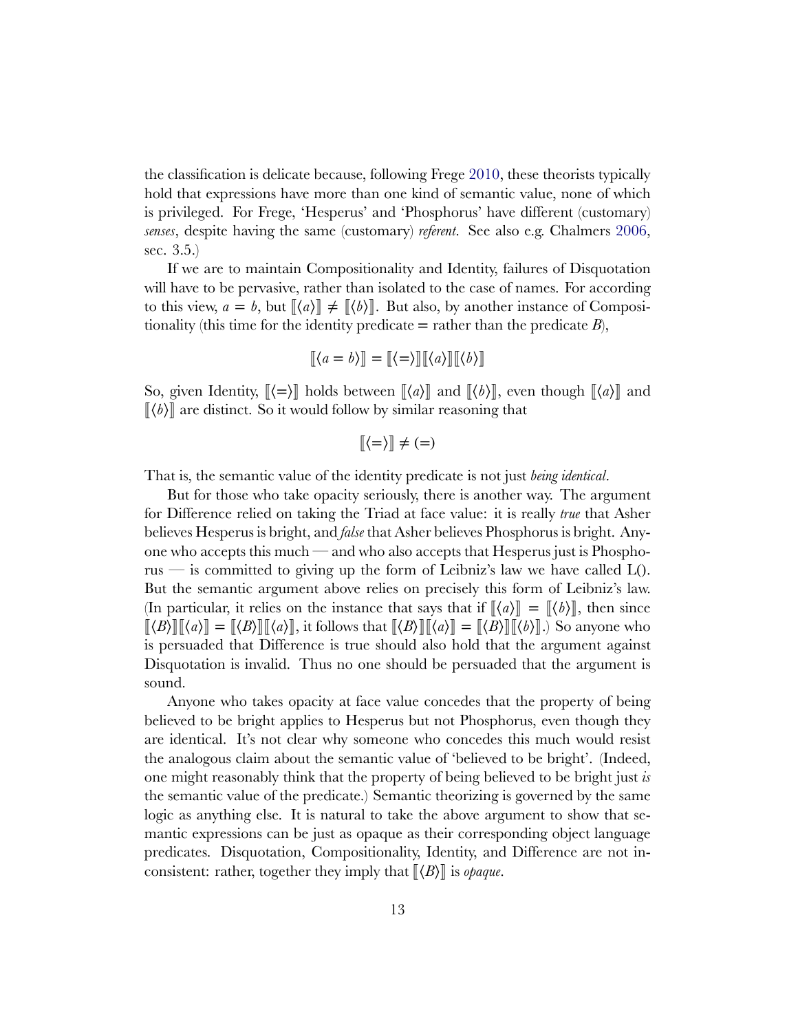the classification is delicate because, following Frege 2010, these theorists typically hold that expressions have more than one kind of semantic value, none of which is privileged. For Frege, 'Hesperus' and 'Phosphorus' have different (customary) *senses*, despite having the same (customary) *referent*. See also e.g. Chalmers 2006, sec. 3.5.)

If we are to maintain Compositionality and Identity, failures of Disquotation will have to be pervasive, rather than isolated to the case of names. For according to this view, $a = b$, but $[\![\langle a \rangle]\!] \neq [\![\langle b \rangle]\!]$. But also, by another instance of Compositionality (this time for the identity predicate $=$ rather than the predicate $B$),

$$[\![\langle a = b \rangle]\!] = [\![\langle = \rangle]\!][\![\langle a \rangle]\!][\![\langle b \rangle]\!]$$

So, given Identity, $[\![\langle = \rangle]\!]$ holds between $[\![\langle a \rangle]\!]$ and $[\![\langle b \rangle]\!]$, even though $[\![\langle a \rangle]\!]$ and $[\![\langle b \rangle]\!]$ are distinct. So it would follow by similar reasoning that

$$[\![\langle = \rangle]\!] \neq (=)$$

That is, the semantic value of the identity predicate is not just *being identical*.

But for those who take opacity seriously, there is another way. The argument for Difference relied on taking the Triad at face value: it is really *true* that Asher believes Hesperus is bright, and *false* that Asher believes Phosphorus is bright. Anyone who accepts this much — and who also accepts that Hesperus just is Phosphorus — is committed to giving up the form of Leibniz's law we have called L(). But the semantic argument above relies on precisely this form of Leibniz's law. (In particular, it relies on the instance that says that if $[\![\langle a \rangle]\!] = [\![\langle b \rangle]\!]$, then since $[\![\langle B \rangle]\!][\![\langle a \rangle]\!] = [\![\langle B \rangle]\!][\![\langle a \rangle]\!]$, it follows that $[\![\langle B \rangle]\!][\![\langle a \rangle]\!] = [\![\langle B \rangle]\!][\![\langle b \rangle]\!]$.) So anyone who is persuaded that Difference is true should also hold that the argument against Disquotation is invalid. Thus no one should be persuaded that the argument is sound.

Anyone who takes opacity at face value concedes that the property of being believed to be bright applies to Hesperus but not Phosphorus, even though they are identical. It's not clear why someone who concedes this much would resist the analogous claim about the semantic value of 'believed to be bright'. (Indeed, one might reasonably think that the property of being believed to be bright just *is* the semantic value of the predicate.) Semantic theorizing is governed by the same logic as anything else. It is natural to take the above argument to show that semantic expressions can be just as opaque as their corresponding object language predicates. Disquotation, Compositionality, Identity, and Difference are not inconsistent: rather, together they imply that $[\![\langle B \rangle]\!]$ is *opaque*.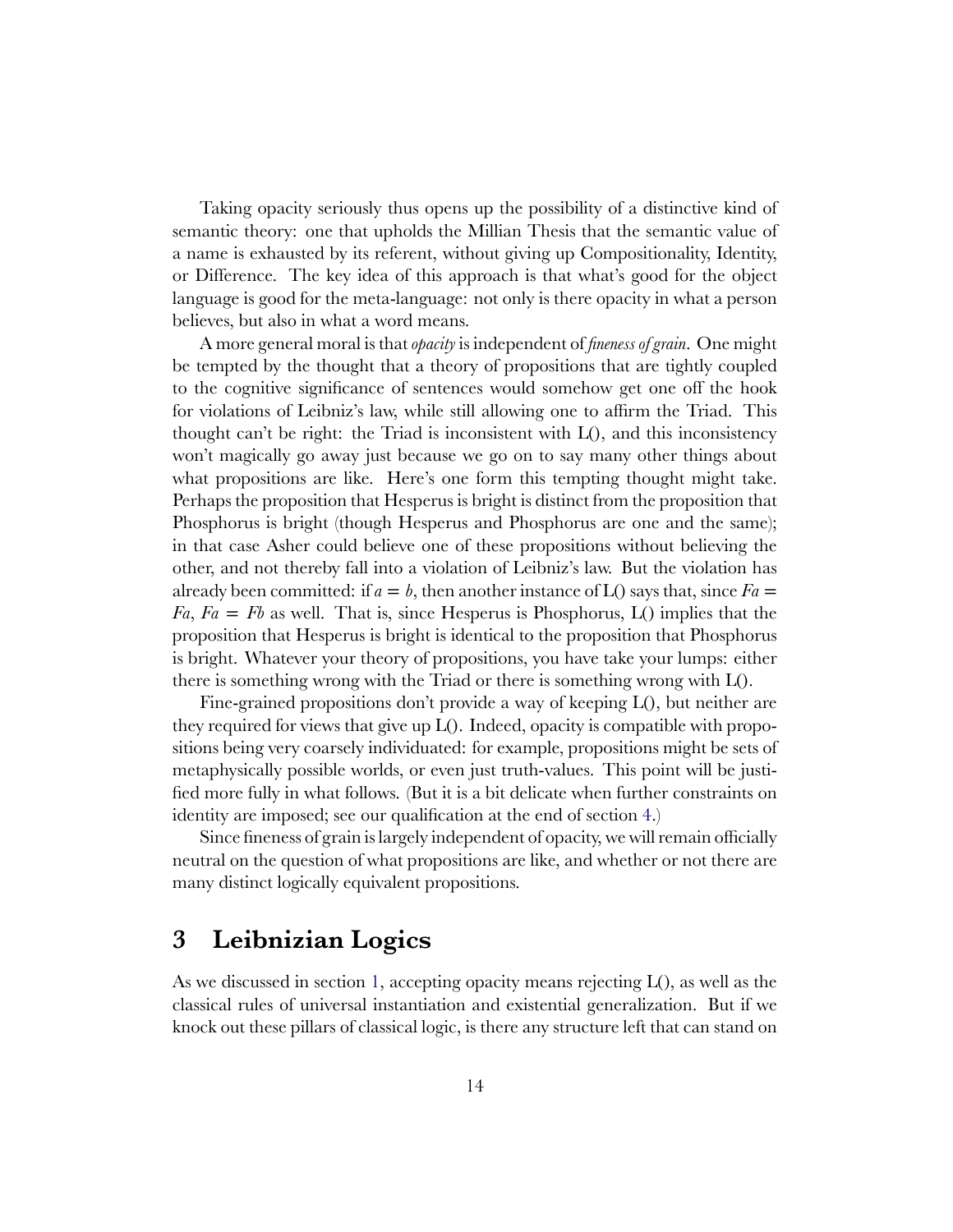Taking opacity seriously thus opens up the possibility of a distinctive kind of semantic theory: one that upholds the Millian Thesis that the semantic value of a name is exhausted by its referent, without giving up Compositionality, Identity, or Difference. The key idea of this approach is that what's good for the object language is good for the meta-language: not only is there opacity in what a person believes, but also in what a word means.

A more general moral is that *opacity* is independent of *fineness of grain*. One might be tempted by the thought that a theory of propositions that are tightly coupled to the cognitive significance of sentences would somehow get one off the hook for violations of Leibniz's law, while still allowing one to affirm the Triad. This thought can't be right: the Triad is inconsistent with L(), and this inconsistency won't magically go away just because we go on to say many other things about what propositions are like. Here's one form this tempting thought might take. Perhaps the proposition that Hesperus is bright is distinct from the proposition that Phosphorus is bright (though Hesperus and Phosphorus are one and the same); in that case Asher could believe one of these propositions without believing the other, and not thereby fall into a violation of Leibniz's law. But the violation has already been committed: if $a = b$, then another instance of L() says that, since $Fa = Fa$, $Fa = Fb$ as well. That is, since Hesperus is Phosphorus, L() implies that the proposition that Hesperus is bright is identical to the proposition that Phosphorus is bright. Whatever your theory of propositions, you have take your lumps: either there is something wrong with the Triad or there is something wrong with L().

Fine-grained propositions don't provide a way of keeping L(), but neither are they required for views that give up L(). Indeed, opacity is compatible with propositions being very coarsely individuated: for example, propositions might be sets of metaphysically possible worlds, or even just truth-values. This point will be justified more fully in what follows. (But it is a bit delicate when further constraints on identity are imposed; see our qualification at the end of section 4.)

Since fineness of grain is largely independent of opacity, we will remain officially neutral on the question of what propositions are like, and whether or not there are many distinct logically equivalent propositions.

## 3 Leibnizian Logics

As we discussed in section 1, accepting opacity means rejecting L(), as well as the classical rules of universal instantiation and existential generalization. But if we knock out these pillars of classical logic, is there any structure left that can stand on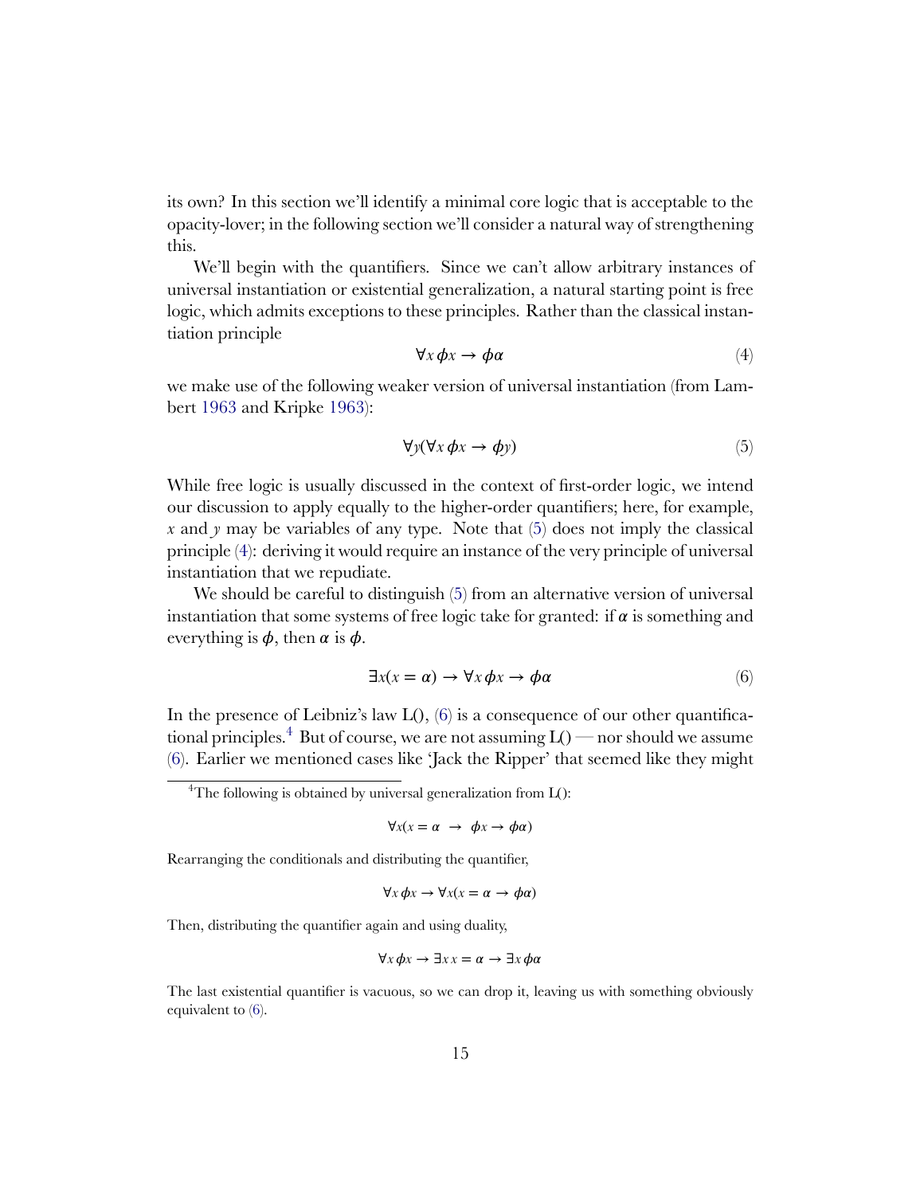its own? In this section we'll identify a minimal core logic that is acceptable to the opacity-lover; in the following section we'll consider a natural way of strengthening this.

We'll begin with the quantifiers. Since we can't allow arbitrary instances of universal instantiation or existential generalization, a natural starting point is free logic, which admits exceptions to these principles. Rather than the classical instantiation principle

$$\forall x\, \phi x \to \phi \alpha \tag{4}$$

we make use of the following weaker version of universal instantiation (from Lambert 1963 and Kripke 1963):

$$\forall y(\forall x\, \phi x \to \phi y) \tag{5}$$

While free logic is usually discussed in the context of first-order logic, we intend our discussion to apply equally to the higher-order quantifiers; here, for example, $x$ and $y$ may be variables of any type. Note that (5) does not imply the classical principle (4): deriving it would require an instance of the very principle of universal instantiation that we repudiate.

We should be careful to distinguish (5) from an alternative version of universal instantiation that some systems of free logic take for granted: if $\alpha$ is something and everything is $\phi$, then $\alpha$ is $\phi$.

$$\exists x(x = \alpha) \to \forall x\, \phi x \to \phi \alpha \tag{6}$$

In the presence of Leibniz's law L(), (6) is a consequence of our other quantificational principles.[4] But of course, we are not assuming L() — nor should we assume (6). Earlier we mentioned cases like 'Jack the Ripper' that seemed like they might

[4] The following is obtained by universal generalization from L():

$$\forall x(x = \alpha \ \to \ \phi x \to \phi \alpha)$$

Rearranging the conditionals and distributing the quantifier,

$$\forall x\, \phi x \to \forall x(x = \alpha \to \phi \alpha)$$

Then, distributing the quantifier again and using duality,

$$\forall x\, \phi x \to \exists x\, x = \alpha \to \exists x\, \phi \alpha$$

The last existential quantifier is vacuous, so we can drop it, leaving us with something obviously equivalent to (6).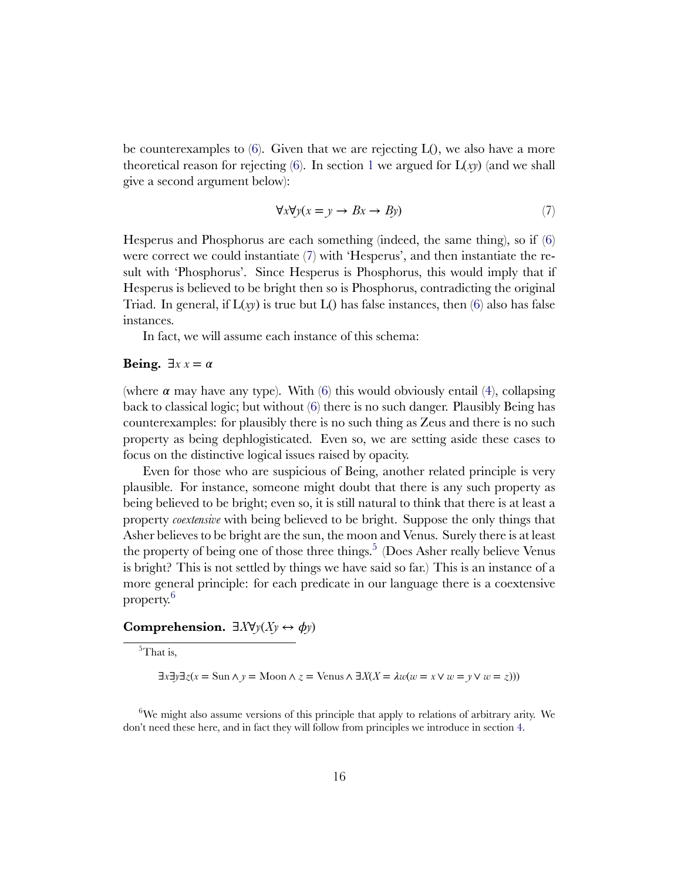be counterexamples to (6). Given that we are rejecting L(), we also have a more theoretical reason for rejecting (6). In section 1 we argued for L($xy$) (and we shall give a second argument below):

$$\forall x \forall y (x = y \to Bx \to By) \tag{7}$$

Hesperus and Phosphorus are each something (indeed, the same thing), so if (6) were correct we could instantiate (7) with 'Hesperus', and then instantiate the result with 'Phosphorus'. Since Hesperus is Phosphorus, this would imply that if Hesperus is believed to be bright then so is Phosphorus, contradicting the original Triad. In general, if L($xy$) is true but L() has false instances, then (6) also has false instances.

In fact, we will assume each instance of this schema:

**Being.** $\exists x\ x = \alpha$

(where $\alpha$ may have any type). With (6) this would obviously entail (4), collapsing back to classical logic; but without (6) there is no such danger. Plausibly Being has counterexamples: for plausibly there is no such thing as Zeus and there is no such property as being dephlogisticated. Even so, we are setting aside these cases to focus on the distinctive logical issues raised by opacity.

Even for those who are suspicious of Being, another related principle is very plausible. For instance, someone might doubt that there is any such property as being believed to be bright; even so, it is still natural to think that there is at least a property *coextensive* with being believed to be bright. Suppose the only things that Asher believes to be bright are the sun, the moon and Venus. Surely there is at least the property of being one of those three things.[5] (Does Asher really believe Venus is bright? This is not settled by things we have said so far.) This is an instance of a more general principle: for each predicate in our language there is a coextensive property.[6]

**Comprehension.** $\exists X \forall y (Xy \leftrightarrow \phi y)$

[5]That is,

$$\exists x \exists y \exists z (x = \text{Sun} \land y = \text{Moon} \land z = \text{Venus} \land \exists X (X = \lambda w (w = x \lor w = y \lor w = z)))$$

[6]We might also assume versions of this principle that apply to relations of arbitrary arity. We don't need these here, and in fact they will follow from principles we introduce in section 4.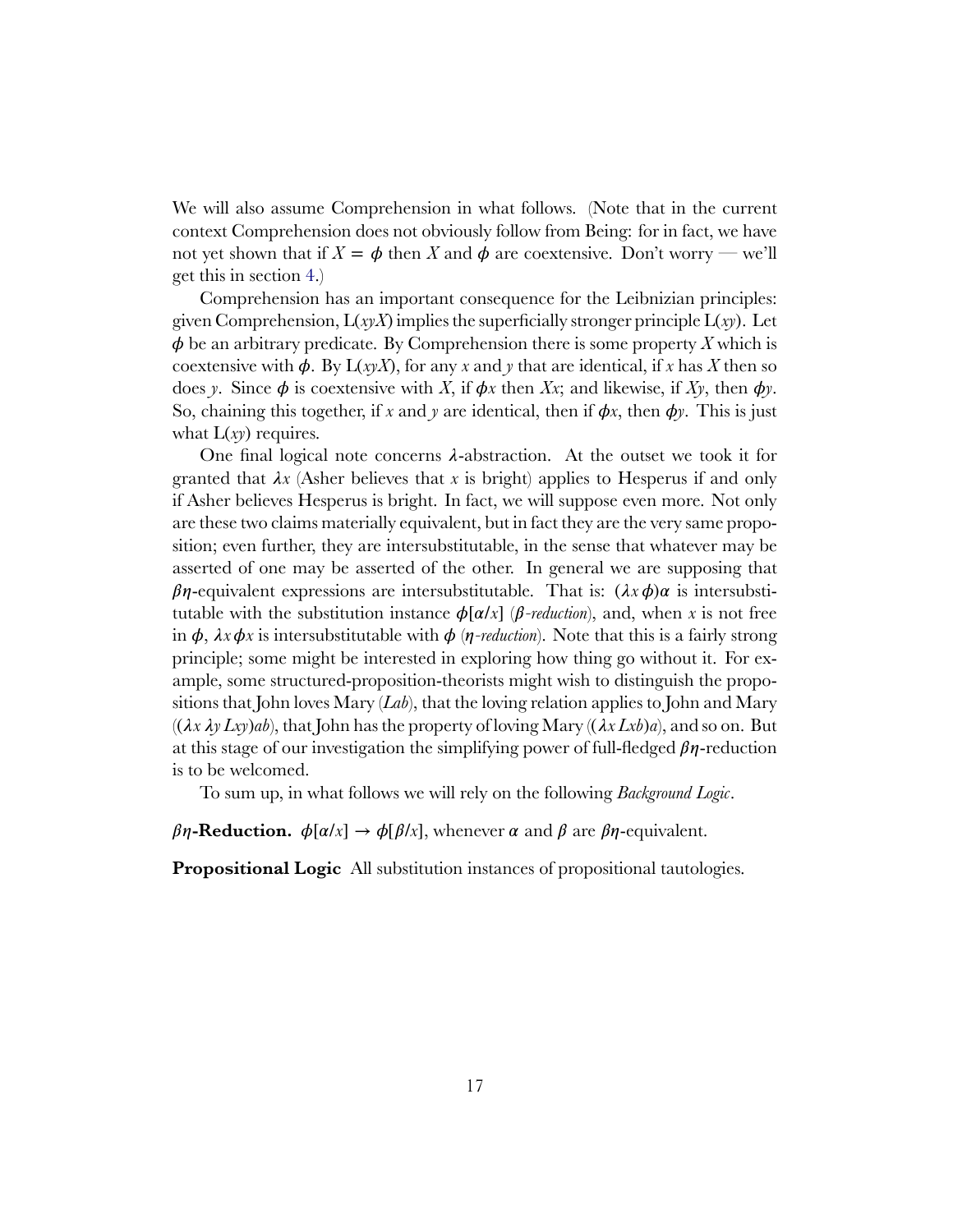We will also assume Comprehension in what follows. (Note that in the current context Comprehension does not obviously follow from Being: for in fact, we have not yet shown that if $X = \phi$ then $X$ and $\phi$ are coextensive. Don't worry — we'll get this in section 4.)

Comprehension has an important consequence for the Leibnizian principles: given Comprehension, L($xyX$) implies the superficially stronger principle L($xy$). Let $\phi$ be an arbitrary predicate. By Comprehension there is some property $X$ which is coextensive with $\phi$. By L($xyX$), for any $x$ and $y$ that are identical, if $x$ has $X$ then so does $y$. Since $\phi$ is coextensive with $X$, if $\phi x$ then $Xx$; and likewise, if $Xy$, then $\phi y$. So, chaining this together, if $x$ and $y$ are identical, then if $\phi x$, then $\phi y$. This is just what L($xy$) requires.

One final logical note concerns $\lambda$-abstraction. At the outset we took it for granted that $\lambda x$ (Asher believes that $x$ is bright) applies to Hesperus if and only if Asher believes Hesperus is bright. In fact, we will suppose even more. Not only are these two claims materially equivalent, but in fact they are the very same proposition; even further, they are intersubstitutable, in the sense that whatever may be asserted of one may be asserted of the other. In general we are supposing that $\beta\eta$-equivalent expressions are intersubstitutable. That is: $(\lambda x\, \phi)\alpha$ is intersubstitutable with the substitution instance $\phi[\alpha/x]$ (*$\beta$-reduction*), and, when $x$ is not free in $\phi$, $\lambda x\, \phi x$ is intersubstitutable with $\phi$ (*$\eta$-reduction*). Note that this is a fairly strong principle; some might be interested in exploring how thing go without it. For example, some structured-proposition-theorists might wish to distinguish the propositions that John loves Mary ($Lab$), that the loving relation applies to John and Mary ($(\lambda x\, \lambda y\, Lxy)ab$), that John has the property of loving Mary ($(\lambda x\, Lxb)a$), and so on. But at this stage of our investigation the simplifying power of full-fledged $\beta\eta$-reduction is to be welcomed.

To sum up, in what follows we will rely on the following *Background Logic*.

**$\beta\eta$-Reduction.** $\phi[\alpha/x] \to \phi[\beta/x]$, whenever $\alpha$ and $\beta$ are $\beta\eta$-equivalent.

**Propositional Logic** All substitution instances of propositional tautologies.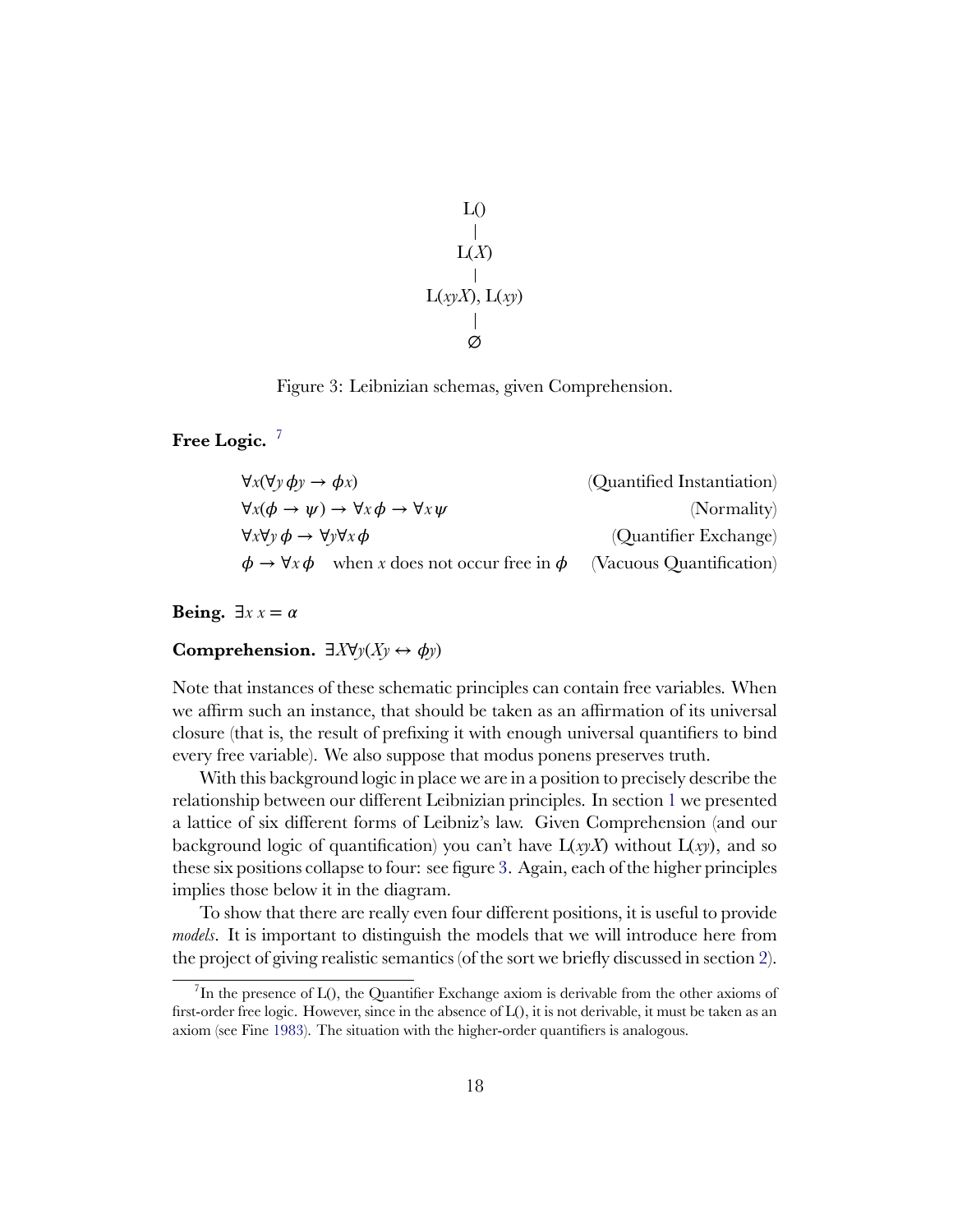L()

|

L(*X*)

|

L(*xyX*), L(*xy*)

|

∅

Figure 3: Leibnizian schemas, given Comprehension.

**Free Logic.** [7]

$\forall x(\forall y\, \phi y \to \phi x)$ (Quantified Instantiation)

$\forall x(\phi \to \psi) \to \forall x\, \phi \to \forall x\, \psi$ (Normality)

$\forall x \forall y\, \phi \to \forall y \forall x\, \phi$ (Quantifier Exchange)

$\phi \to \forall x\, \phi$ when $x$ does not occur free in $\phi$ (Vacuous Quantification)

**Being.** $\exists x\, x = \alpha$

**Comprehension.** $\exists X \forall y(Xy \leftrightarrow \phi y)$

Note that instances of these schematic principles can contain free variables. When we affirm such an instance, that should be taken as an affirmation of its universal closure (that is, the result of prefixing it with enough universal quantifiers to bind every free variable). We also suppose that modus ponens preserves truth.

With this background logic in place we are in a position to precisely describe the relationship between our different Leibnizian principles. In section 1 we presented a lattice of six different forms of Leibniz's law. Given Comprehension (and our background logic of quantification) you can't have L(*xyX*) without L(*xy*), and so these six positions collapse to four: see figure 3. Again, each of the higher principles implies those below it in the diagram.

To show that there are really even four different positions, it is useful to provide *models*. It is important to distinguish the models that we will introduce here from the project of giving realistic semantics (of the sort we briefly discussed in section 2).

[7] In the presence of L(), the Quantifier Exchange axiom is derivable from the other axioms of first-order free logic. However, since in the absence of L(), it is not derivable, it must be taken as an axiom (see Fine 1983). The situation with the higher-order quantifiers is analogous.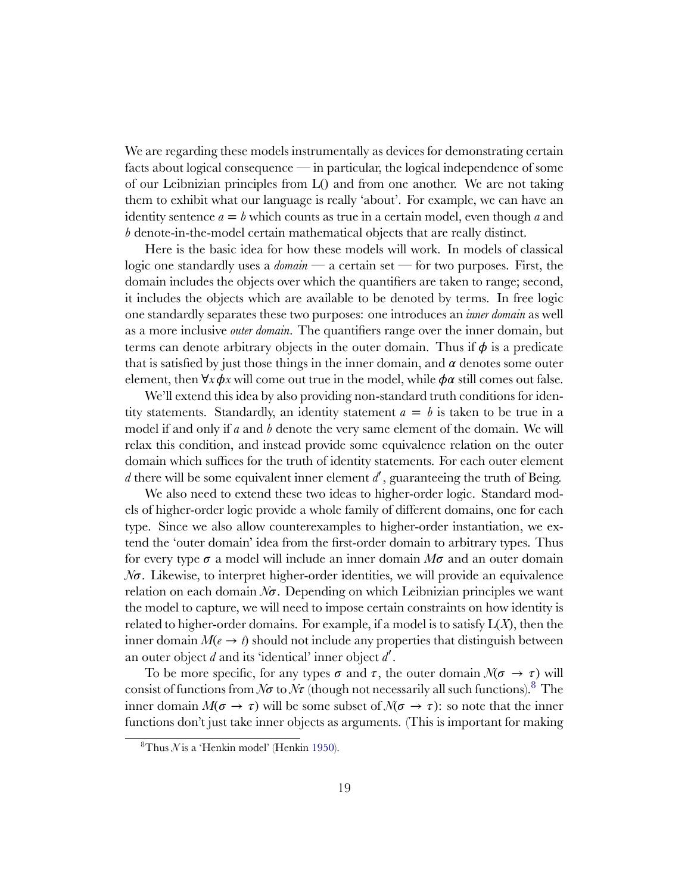We are regarding these models instrumentally as devices for demonstrating certain facts about logical consequence — in particular, the logical independence of some of our Leibnizian principles from L() and from one another. We are not taking them to exhibit what our language is really 'about'. For example, we can have an identity sentence $a = b$ which counts as true in a certain model, even though $a$ and $b$ denote-in-the-model certain mathematical objects that are really distinct.

Here is the basic idea for how these models will work. In models of classical logic one standardly uses a *domain* — a certain set — for two purposes. First, the domain includes the objects over which the quantifiers are taken to range; second, it includes the objects which are available to be denoted by terms. In free logic one standardly separates these two purposes: one introduces an *inner domain* as well as a more inclusive *outer domain*. The quantifiers range over the inner domain, but terms can denote arbitrary objects in the outer domain. Thus if $\phi$ is a predicate that is satisfied by just those things in the inner domain, and $\alpha$ denotes some outer element, then $\forall x\, \phi x$ will come out true in the model, while $\phi\alpha$ still comes out false.

We'll extend this idea by also providing non-standard truth conditions for identity statements. Standardly, an identity statement $a = b$ is taken to be true in a model if and only if $a$ and $b$ denote the very same element of the domain. We will relax this condition, and instead provide some equivalence relation on the outer domain which suffices for the truth of identity statements. For each outer element $d$ there will be some equivalent inner element $d'$, guaranteeing the truth of Being.

We also need to extend these two ideas to higher-order logic. Standard models of higher-order logic provide a whole family of different domains, one for each type. Since we also allow counterexamples to higher-order instantiation, we extend the 'outer domain' idea from the first-order domain to arbitrary types. Thus for every type $\sigma$ a model will include an inner domain $M\sigma$ and an outer domain $\mathcal{N}\sigma$. Likewise, to interpret higher-order identities, we will provide an equivalence relation on each domain $\mathcal{N}\sigma$. Depending on which Leibnizian principles we want the model to capture, we will need to impose certain constraints on how identity is related to higher-order domains. For example, if a model is to satisfy L($X$), then the inner domain $M(e \to t)$ should not include any properties that distinguish between an outer object $d$ and its 'identical' inner object $d'$.

To be more specific, for any types $\sigma$ and $\tau$, the outer domain $\mathcal{N}(\sigma \to \tau)$ will consist of functions from $\mathcal{N}\sigma$ to $\mathcal{N}\tau$ (though not necessarily all such functions).[8] The inner domain $M(\sigma \to \tau)$ will be some subset of $\mathcal{N}(\sigma \to \tau)$: so note that the inner functions don't just take inner objects as arguments. (This is important for making

[8] Thus $\mathcal{N}$ is a 'Henkin model' (Henkin 1950).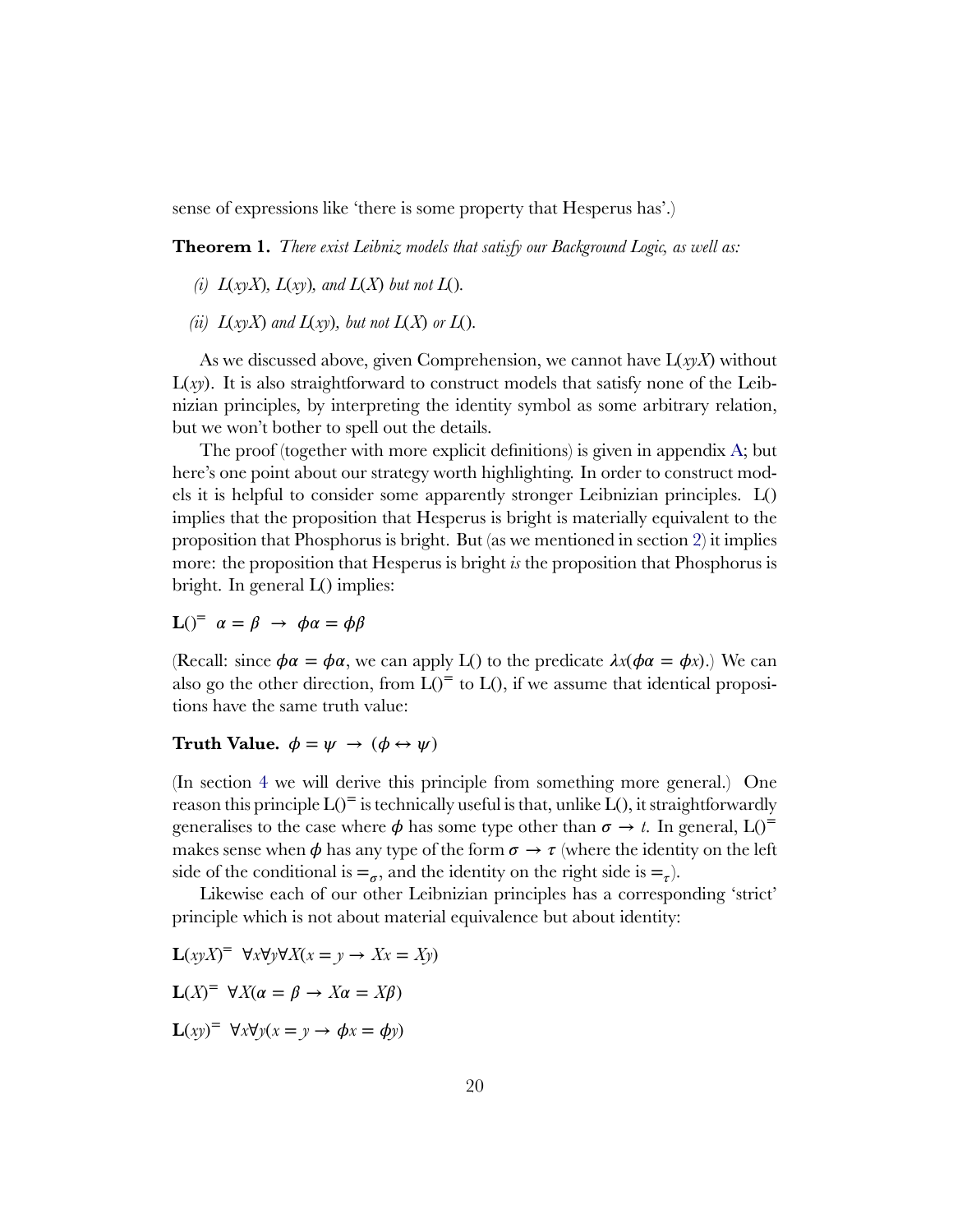sense of expressions like 'there is some property that Hesperus has'.)

**Theorem 1.** *There exist Leibniz models that satisfy our Background Logic, as well as:*

*(i) L(xyX), L(xy), and L(X) but not L().*

*(ii) L(xyX) and L(xy), but not L(X) or L().*

As we discussed above, given Comprehension, we cannot have L(*xyX*) without L(*xy*). It is also straightforward to construct models that satisfy none of the Leibnizian principles, by interpreting the identity symbol as some arbitrary relation, but we won't bother to spell out the details.

The proof (together with more explicit definitions) is given in appendix A; but here's one point about our strategy worth highlighting. In order to construct models it is helpful to consider some apparently stronger Leibnizian principles. L() implies that the proposition that Hesperus is bright is materially equivalent to the proposition that Phosphorus is bright. But (as we mentioned in section 2) it implies more: the proposition that Hesperus is bright *is* the proposition that Phosphorus is bright. In general L() implies:

**L()$^=$** $\alpha = \beta \ \rightarrow \ \phi\alpha = \phi\beta$

(Recall: since $\phi\alpha = \phi\alpha$, we can apply L() to the predicate $\lambda x(\phi\alpha = \phi x)$.) We can also go the other direction, from L()$^=$ to L(), if we assume that identical propositions have the same truth value:

**Truth Value.** $\phi = \psi \ \rightarrow \ (\phi \leftrightarrow \psi)$

(In section 4 we will derive this principle from something more general.) One reason this principle L()$^=$ is technically useful is that, unlike L(), it straightforwardly generalises to the case where $\phi$ has some type other than $\sigma \rightarrow t$. In general, L()$^=$ makes sense when $\phi$ has any type of the form $\sigma \rightarrow \tau$ (where the identity on the left side of the conditional is $=_\sigma$, and the identity on the right side is $=_\tau$).

Likewise each of our other Leibnizian principles has a corresponding 'strict' principle which is not about material equivalence but about identity:

**L(*xyX*)$^=$** $\forall x \forall y \forall X(x = y \rightarrow Xx = Xy)$

**L(*X*)$^=$** $\forall X(\alpha = \beta \rightarrow X\alpha = X\beta)$

**L(*xy*)$^=$** $\forall x \forall y(x = y \rightarrow \phi x = \phi y)$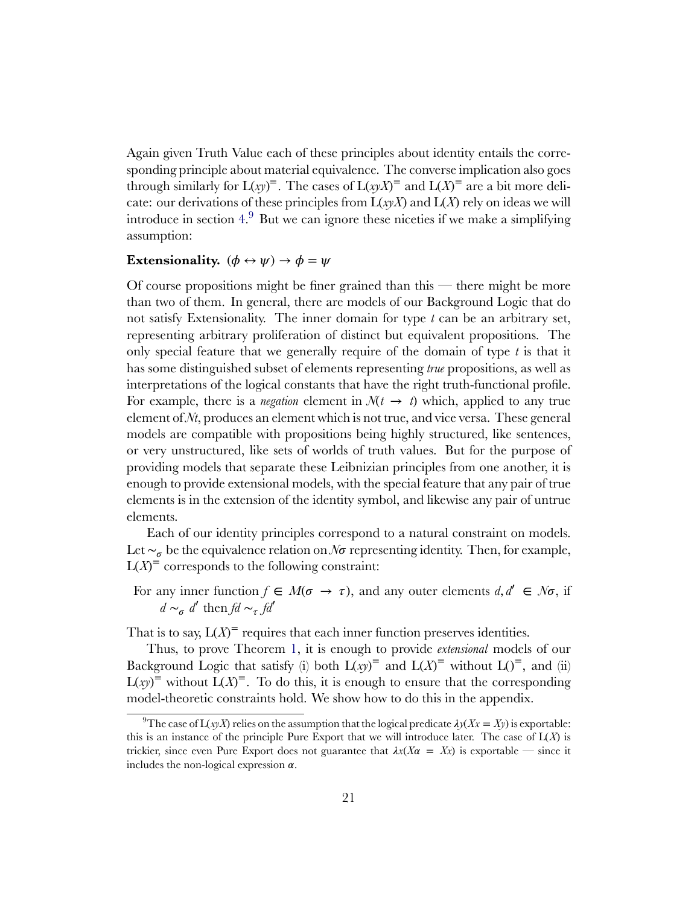Again given Truth Value each of these principles about identity entails the corresponding principle about material equivalence. The converse implication also goes through similarly for $\mathrm{L}(xy)^{=}$. The cases of $\mathrm{L}(xyX)^{=}$ and $\mathrm{L}(X)^{=}$ are a bit more delicate: our derivations of these principles from $\mathrm{L}(xyX)$ and $\mathrm{L}(X)$ rely on ideas we will introduce in section 4.[9] But we can ignore these niceties if we make a simplifying assumption:

**Extensionality.** $(\phi \leftrightarrow \psi) \rightarrow \phi = \psi$

Of course propositions might be finer grained than this — there might be more than two of them. In general, there are models of our Background Logic that do not satisfy Extensionality. The inner domain for type $t$ can be an arbitrary set, representing arbitrary proliferation of distinct but equivalent propositions. The only special feature that we generally require of the domain of type $t$ is that it has some distinguished subset of elements representing *true* propositions, as well as interpretations of the logical constants that have the right truth-functional profile. For example, there is a *negation* element in $\mathcal{N}(t \rightarrow t)$ which, applied to any true element of $\mathcal{N}t$, produces an element which is not true, and vice versa. These general models are compatible with propositions being highly structured, like sentences, or very unstructured, like sets of worlds of truth values. But for the purpose of providing models that separate these Leibnizian principles from one another, it is enough to provide extensional models, with the special feature that any pair of true elements is in the extension of the identity symbol, and likewise any pair of untrue elements.

Each of our identity principles correspond to a natural constraint on models. Let $\sim_\sigma$ be the equivalence relation on $\mathcal{N}\sigma$ representing identity. Then, for example, $\mathrm{L}(X)^{=}$ corresponds to the following constraint:

For any inner function $f \in M(\sigma \rightarrow \tau)$, and any outer elements $d, d' \in \mathcal{N}\sigma$, if $d \sim_\sigma d'$ then $fd \sim_\tau fd'$

That is to say, $\mathrm{L}(X)^{=}$ requires that each inner function preserves identities.

Thus, to prove Theorem 1, it is enough to provide *extensional* models of our Background Logic that satisfy (i) both $\mathrm{L}(xy)^{=}$ and $\mathrm{L}(X)^{=}$ without $\mathrm{L}()^{=}$, and (ii) $\mathrm{L}(xy)^{=}$ without $\mathrm{L}(X)^{=}$. To do this, it is enough to ensure that the corresponding model-theoretic constraints hold. We show how to do this in the appendix.

[9] The case of $\mathrm{L}(xyX)$ relies on the assumption that the logical predicate $\lambda y(Xx = Xy)$ is exportable: this is an instance of the principle Pure Export that we will introduce later. The case of $\mathrm{L}(X)$ is trickier, since even Pure Export does not guarantee that $\lambda x(X\alpha = Xx)$ is exportable — since it includes the non-logical expression $\alpha$.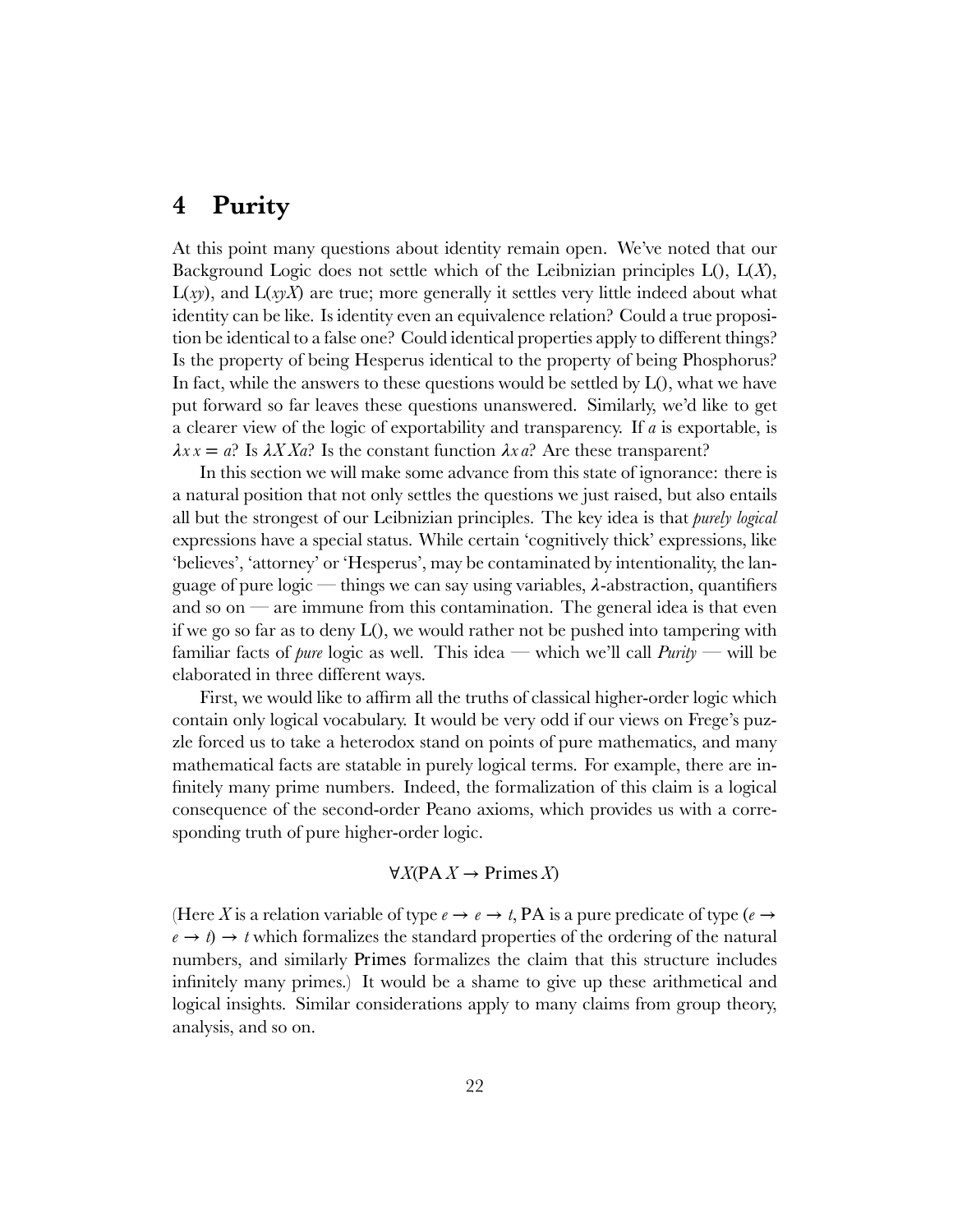## 4 Purity

At this point many questions about identity remain open. We've noted that our Background Logic does not settle which of the Leibnizian principles L(), L($X$), L($xy$), and L($xyX$) are true; more generally it settles very little indeed about what identity can be like. Is identity even an equivalence relation? Could a true proposition be identical to a false one? Could identical properties apply to different things? Is the property of being Hesperus identical to the property of being Phosphorus? In fact, while the answers to these questions would be settled by L(), what we have put forward so far leaves these questions unanswered. Similarly, we'd like to get a clearer view of the logic of exportability and transparency. If $a$ is exportable, is $\lambda x\, x = a$? Is $\lambda X\, Xa$? Is the constant function $\lambda x\, a$? Are these transparent?

In this section we will make some advance from this state of ignorance: there is a natural position that not only settles the questions we just raised, but also entails all but the strongest of our Leibnizian principles. The key idea is that *purely logical* expressions have a special status. While certain 'cognitively thick' expressions, like 'believes', 'attorney' or 'Hesperus', may be contaminated by intentionality, the language of pure logic — things we can say using variables, $\lambda$-abstraction, quantifiers and so on — are immune from this contamination. The general idea is that even if we go so far as to deny L(), we would rather not be pushed into tampering with familiar facts of *pure* logic as well. This idea — which we'll call *Purity* — will be elaborated in three different ways.

First, we would like to affirm all the truths of classical higher-order logic which contain only logical vocabulary. It would be very odd if our views on Frege's puzzle forced us to take a heterodox stand on points of pure mathematics, and many mathematical facts are statable in purely logical terms. For example, there are infinitely many prime numbers. Indeed, the formalization of this claim is a logical consequence of the second-order Peano axioms, which provides us with a corresponding truth of pure higher-order logic.

$$\forall X(\mathrm{PA}\, X \to \mathrm{Primes}\, X)$$

(Here $X$ is a relation variable of type $e \to e \to t$, PA is a pure predicate of type $(e \to e \to t) \to t$ which formalizes the standard properties of the ordering of the natural numbers, and similarly Primes formalizes the claim that this structure includes infinitely many primes.) It would be a shame to give up these arithmetical and logical insights. Similar considerations apply to many claims from group theory, analysis, and so on.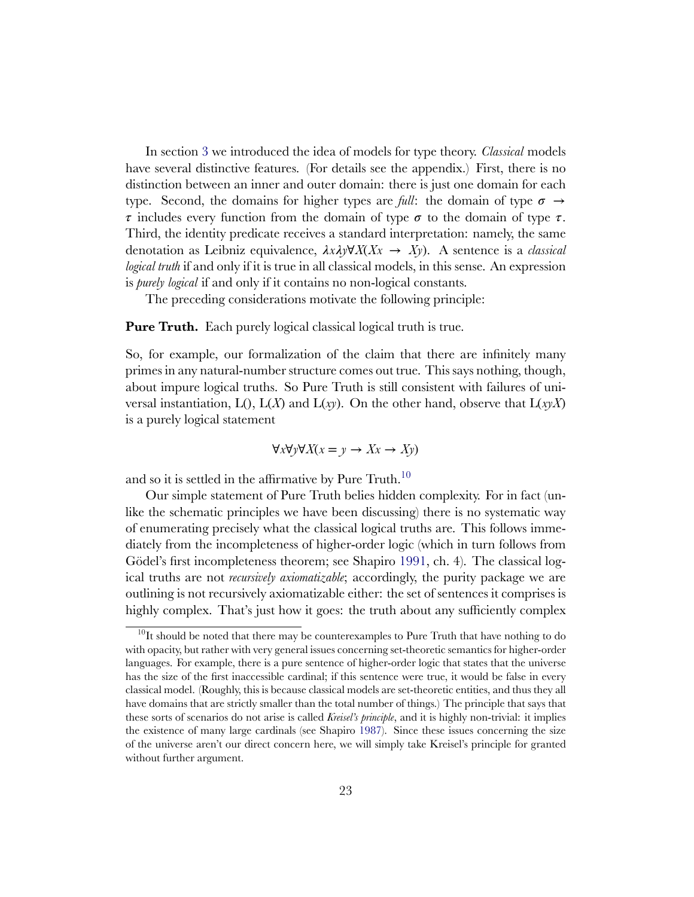In section 3 we introduced the idea of models for type theory. *Classical* models have several distinctive features. (For details see the appendix.) First, there is no distinction between an inner and outer domain: there is just one domain for each type. Second, the domains for higher types are *full*: the domain of type $\sigma \to \tau$ includes every function from the domain of type $\sigma$ to the domain of type $\tau$. Third, the identity predicate receives a standard interpretation: namely, the same denotation as Leibniz equivalence, $\lambda x \lambda y \forall X(Xx \to Xy)$. A sentence is a *classical logical truth* if and only if it is true in all classical models, in this sense. An expression is *purely logical* if and only if it contains no non-logical constants.

The preceding considerations motivate the following principle:

**Pure Truth.** Each purely logical classical logical truth is true.

So, for example, our formalization of the claim that there are infinitely many primes in any natural-number structure comes out true. This says nothing, though, about impure logical truths. So Pure Truth is still consistent with failures of universal instantiation, L(), L($X$) and L($xy$). On the other hand, observe that L($xyX$) is a purely logical statement

$$\forall x \forall y \forall X(x = y \to Xx \to Xy)$$

and so it is settled in the affirmative by Pure Truth.[10]

Our simple statement of Pure Truth belies hidden complexity. For in fact (unlike the schematic principles we have been discussing) there is no systematic way of enumerating precisely what the classical logical truths are. This follows immediately from the incompleteness of higher-order logic (which in turn follows from Gödel's first incompleteness theorem; see Shapiro 1991, ch. 4). The classical logical truths are not *recursively axiomatizable*; accordingly, the purity package we are outlining is not recursively axiomatizable either: the set of sentences it comprises is highly complex. That's just how it goes: the truth about any sufficiently complex

[10] It should be noted that there may be counterexamples to Pure Truth that have nothing to do with opacity, but rather with very general issues concerning set-theoretic semantics for higher-order languages. For example, there is a pure sentence of higher-order logic that states that the universe has the size of the first inaccessible cardinal; if this sentence were true, it would be false in every classical model. (Roughly, this is because classical models are set-theoretic entities, and thus they all have domains that are strictly smaller than the total number of things.) The principle that says that these sorts of scenarios do not arise is called *Kreisel's principle*, and it is highly non-trivial: it implies the existence of many large cardinals (see Shapiro 1987). Since these issues concerning the size of the universe aren't our direct concern here, we will simply take Kreisel's principle for granted without further argument.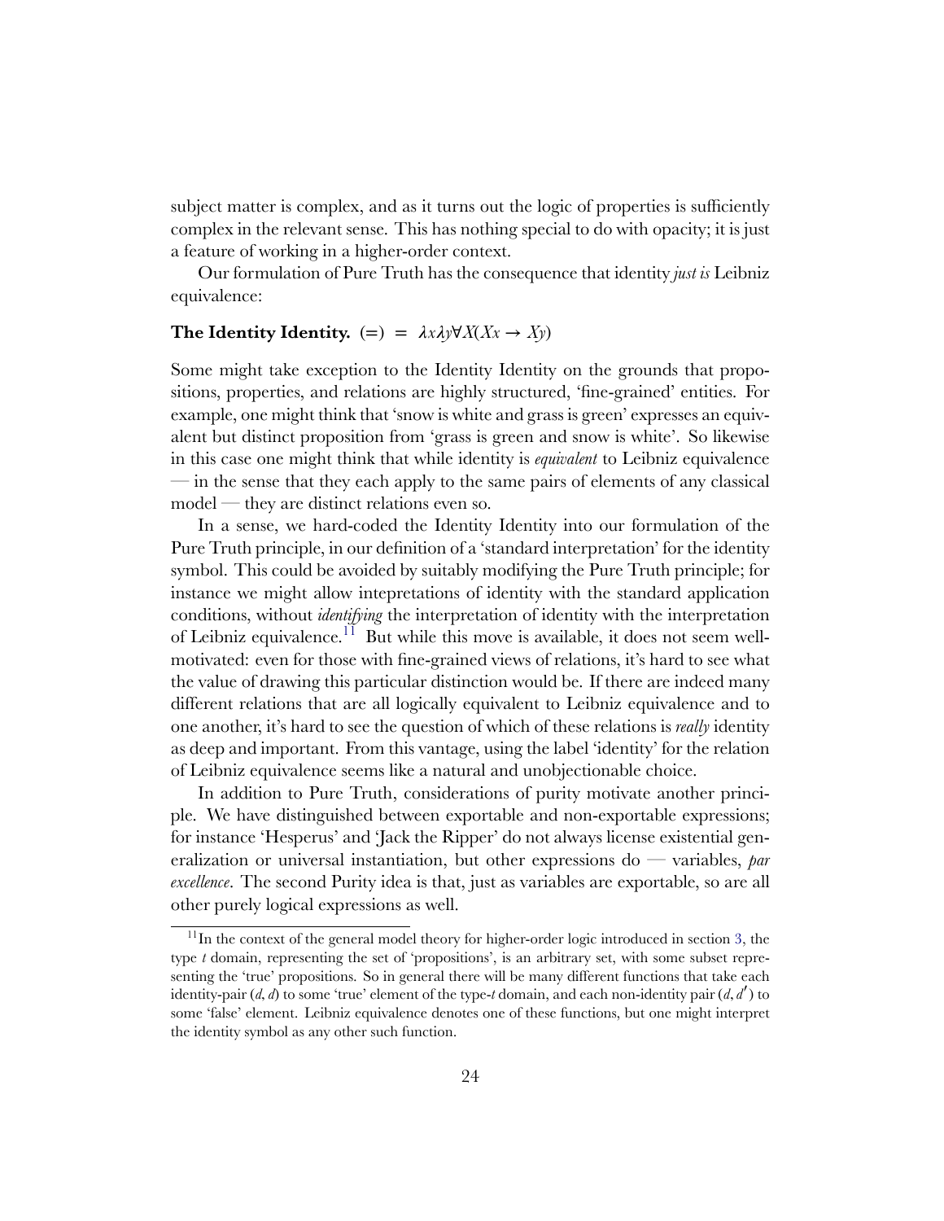subject matter is complex, and as it turns out the logic of properties is sufficiently complex in the relevant sense. This has nothing special to do with opacity; it is just a feature of working in a higher-order context.

Our formulation of Pure Truth has the consequence that identity *just is* Leibniz equivalence:

**The Identity Identity.** $(=) \; = \; \lambda x \lambda y \forall X(Xx \to Xy)$

Some might take exception to the Identity Identity on the grounds that propositions, properties, and relations are highly structured, 'fine-grained' entities. For example, one might think that 'snow is white and grass is green' expresses an equivalent but distinct proposition from 'grass is green and snow is white'. So likewise in this case one might think that while identity is *equivalent* to Leibniz equivalence — in the sense that they each apply to the same pairs of elements of any classical model — they are distinct relations even so.

In a sense, we hard-coded the Identity Identity into our formulation of the Pure Truth principle, in our definition of a 'standard interpretation' for the identity symbol. This could be avoided by suitably modifying the Pure Truth principle; for instance we might allow intepretations of identity with the standard application conditions, without *identifying* the interpretation of identity with the interpretation of Leibniz equivalence.[11] But while this move is available, it does not seem well-motivated: even for those with fine-grained views of relations, it's hard to see what the value of drawing this particular distinction would be. If there are indeed many different relations that are all logically equivalent to Leibniz equivalence and to one another, it's hard to see the question of which of these relations is *really* identity as deep and important. From this vantage, using the label 'identity' for the relation of Leibniz equivalence seems like a natural and unobjectionable choice.

In addition to Pure Truth, considerations of purity motivate another principle. We have distinguished between exportable and non-exportable expressions; for instance 'Hesperus' and 'Jack the Ripper' do not always license existential generalization or universal instantiation, but other expressions do — variables, *par excellence*. The second Purity idea is that, just as variables are exportable, so are all other purely logical expressions as well.

[11] In the context of the general model theory for higher-order logic introduced in section 3, the type $t$ domain, representing the set of 'propositions', is an arbitrary set, with some subset representing the 'true' propositions. So in general there will be many different functions that take each identity-pair $(d, d)$ to some 'true' element of the type-$t$ domain, and each non-identity pair $(d, d')$ to some 'false' element. Leibniz equivalence denotes one of these functions, but one might interpret the identity symbol as any other such function.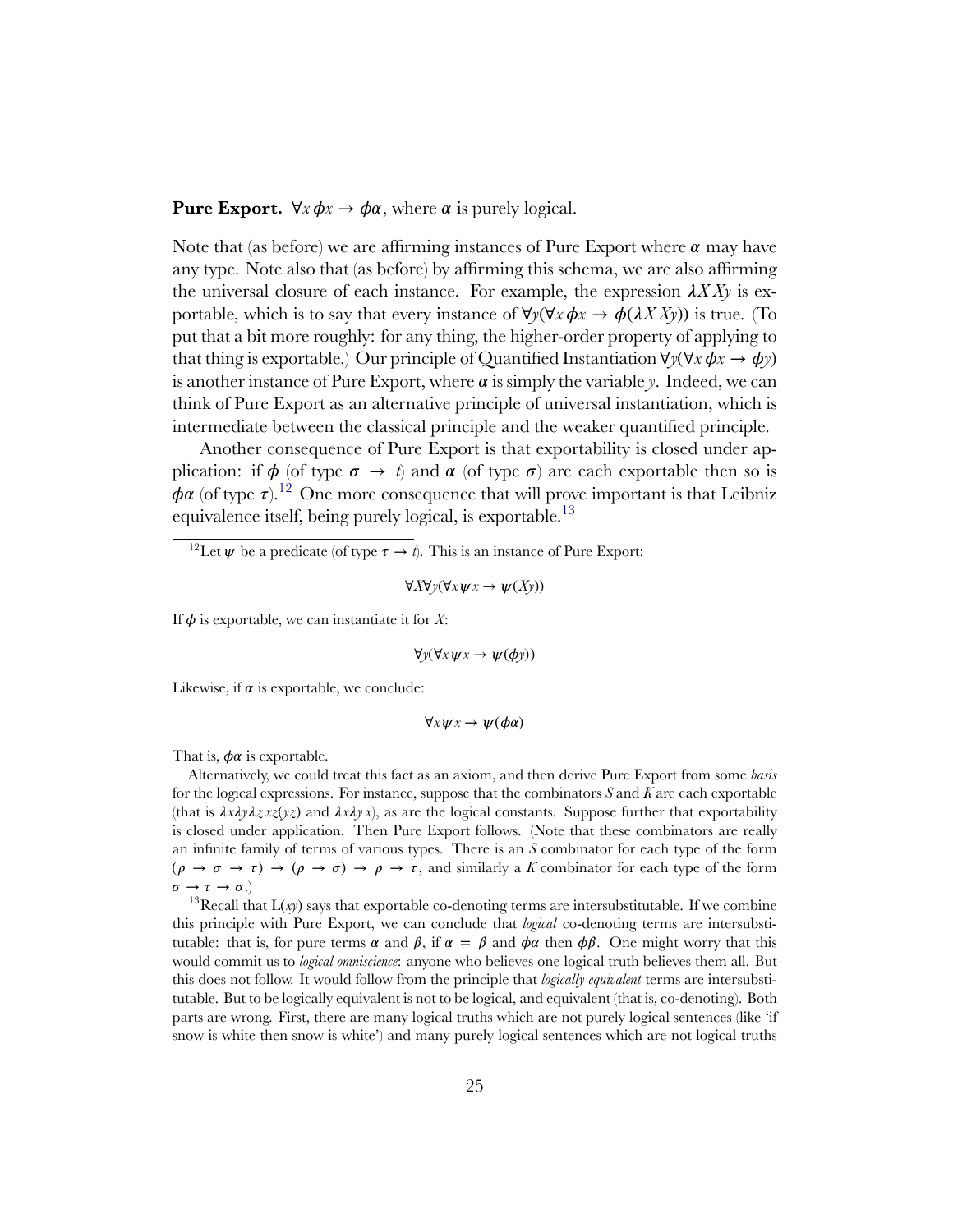**Pure Export.** $\forall x\, \phi x \to \phi\alpha$, where $\alpha$ is purely logical.

Note that (as before) we are affirming instances of Pure Export where $\alpha$ may have any type. Note also that (as before) by affirming this schema, we are also affirming the universal closure of each instance. For example, the expression $\lambda X\, Xy$ is exportable, which is to say that every instance of $\forall y(\forall x\, \phi x \to \phi(\lambda X\, Xy))$ is true. (To put that a bit more roughly: for any thing, the higher-order property of applying to that thing is exportable.) Our principle of Quantified Instantiation $\forall y(\forall x\, \phi x \to \phi y)$ is another instance of Pure Export, where $\alpha$ is simply the variable $y$. Indeed, we can think of Pure Export as an alternative principle of universal instantiation, which is intermediate between the classical principle and the weaker quantified principle.

Another consequence of Pure Export is that exportability is closed under application: if $\phi$ (of type $\sigma \to t$) and $\alpha$ (of type $\sigma$) are each exportable then so is $\phi\alpha$ (of type $\tau$).[12] One more consequence that will prove important is that Leibniz equivalence itself, being purely logical, is exportable.[13]

---

[12] Let $\psi$ be a predicate (of type $\tau \to t$). This is an instance of Pure Export:

$$\forall X \forall y(\forall x\, \psi x \to \psi(Xy))$$

If $\phi$ is exportable, we can instantiate it for $X$:

$$\forall y(\forall x\, \psi x \to \psi(\phi y))$$

Likewise, if $\alpha$ is exportable, we conclude:

$$\forall x\, \psi x \to \psi(\phi\alpha)$$

That is, $\phi\alpha$ is exportable.

Alternatively, we could treat this fact as an axiom, and then derive Pure Export from some *basis* for the logical expressions. For instance, suppose that the combinators $S$ and $K$ are each exportable (that is $\lambda x \lambda y \lambda z\, xz(yz)$ and $\lambda x \lambda y\, x$), as are the logical constants. Suppose further that exportability is closed under application. Then Pure Export follows. (Note that these combinators are really an infinite family of terms of various types. There is an $S$ combinator for each type of the form $(\rho \to \sigma \to \tau) \to (\rho \to \sigma) \to \rho \to \tau$, and similarly a $K$ combinator for each type of the form $\sigma \to \tau \to \sigma$.)

[13] Recall that $\mathrm{L}(xy)$ says that exportable co-denoting terms are intersubstitutable. If we combine this principle with Pure Export, we can conclude that *logical* co-denoting terms are intersubstitutable: that is, for pure terms $\alpha$ and $\beta$, if $\alpha = \beta$ and $\phi\alpha$ then $\phi\beta$. One might worry that this would commit us to *logical omniscience*: anyone who believes one logical truth believes them all. But this does not follow. It would follow from the principle that *logically equivalent* terms are intersubstitutable. But to be logically equivalent is not to be logical, and equivalent (that is, co-denoting). Both parts are wrong. First, there are many logical truths which are not purely logical sentences (like 'if snow is white then snow is white') and many purely logical sentences which are not logical truths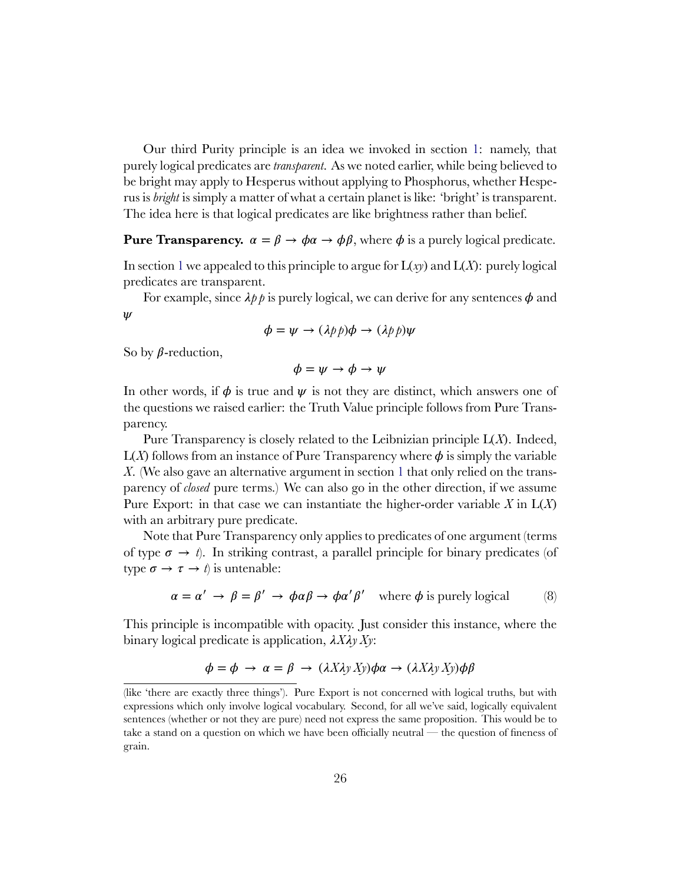Our third Purity principle is an idea we invoked in section 1: namely, that purely logical predicates are *transparent*. As we noted earlier, while being believed to be bright may apply to Hesperus without applying to Phosphorus, whether Hesperus is *bright* is simply a matter of what a certain planet is like: 'bright' is transparent. The idea here is that logical predicates are like brightness rather than belief.

**Pure Transparency.** $\alpha = \beta \to \phi\alpha \to \phi\beta$, where $\phi$ is a purely logical predicate.

In section 1 we appealed to this principle to argue for L($xy$) and L($X$): purely logical predicates are transparent.

For example, since $\lambda p\, p$ is purely logical, we can derive for any sentences $\phi$ and $\psi$

$$\phi = \psi \to (\lambda p\, p)\phi \to (\lambda p\, p)\psi$$

So by $\beta$-reduction,

$$\phi = \psi \to \phi \to \psi$$

In other words, if $\phi$ is true and $\psi$ is not they are distinct, which answers one of the questions we raised earlier: the Truth Value principle follows from Pure Transparency.

Pure Transparency is closely related to the Leibnizian principle L($X$). Indeed, L($X$) follows from an instance of Pure Transparency where $\phi$ is simply the variable $X$. (We also gave an alternative argument in section 1 that only relied on the transparency of *closed* pure terms.) We can also go in the other direction, if we assume Pure Export: in that case we can instantiate the higher-order variable $X$ in L($X$) with an arbitrary pure predicate.

Note that Pure Transparency only applies to predicates of one argument (terms of type $\sigma \to t$). In striking contrast, a parallel principle for binary predicates (of type $\sigma \to \tau \to t$) is untenable:

$$\alpha = \alpha' \to \beta = \beta' \to \phi\alpha\beta \to \phi\alpha'\beta' \quad \text{where } \phi \text{ is purely logical} \tag{8}$$

This principle is incompatible with opacity. Just consider this instance, where the binary logical predicate is application, $\lambda X \lambda y\, Xy$:

$$\phi = \phi \to \alpha = \beta \to (\lambda X \lambda y\, Xy)\phi\alpha \to (\lambda X \lambda y\, Xy)\phi\beta$$

(like 'there are exactly three things'). Pure Export is not concerned with logical truths, but with expressions which only involve logical vocabulary. Second, for all we've said, logically equivalent sentences (whether or not they are pure) need not express the same proposition. This would be to take a stand on a question on which we have been officially neutral — the question of fineness of grain.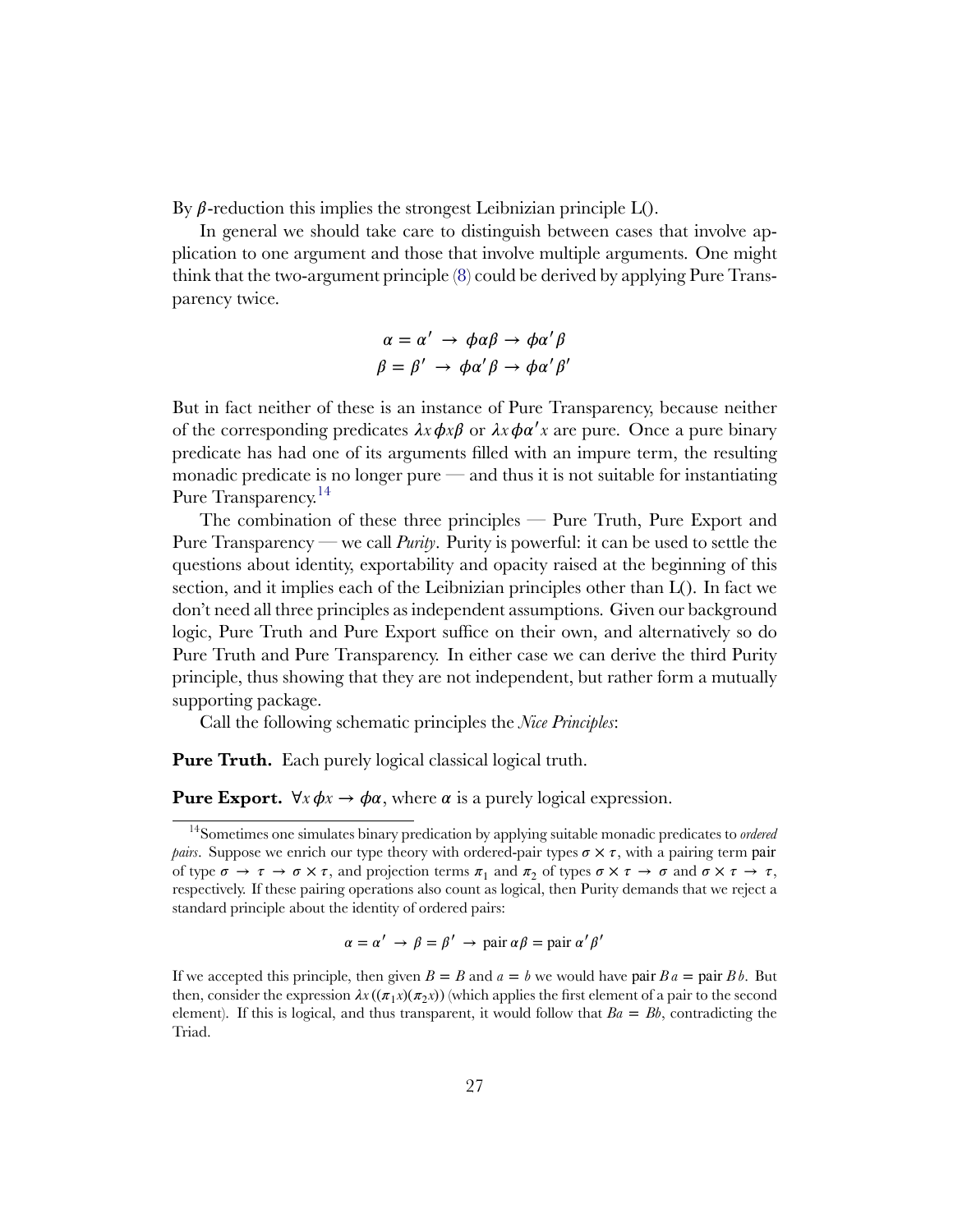By $\beta$-reduction this implies the strongest Leibnizian principle L().

In general we should take care to distinguish between cases that involve application to one argument and those that involve multiple arguments. One might think that the two-argument principle (8) could be derived by applying Pure Transparency twice.

$$\alpha = \alpha' \rightarrow \phi\alpha\beta \rightarrow \phi\alpha'\beta$$
$$\beta = \beta' \rightarrow \phi\alpha'\beta \rightarrow \phi\alpha'\beta'$$

But in fact neither of these is an instance of Pure Transparency, because neither of the corresponding predicates $\lambda x\, \phi x\beta$ or $\lambda x\, \phi\alpha' x$ are pure. Once a pure binary predicate has had one of its arguments filled with an impure term, the resulting monadic predicate is no longer pure — and thus it is not suitable for instantiating Pure Transparency.[14]

The combination of these three principles — Pure Truth, Pure Export and Pure Transparency — we call *Purity*. Purity is powerful: it can be used to settle the questions about identity, exportability and opacity raised at the beginning of this section, and it implies each of the Leibnizian principles other than L(). In fact we don't need all three principles as independent assumptions. Given our background logic, Pure Truth and Pure Export suffice on their own, and alternatively so do Pure Truth and Pure Transparency. In either case we can derive the third Purity principle, thus showing that they are not independent, but rather form a mutually supporting package.

Call the following schematic principles the *Nice Principles*:

**Pure Truth.** Each purely logical classical logical truth.

**Pure Export.** $\forall x\, \phi x \rightarrow \phi\alpha$, where $\alpha$ is a purely logical expression.

[14] Sometimes one simulates binary predication by applying suitable monadic predicates to *ordered pairs*. Suppose we enrich our type theory with ordered-pair types $\sigma \times \tau$, with a pairing term pair of type $\sigma \rightarrow \tau \rightarrow \sigma \times \tau$, and projection terms $\pi_1$ and $\pi_2$ of types $\sigma \times \tau \rightarrow \sigma$ and $\sigma \times \tau \rightarrow \tau$, respectively. If these pairing operations also count as logical, then Purity demands that we reject a standard principle about the identity of ordered pairs:

$$\alpha = \alpha' \rightarrow \beta = \beta' \rightarrow \text{pair}\, \alpha\beta = \text{pair}\, \alpha'\beta'$$

If we accepted this principle, then given $B = B$ and $a = b$ we would have $\text{pair}\, B\, a = \text{pair}\, B\, b$. But then, consider the expression $\lambda x\, ((\pi_1 x)(\pi_2 x))$ (which applies the first element of a pair to the second element). If this is logical, and thus transparent, it would follow that $Ba = Bb$, contradicting the Triad.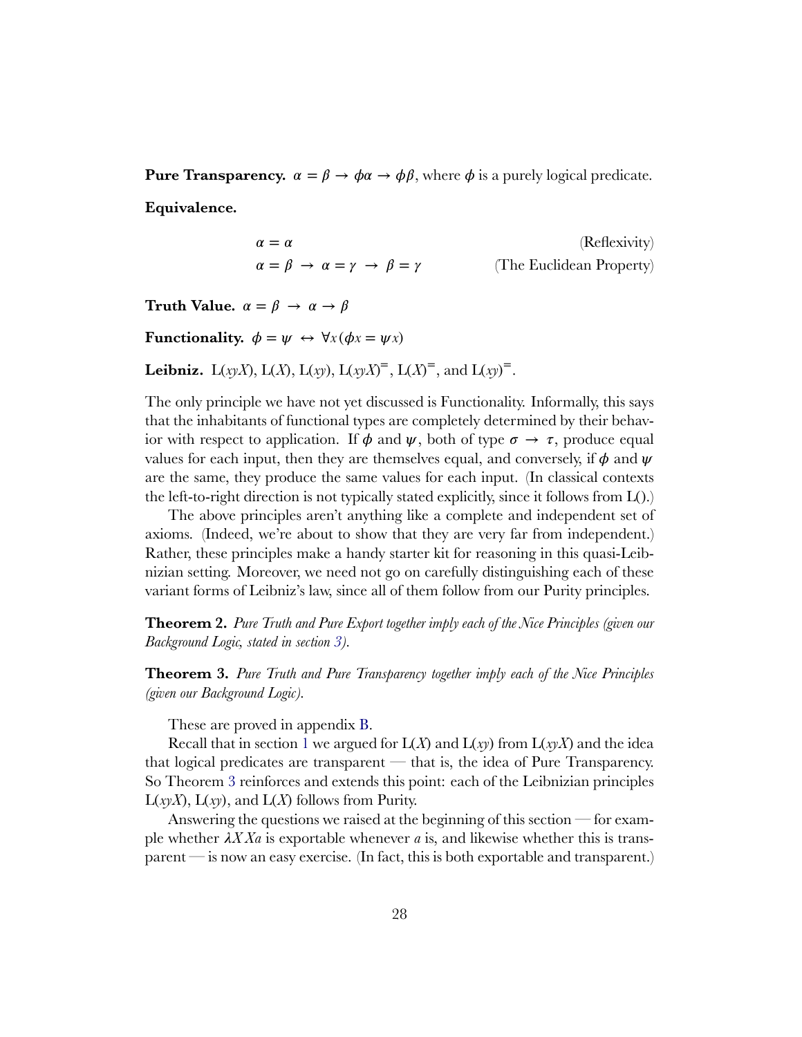**Pure Transparency.** $\alpha = \beta \to \phi\alpha \to \phi\beta$, where $\phi$ is a purely logical predicate.

**Equivalence.**

$$\alpha = \alpha \qquad \text{(Reflexivity)}$$

$$\alpha = \beta \;\to\; \alpha = \gamma \;\to\; \beta = \gamma \qquad \text{(The Euclidean Property)}$$

**Truth Value.** $\alpha = \beta \;\to\; \alpha \to \beta$

**Functionality.** $\phi = \psi \;\leftrightarrow\; \forall x\,(\phi x = \psi x)$

**Leibniz.** L(*xyX*), L(*X*), L(*xy*), L(*xyX*)$^{=}$, L(*X*)$^{=}$, and L(*xy*)$^{=}$.

The only principle we have not yet discussed is Functionality. Informally, this says that the inhabitants of functional types are completely determined by their behavior with respect to application. If $\phi$ and $\psi$, both of type $\sigma \to \tau$, produce equal values for each input, then they are themselves equal, and conversely, if $\phi$ and $\psi$ are the same, they produce the same values for each input. (In classical contexts the left-to-right direction is not typically stated explicitly, since it follows from L().)

The above principles aren't anything like a complete and independent set of axioms. (Indeed, we're about to show that they are very far from independent.) Rather, these principles make a handy starter kit for reasoning in this quasi-Leibnizian setting. Moreover, we need not go on carefully distinguishing each of these variant forms of Leibniz's law, since all of them follow from our Purity principles.

**Theorem 2.** *Pure Truth and Pure Export together imply each of the Nice Principles (given our Background Logic, stated in section 3).*

**Theorem 3.** *Pure Truth and Pure Transparency together imply each of the Nice Principles (given our Background Logic).*

These are proved in appendix B.

Recall that in section 1 we argued for L(*X*) and L(*xy*) from L(*xyX*) and the idea that logical predicates are transparent — that is, the idea of Pure Transparency. So Theorem 3 reinforces and extends this point: each of the Leibnizian principles L(*xyX*), L(*xy*), and L(*X*) follows from Purity.

Answering the questions we raised at the beginning of this section — for example whether $\lambda X\, Xa$ is exportable whenever $a$ is, and likewise whether this is transparent — is now an easy exercise. (In fact, this is both exportable and transparent.)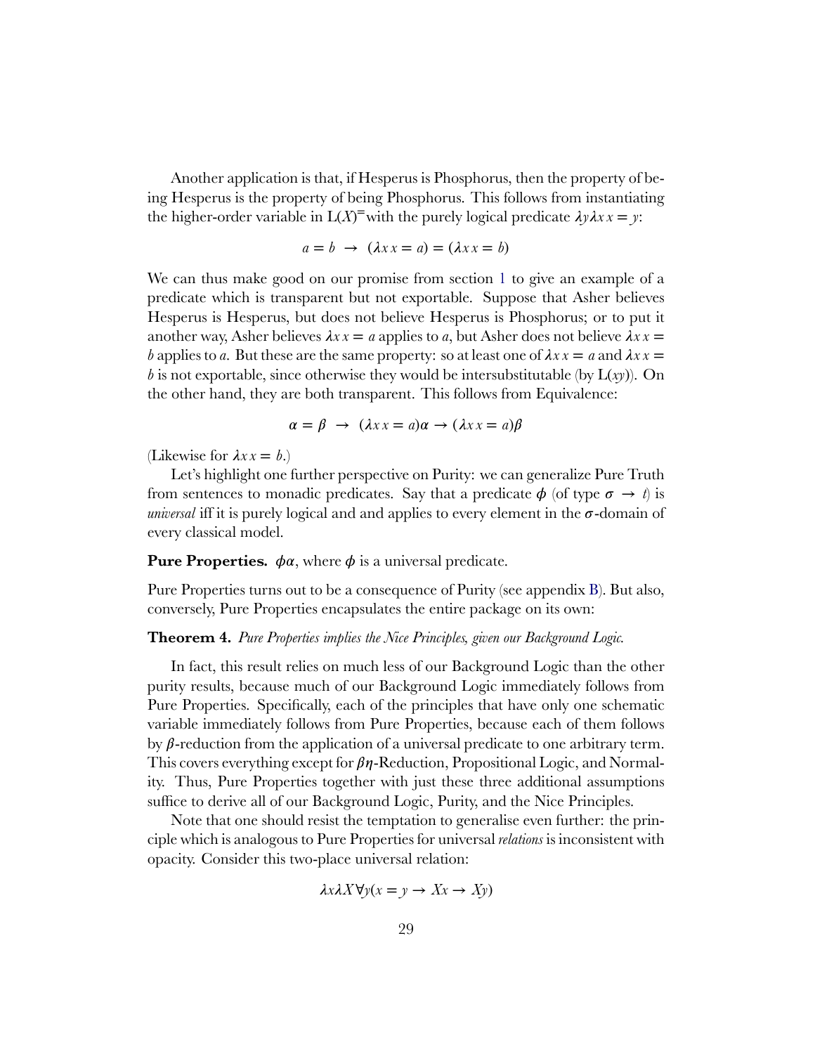Another application is that, if Hesperus is Phosphorus, then the property of being Hesperus is the property of being Phosphorus. This follows from instantiating the higher-order variable in $\mathrm{L}(X)^{=}$ with the purely logical predicate $\lambda y \lambda x\, x = y$:

$$a = b \;\to\; (\lambda x\, x = a) = (\lambda x\, x = b)$$

We can thus make good on our promise from section 1 to give an example of a predicate which is transparent but not exportable. Suppose that Asher believes Hesperus is Hesperus, but does not believe Hesperus is Phosphorus; or to put it another way, Asher believes $\lambda x\, x = a$ applies to $a$, but Asher does not believe $\lambda x\, x = b$ applies to $a$. But these are the same property: so at least one of $\lambda x\, x = a$ and $\lambda x\, x = b$ is not exportable, since otherwise they would be intersubstitutable (by $\mathrm{L}(xy)$). On the other hand, they are both transparent. This follows from Equivalence:

$$\alpha = \beta \;\to\; (\lambda x\, x = a)\alpha \to (\lambda x\, x = a)\beta$$

(Likewise for $\lambda x\, x = b$.)

Let's highlight one further perspective on Purity: we can generalize Pure Truth from sentences to monadic predicates. Say that a predicate $\phi$ (of type $\sigma \to t$) is *universal* iff it is purely logical and and applies to every element in the $\sigma$-domain of every classical model.

**Pure Properties.** $\phi\alpha$, where $\phi$ is a universal predicate.

Pure Properties turns out to be a consequence of Purity (see appendix B). But also, conversely, Pure Properties encapsulates the entire package on its own:

**Theorem 4.** *Pure Properties implies the Nice Principles, given our Background Logic.*

In fact, this result relies on much less of our Background Logic than the other purity results, because much of our Background Logic immediately follows from Pure Properties. Specifically, each of the principles that have only one schematic variable immediately follows from Pure Properties, because each of them follows by $\beta$-reduction from the application of a universal predicate to one arbitrary term. This covers everything except for $\beta\eta$-Reduction, Propositional Logic, and Normality. Thus, Pure Properties together with just these three additional assumptions suffice to derive all of our Background Logic, Purity, and the Nice Principles.

Note that one should resist the temptation to generalise even further: the principle which is analogous to Pure Properties for universal *relations* is inconsistent with opacity. Consider this two-place universal relation:

$$\lambda x \lambda X \forall y (x = y \to Xx \to Xy)$$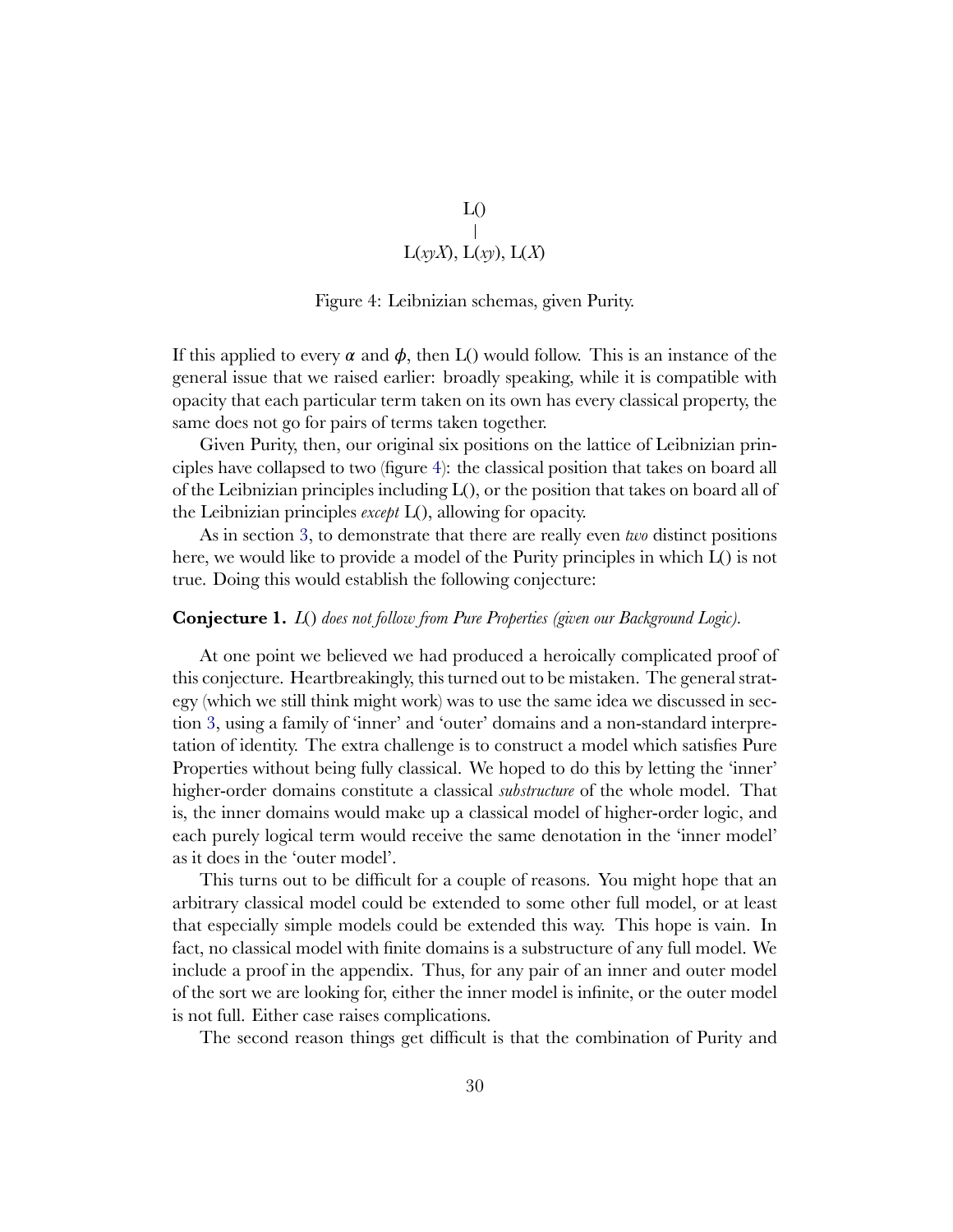L()

|

L(*xyX*), L(*xy*), L(*X*)

Figure 4: Leibnizian schemas, given Purity.

If this applied to every $\alpha$ and $\phi$, then L() would follow. This is an instance of the general issue that we raised earlier: broadly speaking, while it is compatible with opacity that each particular term taken on its own has every classical property, the same does not go for pairs of terms taken together.

Given Purity, then, our original six positions on the lattice of Leibnizian principles have collapsed to two (figure 4): the classical position that takes on board all of the Leibnizian principles including L(), or the position that takes on board all of the Leibnizian principles *except* L(), allowing for opacity.

As in section 3, to demonstrate that there are really even *two* distinct positions here, we would like to provide a model of the Purity principles in which L() is not true. Doing this would establish the following conjecture:

**Conjecture 1.** *L() does not follow from Pure Properties (given our Background Logic).*

At one point we believed we had produced a heroically complicated proof of this conjecture. Heartbreakingly, this turned out to be mistaken. The general strategy (which we still think might work) was to use the same idea we discussed in section 3, using a family of 'inner' and 'outer' domains and a non-standard interpretation of identity. The extra challenge is to construct a model which satisfies Pure Properties without being fully classical. We hoped to do this by letting the 'inner' higher-order domains constitute a classical *substructure* of the whole model. That is, the inner domains would make up a classical model of higher-order logic, and each purely logical term would receive the same denotation in the 'inner model' as it does in the 'outer model'.

This turns out to be difficult for a couple of reasons. You might hope that an arbitrary classical model could be extended to some other full model, or at least that especially simple models could be extended this way. This hope is vain. In fact, no classical model with finite domains is a substructure of any full model. We include a proof in the appendix. Thus, for any pair of an inner and outer model of the sort we are looking for, either the inner model is infinite, or the outer model is not full. Either case raises complications.

The second reason things get difficult is that the combination of Purity and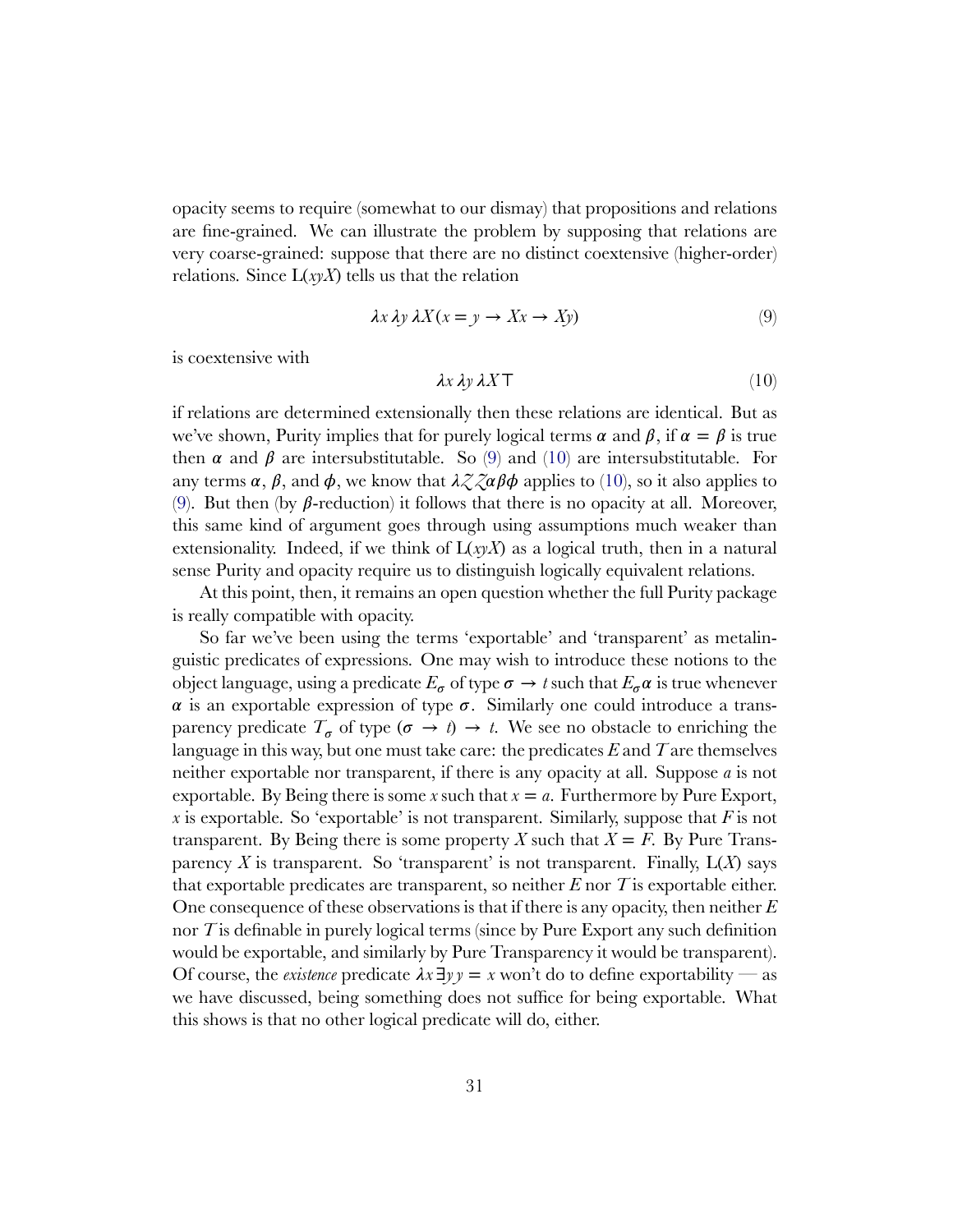opacity seems to require (somewhat to our dismay) that propositions and relations are fine-grained. We can illustrate the problem by supposing that relations are very coarse-grained: suppose that there are no distinct coextensive (higher-order) relations. Since L($xyX$) tells us that the relation

$$\lambda x\, \lambda y\, \lambda X (x = y \to Xx \to Xy) \tag{9}$$

is coextensive with

$$\lambda x\, \lambda y\, \lambda X \top \tag{10}$$

if relations are determined extensionally then these relations are identical. But as we've shown, Purity implies that for purely logical terms $\alpha$ and $\beta$, if $\alpha = \beta$ is true then $\alpha$ and $\beta$ are intersubstitutable. So (9) and (10) are intersubstitutable. For any terms $\alpha$, $\beta$, and $\phi$, we know that $\lambda Z Z\alpha\beta\phi$ applies to (10), so it also applies to (9). But then (by $\beta$-reduction) it follows that there is no opacity at all. Moreover, this same kind of argument goes through using assumptions much weaker than extensionality. Indeed, if we think of L($xyX$) as a logical truth, then in a natural sense Purity and opacity require us to distinguish logically equivalent relations.

At this point, then, it remains an open question whether the full Purity package is really compatible with opacity.

So far we've been using the terms 'exportable' and 'transparent' as metalinguistic predicates of expressions. One may wish to introduce these notions to the object language, using a predicate $E_\sigma$ of type $\sigma \to t$ such that $E_\sigma \alpha$ is true whenever $\alpha$ is an exportable expression of type $\sigma$. Similarly one could introduce a transparency predicate $T_\sigma$ of type $(\sigma \to t) \to t$. We see no obstacle to enriching the language in this way, but one must take care: the predicates $E$ and $T$ are themselves neither exportable nor transparent, if there is any opacity at all. Suppose $a$ is not exportable. By Being there is some $x$ such that $x = a$. Furthermore by Pure Export, $x$ is exportable. So 'exportable' is not transparent. Similarly, suppose that $F$ is not transparent. By Being there is some property $X$ such that $X = F$. By Pure Transparency $X$ is transparent. So 'transparent' is not transparent. Finally, L($X$) says that exportable predicates are transparent, so neither $E$ nor $T$ is exportable either. One consequence of these observations is that if there is any opacity, then neither $E$ nor $T$ is definable in purely logical terms (since by Pure Export any such definition would be exportable, and similarly by Pure Transparency it would be transparent). Of course, the *existence* predicate $\lambda x \exists y\, y = x$ won't do to define exportability — as we have discussed, being something does not suffice for being exportable. What this shows is that no other logical predicate will do, either.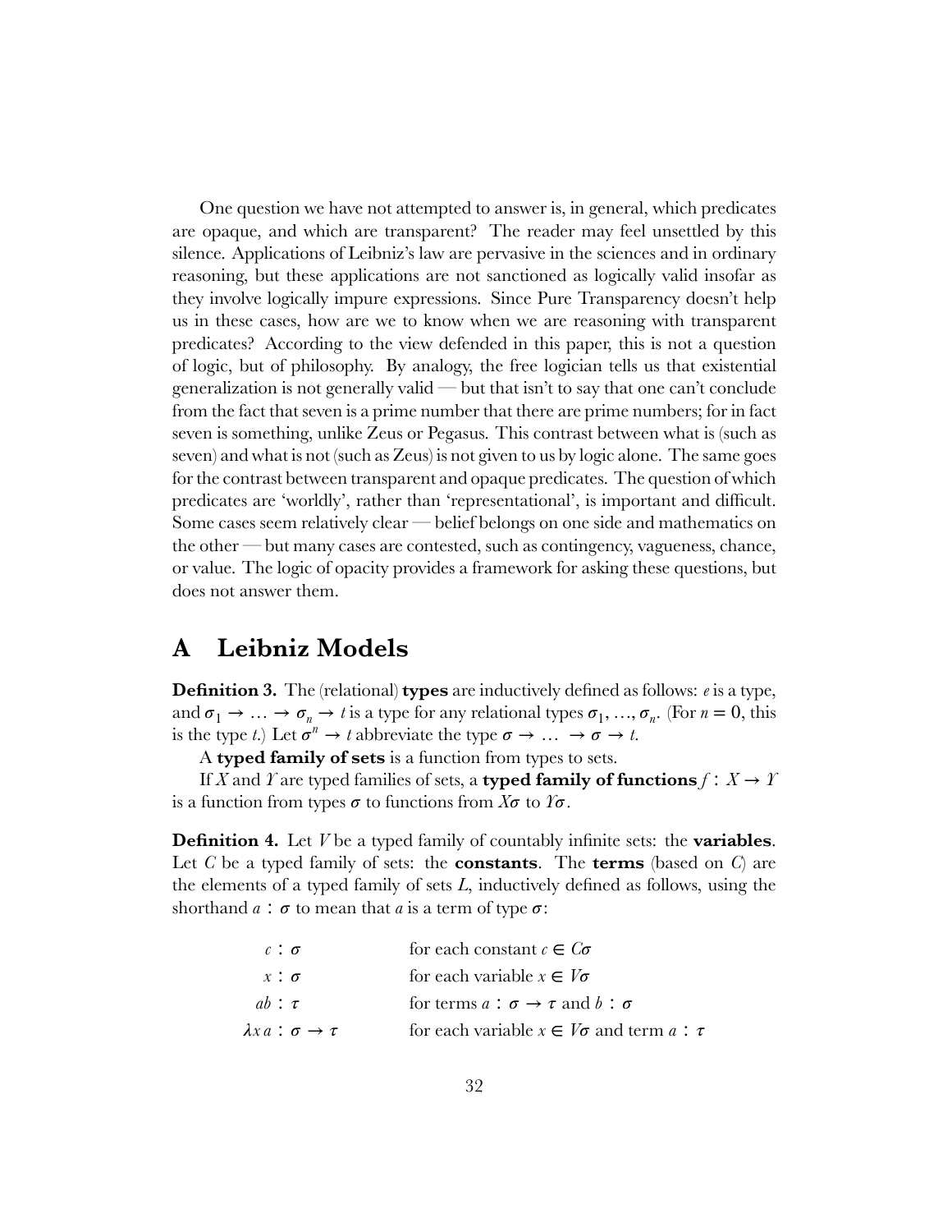One question we have not attempted to answer is, in general, which predicates are opaque, and which are transparent? The reader may feel unsettled by this silence. Applications of Leibniz's law are pervasive in the sciences and in ordinary reasoning, but these applications are not sanctioned as logically valid insofar as they involve logically impure expressions. Since Pure Transparency doesn't help us in these cases, how are we to know when we are reasoning with transparent predicates? According to the view defended in this paper, this is not a question of logic, but of philosophy. By analogy, the free logician tells us that existential generalization is not generally valid — but that isn't to say that one can't conclude from the fact that seven is a prime number that there are prime numbers; for in fact seven is something, unlike Zeus or Pegasus. This contrast between what is (such as seven) and what is not (such as Zeus) is not given to us by logic alone. The same goes for the contrast between transparent and opaque predicates. The question of which predicates are 'worldly', rather than 'representational', is important and difficult. Some cases seem relatively clear — belief belongs on one side and mathematics on the other — but many cases are contested, such as contingency, vagueness, chance, or value. The logic of opacity provides a framework for asking these questions, but does not answer them.

# A Leibniz Models

**Definition 3.** The (relational) **types** are inductively defined as follows: $e$ is a type, and $\sigma_1 \to \ldots \to \sigma_n \to t$ is a type for any relational types $\sigma_1, \ldots, \sigma_n$. (For $n = 0$, this is the type $t$.) Let $\sigma^n \to t$ abbreviate the type $\sigma \to \ldots \to \sigma \to t$.

A **typed family of sets** is a function from types to sets.

If $X$ and $Y$ are typed families of sets, a **typed family of functions** $f : X \to Y$ is a function from types $\sigma$ to functions from $X\sigma$ to $Y\sigma$.

**Definition 4.** Let $V$ be a typed family of countably infinite sets: the **variables**. Let $C$ be a typed family of sets: the **constants**. The **terms** (based on $C$) are the elements of a typed family of sets $L$, inductively defined as follows, using the shorthand $a : \sigma$ to mean that $a$ is a term of type $\sigma$:

| | |
|---|---|
| $c : \sigma$ | for each constant $c \in C\sigma$ |
| $x : \sigma$ | for each variable $x \in V\sigma$ |
| $ab : \tau$ | for terms $a : \sigma \to \tau$ and $b : \sigma$ |
| $\lambda x\, a : \sigma \to \tau$ | for each variable $x \in V\sigma$ and term $a : \tau$ |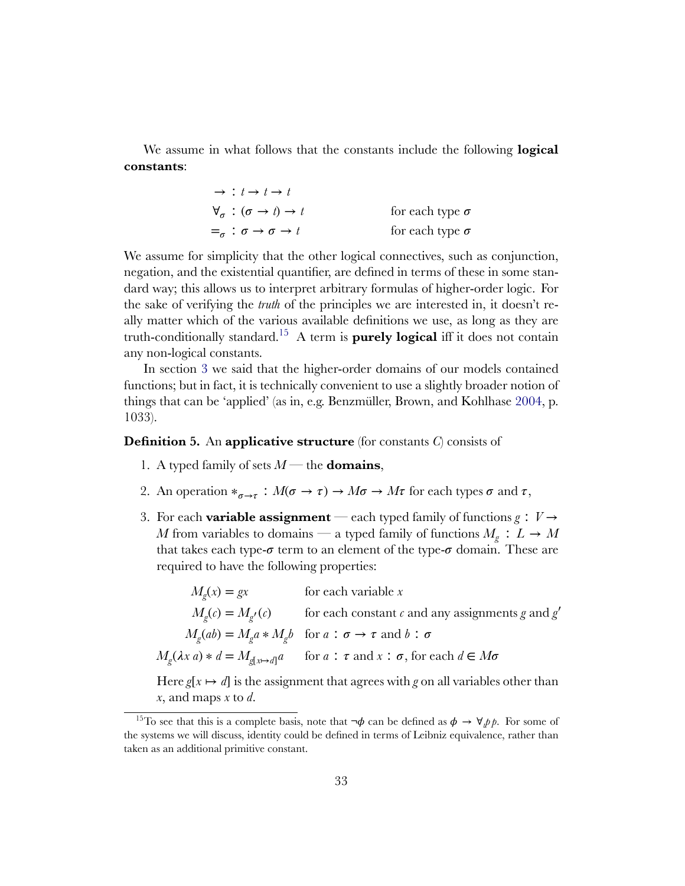We assume in what follows that the constants include the following **logical constants**:

$$
\begin{aligned}
\to &: t \to t \to t && \\
\forall_\sigma &: (\sigma \to t) \to t && \text{for each type } \sigma \\
=_\sigma &: \sigma \to \sigma \to t && \text{for each type } \sigma
\end{aligned}
$$

We assume for simplicity that the other logical connectives, such as conjunction, negation, and the existential quantifier, are defined in terms of these in some standard way; this allows us to interpret arbitrary formulas of higher-order logic. For the sake of verifying the *truth* of the principles we are interested in, it doesn't really matter which of the various available definitions we use, as long as they are truth-conditionally standard.[15] A term is **purely logical** iff it does not contain any non-logical constants.

In section 3 we said that the higher-order domains of our models contained functions; but in fact, it is technically convenient to use a slightly broader notion of things that can be 'applied' (as in, e.g. Benzmüller, Brown, and Kohlhase 2004, p. 1033).

**Definition 5.** An **applicative structure** (for constants $C$) consists of

1. A typed family of sets $M$ — the **domains**,
2. An operation $*_{\sigma \to \tau} : M(\sigma \to \tau) \to M\sigma \to M\tau$ for each types $\sigma$ and $\tau$,
3. For each **variable assignment** — each typed family of functions $g : V \to M$ from variables to domains — a typed family of functions $M_g : L \to M$ that takes each type-$\sigma$ term to an element of the type-$\sigma$ domain. These are required to have the following properties:

$$
\begin{aligned}
M_g(x) &= gx && \text{for each variable } x \\
M_g(c) &= M_{g'}(c) && \text{for each constant } c \text{ and any assignments } g \text{ and } g' \\
M_g(ab) &= M_g a * M_g b && \text{for } a : \sigma \to \tau \text{ and } b : \sigma \\
M_g(\lambda x\, a) * d &= M_{g[x \mapsto d]} a && \text{for } a : \tau \text{ and } x : \sigma \text{, for each } d \in M\sigma
\end{aligned}
$$

Here $g[x \mapsto d]$ is the assignment that agrees with $g$ on all variables other than $x$, and maps $x$ to $d$.

[15] To see that this is a complete basis, note that $\neg\phi$ can be defined as $\phi \to \forall_t p\, p$. For some of the systems we will discuss, identity could be defined in terms of Leibniz equivalence, rather than taken as an additional primitive constant.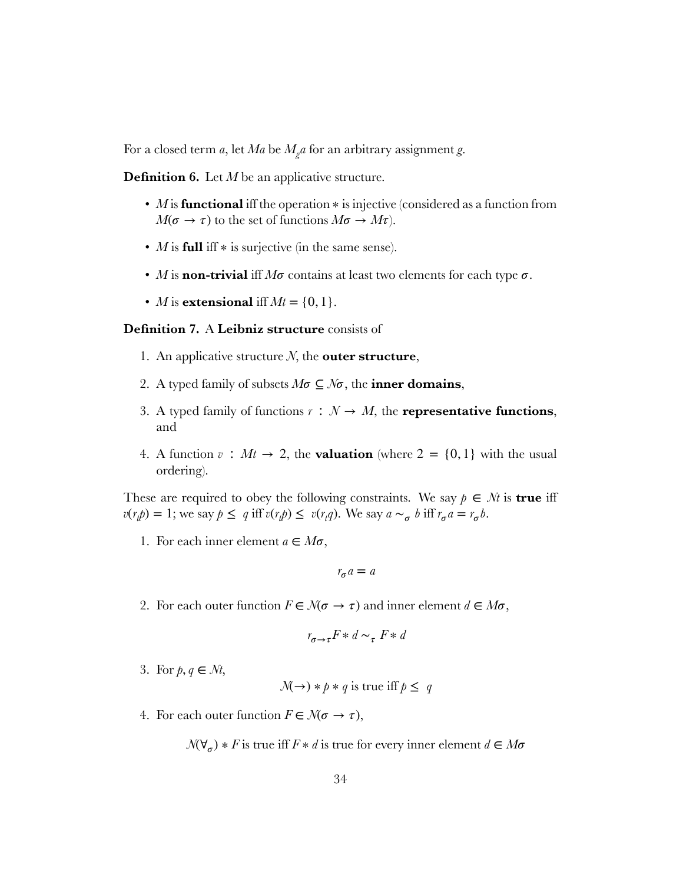For a closed term $a$, let $Ma$ be $M_g a$ for an arbitrary assignment $g$.

**Definition 6.** Let $M$ be an applicative structure.

- $M$ is **functional** iff the operation $*$ is injective (considered as a function from $M(\sigma \to \tau)$ to the set of functions $M\sigma \to M\tau$).
- $M$ is **full** iff $*$ is surjective (in the same sense).
- $M$ is **non-trivial** iff $M\sigma$ contains at least two elements for each type $\sigma$.
- $M$ is **extensional** iff $Mt = \{0, 1\}$.

**Definition 7.** A **Leibniz structure** consists of

1. An applicative structure $\mathcal{N}$, the **outer structure**,
2. A typed family of subsets $M\sigma \subseteq \mathcal{N}\sigma$, the **inner domains**,
3. A typed family of functions $r : \mathcal{N} \to M$, the **representative functions**, and
4. A function $v : Mt \to 2$, the **valuation** (where $2 = \{0, 1\}$ with the usual ordering).

These are required to obey the following constraints. We say $p \in \mathcal{N}t$ is **true** iff $v(r_t p) = 1$; we say $p \leq q$ iff $v(r_t p) \leq v(r_t q)$. We say $a \sim_\sigma b$ iff $r_\sigma a = r_\sigma b$.

1. For each inner element $a \in M\sigma$,

$$r_\sigma a = a$$

2. For each outer function $F \in \mathcal{N}(\sigma \to \tau)$ and inner element $d \in M\sigma$,

$$r_{\sigma \to \tau} F * d \sim_\tau F * d$$

3. For $p, q \in \mathcal{N}t$,

$$\mathcal{N}(\to) * p * q \text{ is true iff } p \leq q$$

4. For each outer function $F \in \mathcal{N}(\sigma \to \tau)$,

$$\mathcal{N}(\forall_\sigma) * F \text{ is true iff } F * d \text{ is true for every inner element } d \in M\sigma$$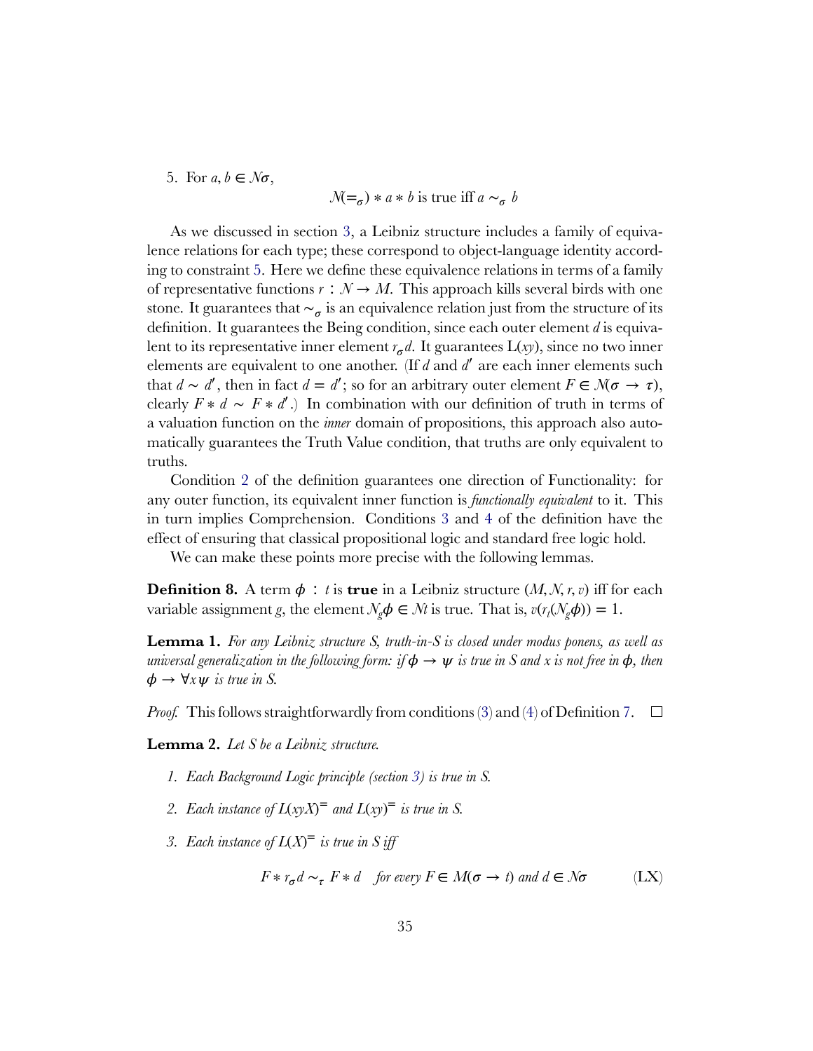5. For $a, b \in \mathcal{N}\sigma$,

$$\mathcal{N}(=_\sigma) * a * b \text{ is true iff } a \sim_\sigma b$$

As we discussed in section 3, a Leibniz structure includes a family of equivalence relations for each type; these correspond to object-language identity according to constraint 5. Here we define these equivalence relations in terms of a family of representative functions $r : \mathcal{N} \to M$. This approach kills several birds with one stone. It guarantees that $\sim_\sigma$ is an equivalence relation just from the structure of its definition. It guarantees the Being condition, since each outer element $d$ is equivalent to its representative inner element $r_\sigma d$. It guarantees L($xy$), since no two inner elements are equivalent to one another. (If $d$ and $d'$ are each inner elements such that $d \sim d'$, then in fact $d = d'$; so for an arbitrary outer element $F \in \mathcal{N}(\sigma \to \tau)$, clearly $F * d \sim F * d'$.) In combination with our definition of truth in terms of a valuation function on the *inner* domain of propositions, this approach also automatically guarantees the Truth Value condition, that truths are only equivalent to truths.

Condition 2 of the definition guarantees one direction of Functionality: for any outer function, its equivalent inner function is *functionally equivalent* to it. This in turn implies Comprehension. Conditions 3 and 4 of the definition have the effect of ensuring that classical propositional logic and standard free logic hold.

We can make these points more precise with the following lemmas.

**Definition 8.** A term $\phi : t$ is **true** in a Leibniz structure $(M, \mathcal{N}, r, v)$ iff for each variable assignment $g$, the element $\mathcal{N}_g\phi \in \mathcal{N}t$ is true. That is, $v(r_t(\mathcal{N}_g\phi)) = 1$.

**Lemma 1.** *For any Leibniz structure S, truth-in-S is closed under modus ponens, as well as universal generalization in the following form: if $\phi \to \psi$ is true in S and x is not free in $\phi$, then $\phi \to \forall x \psi$ is true in S.*

*Proof.* This follows straightforwardly from conditions (3) and (4) of Definition 7. □

**Lemma 2.** *Let S be a Leibniz structure.*

1. *Each Background Logic principle (section 3) is true in S.*
2. *Each instance of $L(xyX)^=$ and $L(xy)^=$ is true in S.*
3. *Each instance of $L(X)^=$ is true in S iff*

$$F * r_\sigma d \sim_\tau F * d \quad \text{for every } F \in M(\sigma \to t) \text{ and } d \in \mathcal{N}\sigma \qquad \text{(LX)}$$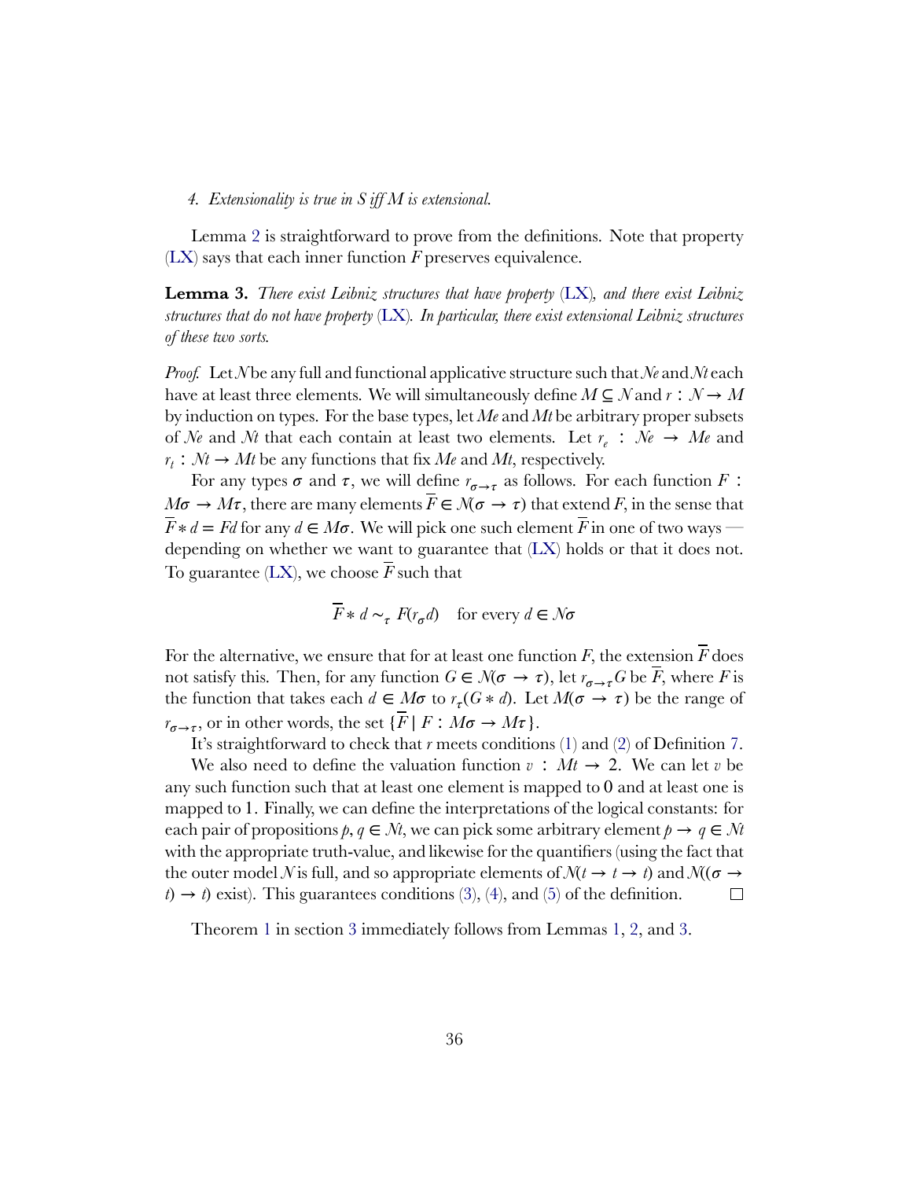4. *Extensionality is true in S iff M is extensional.*

Lemma 2 is straightforward to prove from the definitions. Note that property (LX) says that each inner function $F$ preserves equivalence.

**Lemma 3.** *There exist Leibniz structures that have property* (LX)*, and there exist Leibniz structures that do not have property* (LX)*. In particular, there exist extensional Leibniz structures of these two sorts.*

*Proof.* Let $\mathcal{N}$ be any full and functional applicative structure such that $\mathcal{N}e$ and $\mathcal{N}t$ each have at least three elements. We will simultaneously define $M \subseteq \mathcal{N}$ and $r : \mathcal{N} \to M$ by induction on types. For the base types, let $Me$ and $Mt$ be arbitrary proper subsets of $\mathcal{N}e$ and $\mathcal{N}t$ that each contain at least two elements. Let $r_e : \mathcal{N}e \to Me$ and $r_t : \mathcal{N}t \to Mt$ be any functions that fix $Me$ and $Mt$, respectively.

For any types $\sigma$ and $\tau$, we will define $r_{\sigma\to\tau}$ as follows. For each function $F : M\sigma \to M\tau$, there are many elements $\overline{F} \in \mathcal{N}(\sigma \to \tau)$ that extend $F$, in the sense that $\overline{F} * d = Fd$ for any $d \in M\sigma$. We will pick one such element $\overline{F}$ in one of two ways — depending on whether we want to guarantee that (LX) holds or that it does not. To guarantee (LX), we choose $\overline{F}$ such that

$$\overline{F} * d \sim_\tau F(r_\sigma d) \quad \text{for every } d \in \mathcal{N}\sigma$$

For the alternative, we ensure that for at least one function $F$, the extension $\overline{F}$ does not satisfy this. Then, for any function $G \in \mathcal{N}(\sigma \to \tau)$, let $r_{\sigma\to\tau}G$ be $\overline{F}$, where $F$ is the function that takes each $d \in M\sigma$ to $r_\tau(G * d)$. Let $M(\sigma \to \tau)$ be the range of $r_{\sigma\to\tau}$, or in other words, the set $\{\overline{F} \mid F : M\sigma \to M\tau\}$.

It's straightforward to check that $r$ meets conditions (1) and (2) of Definition 7.

We also need to define the valuation function $v : Mt \to 2$. We can let $v$ be any such function such that at least one element is mapped to 0 and at least one is mapped to 1. Finally, we can define the interpretations of the logical constants: for each pair of propositions $p, q \in \mathcal{N}t$, we can pick some arbitrary element $p \to q \in \mathcal{N}t$ with the appropriate truth-value, and likewise for the quantifiers (using the fact that the outer model $\mathcal{N}$ is full, and so appropriate elements of $\mathcal{N}(t \to t \to t)$ and $\mathcal{N}((\sigma \to t) \to t)$ exist). This guarantees conditions (3), (4), and (5) of the definition. □

Theorem 1 in section 3 immediately follows from Lemmas 1, 2, and 3.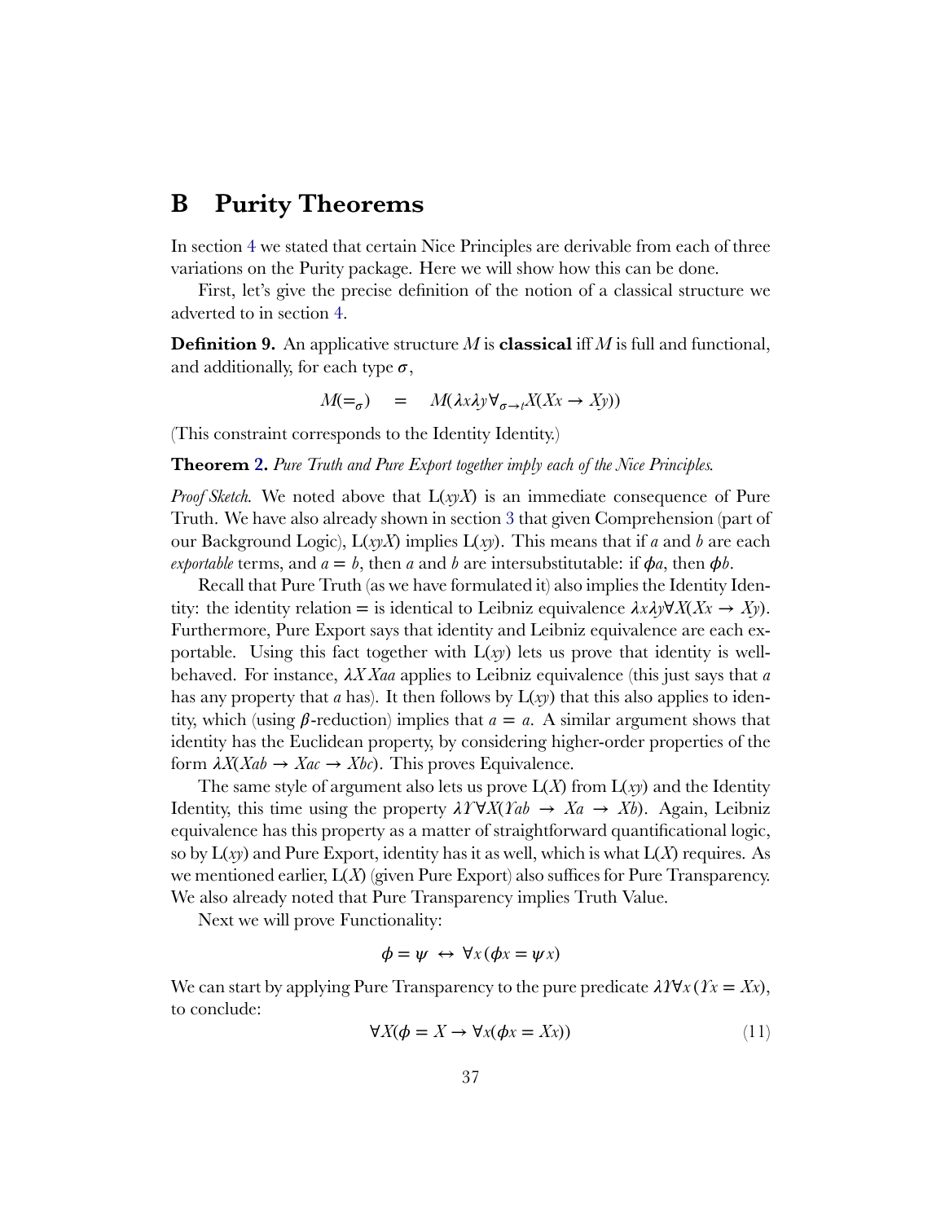# B Purity Theorems

In section 4 we stated that certain Nice Principles are derivable from each of three variations on the Purity package. Here we will show how this can be done.

First, let's give the precise definition of the notion of a classical structure we adverted to in section 4.

**Definition 9.** An applicative structure $M$ is **classical** iff $M$ is full and functional, and additionally, for each type $\sigma$,

$$M(=_\sigma) \quad = \quad M(\lambda x \lambda y \forall_{\sigma \to t} X(Xx \to Xy))$$

(This constraint corresponds to the Identity Identity.)

**Theorem 2.** *Pure Truth and Pure Export together imply each of the Nice Principles.*

*Proof Sketch.* We noted above that $\mathrm{L}(xyX)$ is an immediate consequence of Pure Truth. We have also already shown in section 3 that given Comprehension (part of our Background Logic), $\mathrm{L}(xyX)$ implies $\mathrm{L}(xy)$. This means that if $a$ and $b$ are each *exportable* terms, and $a = b$, then $a$ and $b$ are intersubstitutable: if $\phi a$, then $\phi b$.

Recall that Pure Truth (as we have formulated it) also implies the Identity Identity: the identity relation $=$ is identical to Leibniz equivalence $\lambda x \lambda y \forall X(Xx \to Xy)$. Furthermore, Pure Export says that identity and Leibniz equivalence are each exportable. Using this fact together with $\mathrm{L}(xy)$ lets us prove that identity is well-behaved. For instance, $\lambda X\, Xaa$ applies to Leibniz equivalence (this just says that $a$ has any property that $a$ has). It then follows by $\mathrm{L}(xy)$ that this also applies to identity, which (using $\beta$-reduction) implies that $a = a$. A similar argument shows that identity has the Euclidean property, by considering higher-order properties of the form $\lambda X(Xab \to Xac \to Xbc)$. This proves Equivalence.

The same style of argument also lets us prove $\mathrm{L}(X)$ from $\mathrm{L}(xy)$ and the Identity Identity, this time using the property $\lambda Y \forall X(Yab \to Xa \to Xb)$. Again, Leibniz equivalence has this property as a matter of straightforward quantificational logic, so by $\mathrm{L}(xy)$ and Pure Export, identity has it as well, which is what $\mathrm{L}(X)$ requires. As we mentioned earlier, $\mathrm{L}(X)$ (given Pure Export) also suffices for Pure Transparency. We also already noted that Pure Transparency implies Truth Value.

Next we will prove Functionality:

$$\phi = \psi \leftrightarrow \forall x\, (\phi x = \psi x)$$

We can start by applying Pure Transparency to the pure predicate $\lambda Y \forall x\, (Yx = Xx)$, to conclude:

$$\forall X(\phi = X \to \forall x(\phi x = Xx)) \tag{11}$$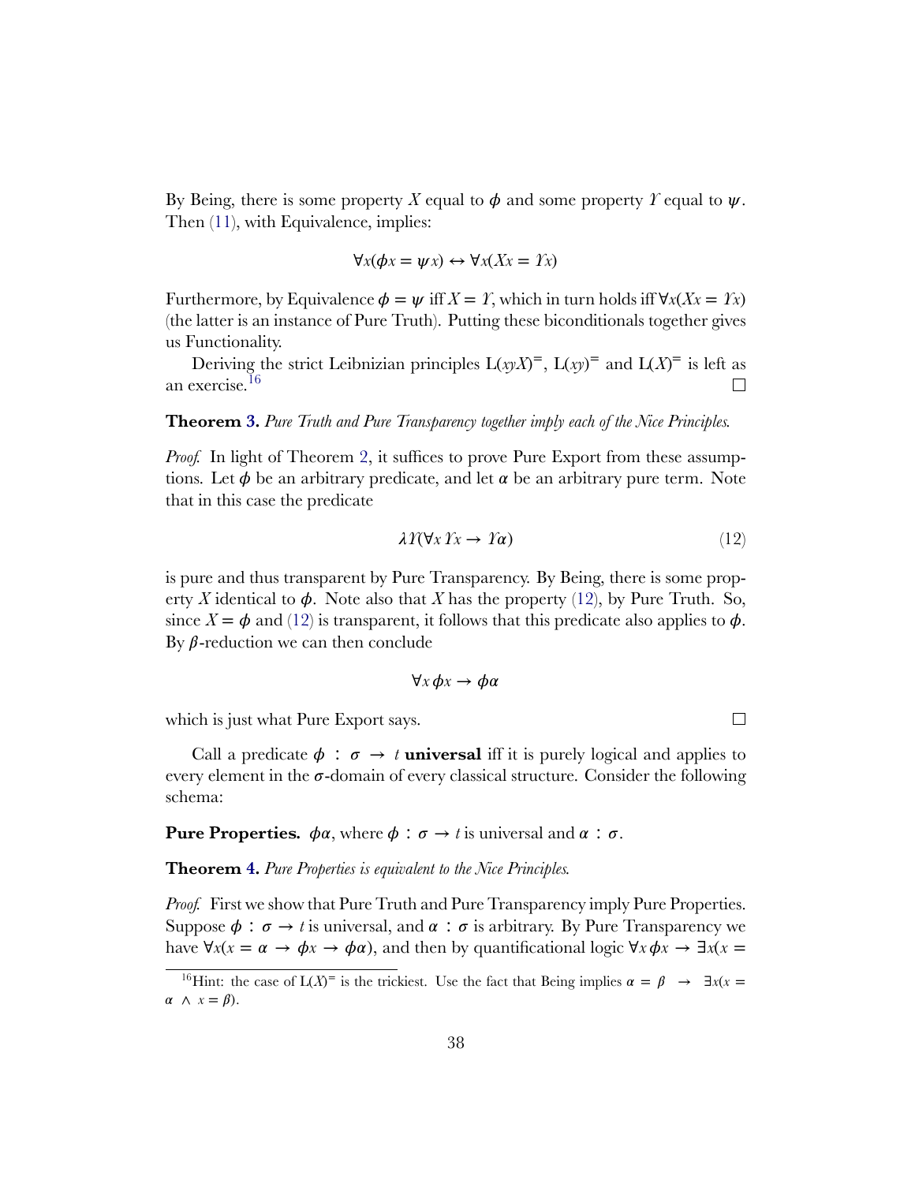By Being, there is some property $X$ equal to $\phi$ and some property $Y$ equal to $\psi$. Then (11), with Equivalence, implies:

$$\forall x(\phi x = \psi x) \leftrightarrow \forall x(Xx = Yx)$$

Furthermore, by Equivalence $\phi = \psi$ iff $X = Y$, which in turn holds iff $\forall x(Xx = Yx)$ (the latter is an instance of Pure Truth). Putting these biconditionals together gives us Functionality.

Deriving the strict Leibnizian principles $\mathrm{L}(xyX)^{=}$, $\mathrm{L}(xy)^{=}$ and $\mathrm{L}(X)^{=}$ is left as an exercise.[16] □

**Theorem 3.** *Pure Truth and Pure Transparency together imply each of the Nice Principles.*

*Proof.* In light of Theorem 2, it suffices to prove Pure Export from these assumptions. Let $\phi$ be an arbitrary predicate, and let $\alpha$ be an arbitrary pure term. Note that in this case the predicate

$$\lambda Y(\forall x\, Yx \to Y\alpha) \tag{12}$$

is pure and thus transparent by Pure Transparency. By Being, there is some property $X$ identical to $\phi$. Note also that $X$ has the property (12), by Pure Truth. So, since $X = \phi$ and (12) is transparent, it follows that this predicate also applies to $\phi$. By $\beta$-reduction we can then conclude

$$\forall x\, \phi x \to \phi\alpha$$

which is just what Pure Export says. □

Call a predicate $\phi : \sigma \to t$ **universal** iff it is purely logical and applies to every element in the $\sigma$-domain of every classical structure. Consider the following schema:

**Pure Properties.** $\phi\alpha$, where $\phi : \sigma \to t$ is universal and $\alpha : \sigma$.

**Theorem 4.** *Pure Properties is equivalent to the Nice Principles.*

*Proof.* First we show that Pure Truth and Pure Transparency imply Pure Properties. Suppose $\phi : \sigma \to t$ is universal, and $\alpha : \sigma$ is arbitrary. By Pure Transparency we have $\forall x(x = \alpha \to \phi x \to \phi\alpha)$, and then by quantificational logic $\forall x\, \phi x \to \exists x(x =$

[16] Hint: the case of $\mathrm{L}(X)^{=}$ is the trickiest. Use the fact that Being implies $\alpha = \beta \;\to\; \exists x(x = \alpha \;\wedge\; x = \beta)$.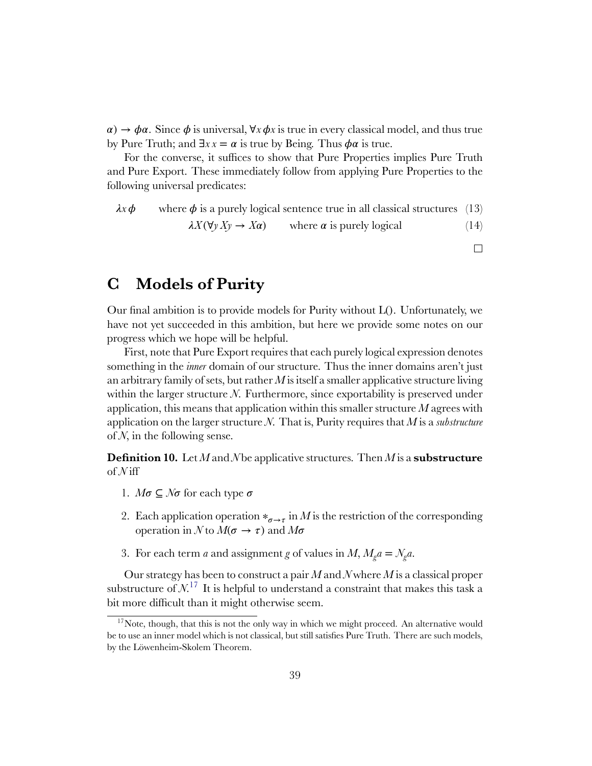$\alpha) \to \phi\alpha$. Since $\phi$ is universal, $\forall x\, \phi x$ is true in every classical model, and thus true by Pure Truth; and $\exists x\, x = \alpha$ is true by Being. Thus $\phi\alpha$ is true.

For the converse, it suffices to show that Pure Properties implies Pure Truth and Pure Export. These immediately follow from applying Pure Properties to the following universal predicates:

$$\lambda x\, \phi \qquad \text{where } \phi \text{ is a purely logical sentence true in all classical structures} \tag{13}$$

$$\lambda X (\forall y\, Xy \to X\alpha) \qquad \text{where } \alpha \text{ is purely logical} \tag{14}$$

□

# C Models of Purity

Our final ambition is to provide models for Purity without L(). Unfortunately, we have not yet succeeded in this ambition, but here we provide some notes on our progress which we hope will be helpful.

First, note that Pure Export requires that each purely logical expression denotes something in the *inner* domain of our structure. Thus the inner domains aren't just an arbitrary family of sets, but rather $M$ is itself a smaller applicative structure living within the larger structure $\mathcal{N}$. Furthermore, since exportability is preserved under application, this means that application within this smaller structure $M$ agrees with application on the larger structure $\mathcal{N}$. That is, Purity requires that $M$ is a *substructure* of $\mathcal{N}$, in the following sense.

**Definition 10.** Let $M$ and $\mathcal{N}$ be applicative structures. Then $M$ is a **substructure** of $\mathcal{N}$ iff

1. $M\sigma \subseteq \mathcal{N}\sigma$ for each type $\sigma$
2. Each application operation $*_{\sigma\to\tau}$ in $M$ is the restriction of the corresponding operation in $\mathcal{N}$ to $M(\sigma \to \tau)$ and $M\sigma$
3. For each term $a$ and assignment $g$ of values in $M$, $M_g a = \mathcal{N}_g a$.

Our strategy has been to construct a pair $M$ and $\mathcal{N}$ where $M$ is a classical proper substructure of $\mathcal{N}$.[17] It is helpful to understand a constraint that makes this task a bit more difficult than it might otherwise seem.

[17] Note, though, that this is not the only way in which we might proceed. An alternative would be to use an inner model which is not classical, but still satisfies Pure Truth. There are such models, by the Löwenheim-Skolem Theorem.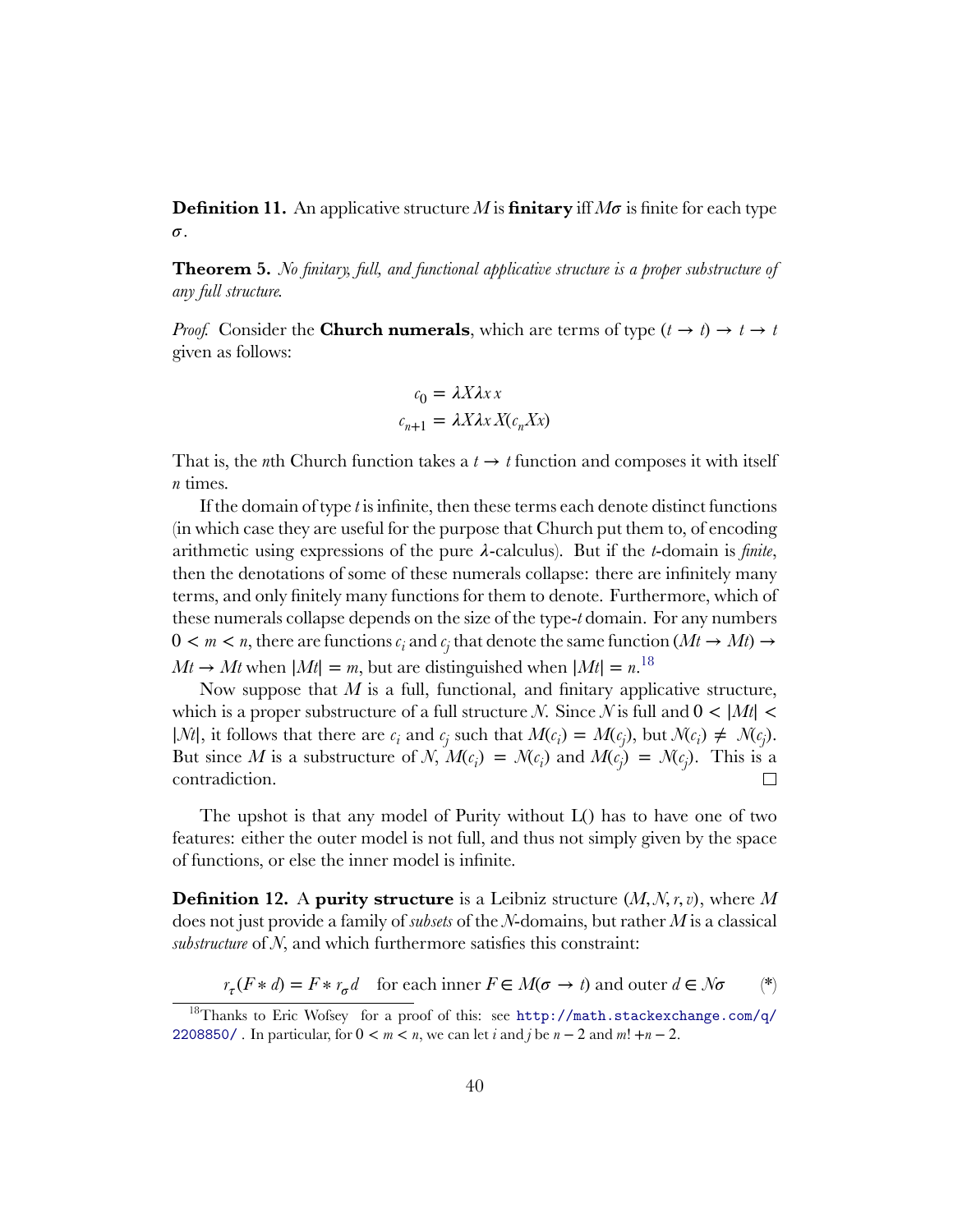**Definition 11.** An applicative structure $M$ is **finitary** iff $M\sigma$ is finite for each type $\sigma$.

**Theorem 5.** *No finitary, full, and functional applicative structure is a proper substructure of any full structure.*

*Proof.* Consider the **Church numerals**, which are terms of type $(t \to t) \to t \to t$ given as follows:

$$c_0 = \lambda X \lambda x\, x$$
$$c_{n+1} = \lambda X \lambda x\, X(c_n X x)$$

That is, the $n$th Church function takes a $t \to t$ function and composes it with itself $n$ times.

If the domain of type $t$ is infinite, then these terms each denote distinct functions (in which case they are useful for the purpose that Church put them to, of encoding arithmetic using expressions of the pure $\lambda$-calculus). But if the $t$-domain is *finite*, then the denotations of some of these numerals collapse: there are infinitely many terms, and only finitely many functions for them to denote. Furthermore, which of these numerals collapse depends on the size of the type-$t$ domain. For any numbers $0 < m < n$, there are functions $c_i$ and $c_j$ that denote the same function $(Mt \to Mt) \to Mt \to Mt$ when $|Mt| = m$, but are distinguished when $|Mt| = n$.[18]

Now suppose that $M$ is a full, functional, and finitary applicative structure, which is a proper substructure of a full structure $\mathcal{N}$. Since $\mathcal{N}$ is full and $0 < |Mt| < |\mathcal{N}t|$, it follows that there are $c_i$ and $c_j$ such that $M(c_i) = M(c_j)$, but $\mathcal{N}(c_i) \neq \mathcal{N}(c_j)$. But since $M$ is a substructure of $\mathcal{N}$, $M(c_i) = \mathcal{N}(c_i)$ and $M(c_j) = \mathcal{N}(c_j)$. This is a contradiction. □

The upshot is that any model of Purity without L() has to have one of two features: either the outer model is not full, and thus not simply given by the space of functions, or else the inner model is infinite.

**Definition 12.** A **purity structure** is a Leibniz structure $(M, \mathcal{N}, r, v)$, where $M$ does not just provide a family of *subsets* of the $\mathcal{N}$-domains, but rather $M$ is a classical *substructure* of $\mathcal{N}$, and which furthermore satisfies this constraint:

$$r_\tau(F * d) = F * r_\sigma d \quad \text{for each inner } F \in M(\sigma \to t) \text{ and outer } d \in \mathcal{N}\sigma \qquad (*)$$

[18] Thanks to Eric Wofsey for a proof of this: see http://math.stackexchange.com/q/2208850/ . In particular, for $0 < m < n$, we can let $i$ and $j$ be $n - 2$ and $m! + n - 2$.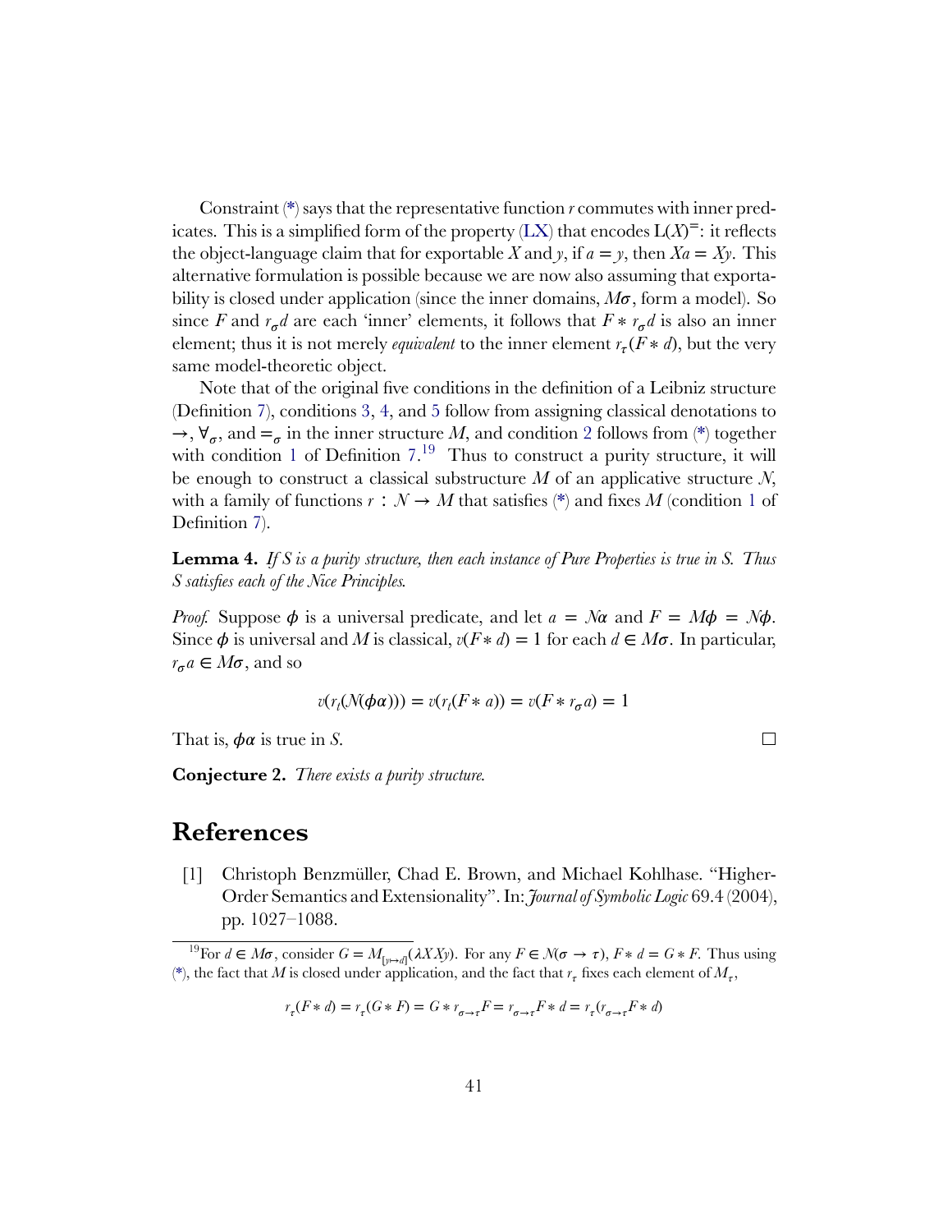Constraint (*) says that the representative function $r$ commutes with inner predicates. This is a simplified form of the property (LX) that encodes $\mathrm{L}(X)^{=}$: it reflects the object-language claim that for exportable $X$ and $y$, if $a = y$, then $Xa = Xy$. This alternative formulation is possible because we are now also assuming that exportability is closed under application (since the inner domains, $M\sigma$, form a model). So since $F$ and $r_\sigma d$ are each 'inner' elements, it follows that $F * r_\sigma d$ is also an inner element; thus it is not merely *equivalent* to the inner element $r_\tau(F * d)$, but the very same model-theoretic object.

Note that of the original five conditions in the definition of a Leibniz structure (Definition 7), conditions 3, 4, and 5 follow from assigning classical denotations to $\rightarrow$, $\forall_\sigma$, and $=_\sigma$ in the inner structure $M$, and condition 2 follows from (*) together with condition 1 of Definition 7.[19] Thus to construct a purity structure, it will be enough to construct a classical substructure $M$ of an applicative structure $\mathcal{N}$, with a family of functions $r : \mathcal{N} \rightarrow M$ that satisfies (*) and fixes $M$ (condition 1 of Definition 7).

**Lemma 4.** *If $S$ is a purity structure, then each instance of Pure Properties is true in $S$. Thus $S$ satisfies each of the Nice Principles.*

*Proof.* Suppose $\phi$ is a universal predicate, and let $a = \mathcal{N}\alpha$ and $F = M\phi = \mathcal{N}\phi$. Since $\phi$ is universal and $M$ is classical, $v(F * d) = 1$ for each $d \in M\sigma$. In particular, $r_\sigma a \in M\sigma$, and so

$$v(r_t(\mathcal{N}(\phi\alpha))) = v(r_t(F * a)) = v(F * r_\sigma a) = 1$$

That is, $\phi\alpha$ is true in $S$. □

**Conjecture 2.** *There exists a purity structure.*

# References

[1] Christoph Benzmüller, Chad E. Brown, and Michael Kohlhase. "Higher-Order Semantics and Extensionality". In: *Journal of Symbolic Logic* 69.4 (2004), pp. 1027–1088.

[19] For $d \in M\sigma$, consider $G = M_{[y\mapsto d]}(\lambda X X y)$. For any $F \in \mathcal{N}(\sigma \rightarrow \tau)$, $F * d = G * F$. Thus using (*), the fact that $M$ is closed under application, and the fact that $r_\tau$ fixes each element of $M_\tau$,

$$r_\tau(F * d) = r_\tau(G * F) = G * r_{\sigma\rightarrow\tau} F = r_{\sigma\rightarrow\tau} F * d = r_\tau(r_{\sigma\rightarrow\tau} F * d)$$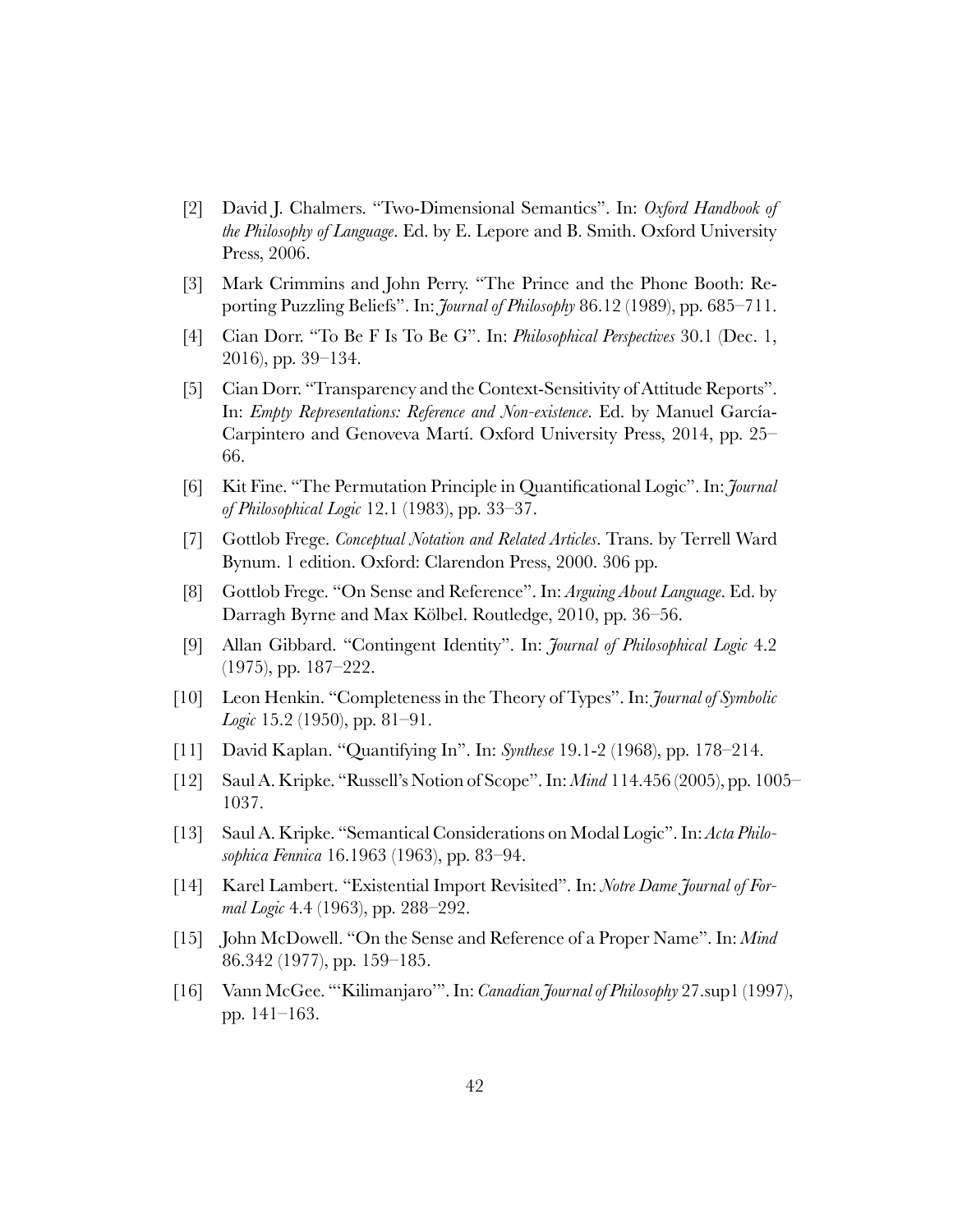[2] David J. Chalmers. "Two-Dimensional Semantics". In: *Oxford Handbook of the Philosophy of Language*. Ed. by E. Lepore and B. Smith. Oxford University Press, 2006.

[3] Mark Crimmins and John Perry. "The Prince and the Phone Booth: Reporting Puzzling Beliefs". In: *Journal of Philosophy* 86.12 (1989), pp. 685–711.

[4] Cian Dorr. "To Be F Is To Be G". In: *Philosophical Perspectives* 30.1 (Dec. 1, 2016), pp. 39–134.

[5] Cian Dorr. "Transparency and the Context-Sensitivity of Attitude Reports". In: *Empty Representations: Reference and Non-existence*. Ed. by Manuel García-Carpintero and Genoveva Martí. Oxford University Press, 2014, pp. 25–66.

[6] Kit Fine. "The Permutation Principle in Quantificational Logic". In: *Journal of Philosophical Logic* 12.1 (1983), pp. 33–37.

[7] Gottlob Frege. *Conceptual Notation and Related Articles*. Trans. by Terrell Ward Bynum. 1 edition. Oxford: Clarendon Press, 2000. 306 pp.

[8] Gottlob Frege. "On Sense and Reference". In: *Arguing About Language*. Ed. by Darragh Byrne and Max Kölbel. Routledge, 2010, pp. 36–56.

[9] Allan Gibbard. "Contingent Identity". In: *Journal of Philosophical Logic* 4.2 (1975), pp. 187–222.

[10] Leon Henkin. "Completeness in the Theory of Types". In: *Journal of Symbolic Logic* 15.2 (1950), pp. 81–91.

[11] David Kaplan. "Quantifying In". In: *Synthese* 19.1-2 (1968), pp. 178–214.

[12] Saul A. Kripke. "Russell's Notion of Scope". In: *Mind* 114.456 (2005), pp. 1005–1037.

[13] Saul A. Kripke. "Semantical Considerations on Modal Logic". In: *Acta Philosophica Fennica* 16.1963 (1963), pp. 83–94.

[14] Karel Lambert. "Existential Import Revisited". In: *Notre Dame Journal of Formal Logic* 4.4 (1963), pp. 288–292.

[15] John McDowell. "On the Sense and Reference of a Proper Name". In: *Mind* 86.342 (1977), pp. 159–185.

[16] Vann McGee. "'Kilimanjaro'". In: *Canadian Journal of Philosophy* 27.sup1 (1997), pp. 141–163.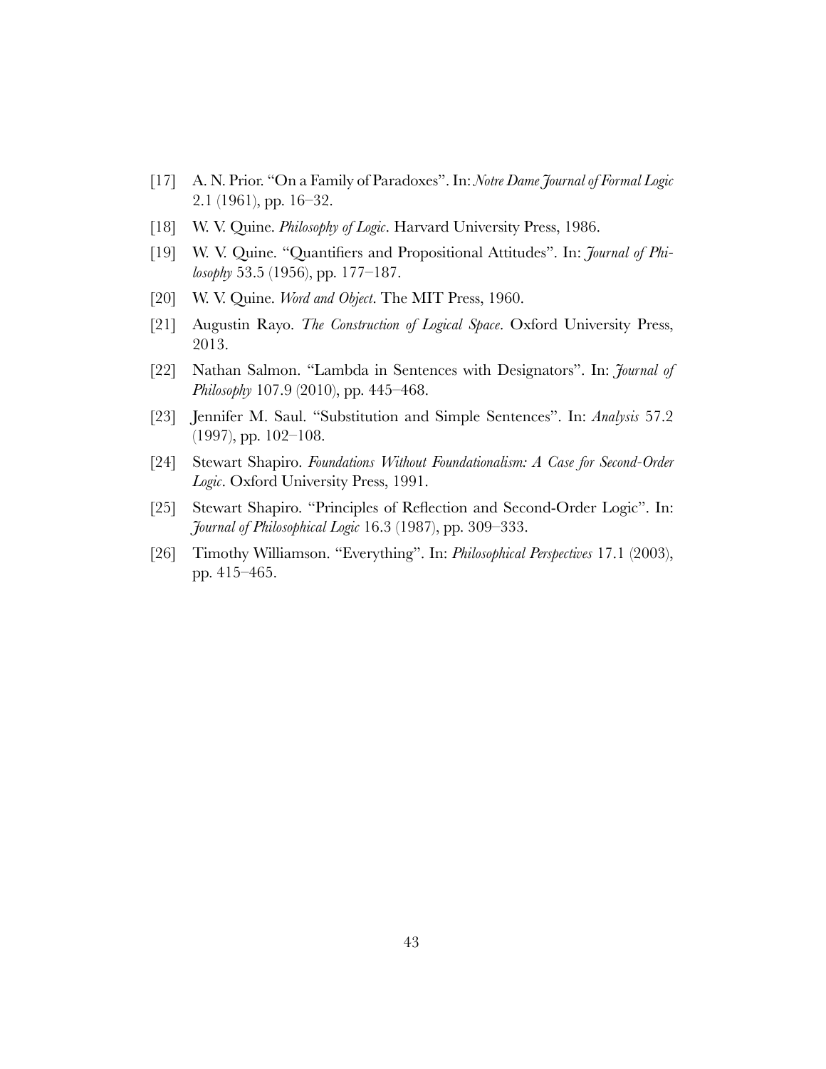- [17] A. N. Prior. "On a Family of Paradoxes". In: *Notre Dame Journal of Formal Logic* 2.1 (1961), pp. 16–32.
- [18] W. V. Quine. *Philosophy of Logic*. Harvard University Press, 1986.
- [19] W. V. Quine. "Quantifiers and Propositional Attitudes". In: *Journal of Philosophy* 53.5 (1956), pp. 177–187.
- [20] W. V. Quine. *Word and Object*. The MIT Press, 1960.
- [21] Augustin Rayo. *The Construction of Logical Space*. Oxford University Press, 2013.
- [22] Nathan Salmon. "Lambda in Sentences with Designators". In: *Journal of Philosophy* 107.9 (2010), pp. 445–468.
- [23] Jennifer M. Saul. "Substitution and Simple Sentences". In: *Analysis* 57.2 (1997), pp. 102–108.
- [24] Stewart Shapiro. *Foundations Without Foundationalism: A Case for Second-Order Logic*. Oxford University Press, 1991.
- [25] Stewart Shapiro. "Principles of Reflection and Second-Order Logic". In: *Journal of Philosophical Logic* 16.3 (1987), pp. 309–333.
- [26] Timothy Williamson. "Everything". In: *Philosophical Perspectives* 17.1 (2003), pp. 415–465.